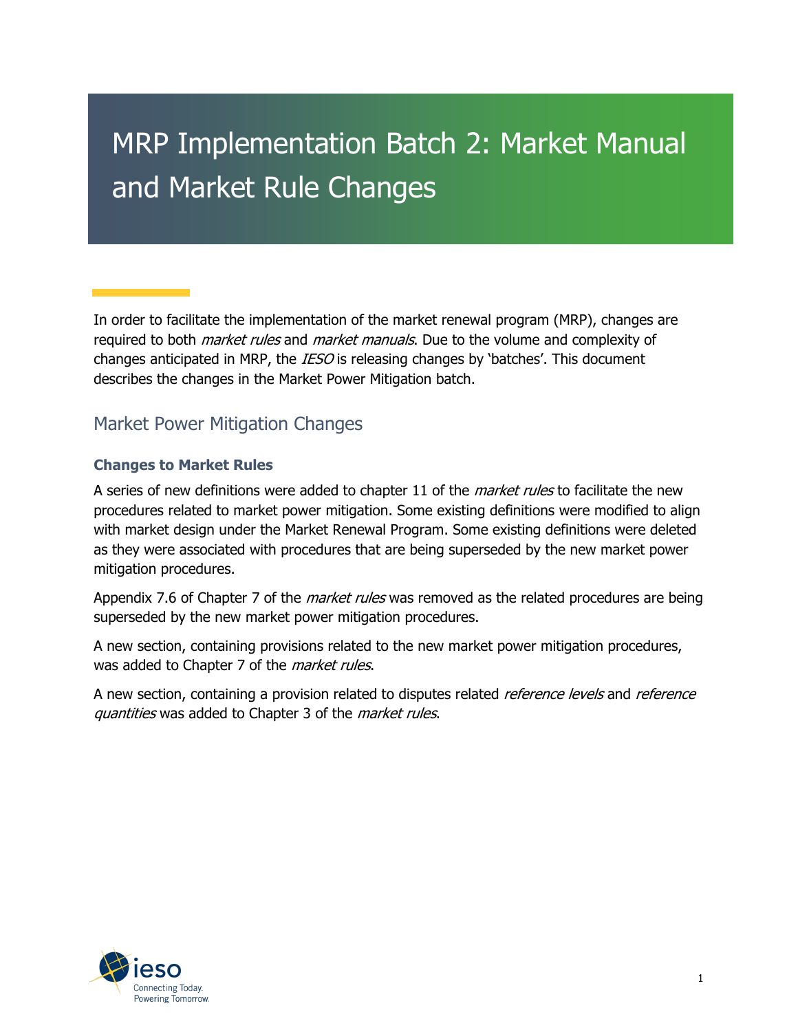# MRP Implementation Batch 2: Market Manual and Market Rule Changes

In order to facilitate the implementation of the market renewal program (MRP), changes are required to both *market rules* and *market manuals*. Due to the volume and complexity of changes anticipated in MRP, the *IESO* is releasing changes by 'batches'. This document describes the changes in the Market Power Mitigation batch.

## Market Power Mitigation Changes

### Changes to Market Rules

A series of new definitions were added to chapter 11 of the *market rules* to facilitate the new procedures related to market power mitigation. Some existing definitions were modified to align with market design under the Market Renewal Program. Some existing definitions were deleted as they were associated with procedures that are being superseded by the new market power mitigation procedures.

Appendix 7.6 of Chapter 7 of the *market rules* was removed as the related procedures are being superseded by the new market power mitigation procedures.

A new section, containing provisions related to the new market power mitigation procedures, was added to Chapter 7 of the *market rules*.

A new section, containing a provision related to disputes related *reference levels* and *reference quantities* was added to Chapter 3 of the *market rules*.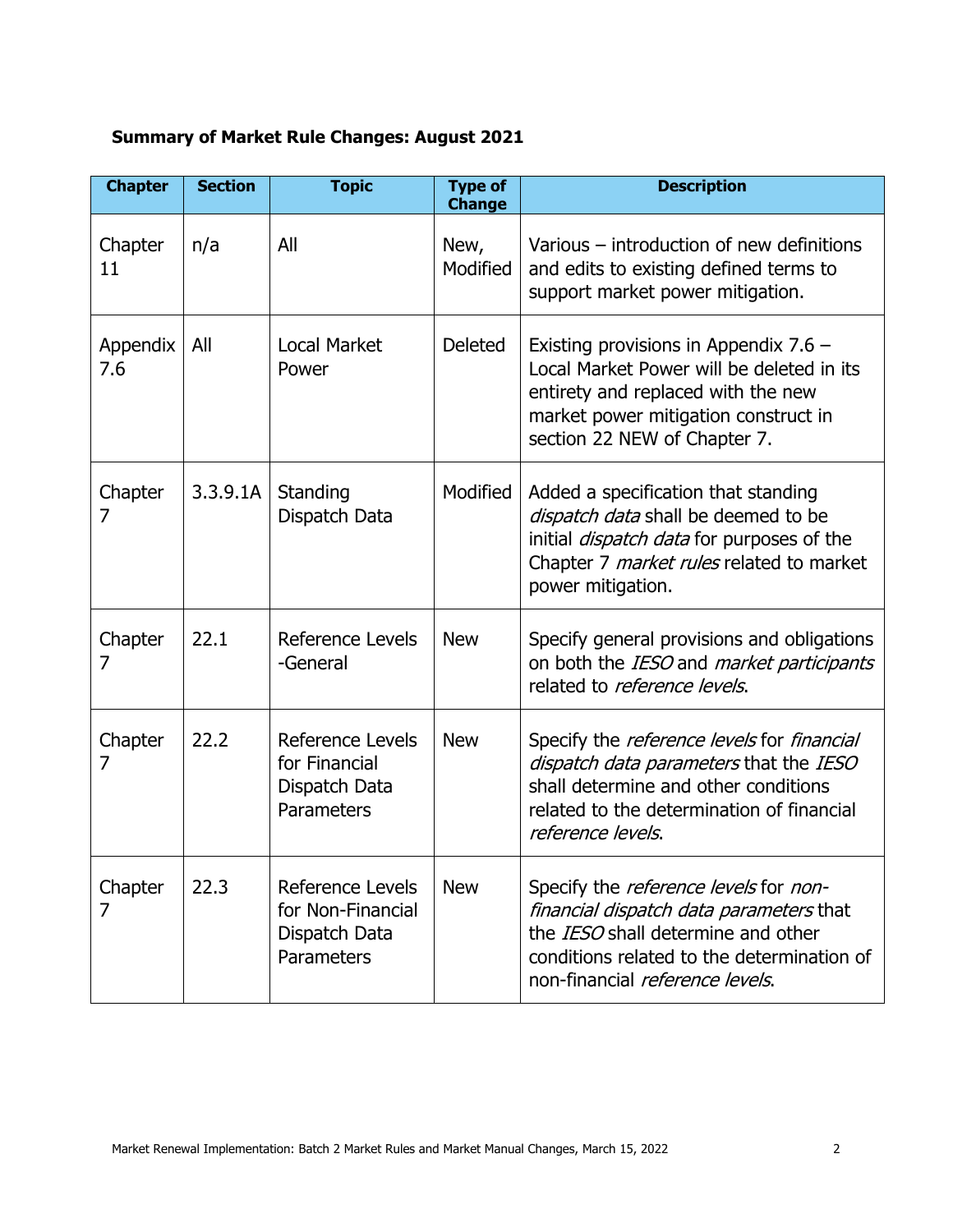**Summary of Market Rule Changes: August 2021**

| Chapter | Section | Topic | Type of Change | Description |
|---|---|---|---|---|
| Chapter 11 | n/a | All | New, Modified | Various – introduction of new definitions and edits to existing defined terms to support market power mitigation. |
| Appendix 7.6 | All | Local Market Power | Deleted | Existing provisions in Appendix 7.6 – Local Market Power will be deleted in its entirety and replaced with the new market power mitigation construct in section 22 NEW of Chapter 7. |
| Chapter 7 | 3.3.9.1A | Standing Dispatch Data | Modified | Added a specification that standing *dispatch data* shall be deemed to be initial *dispatch data* for purposes of the Chapter 7 *market rules* related to market power mitigation. |
| Chapter 7 | 22.1 | Reference Levels -General | New | Specify general provisions and obligations on both the *IESO* and *market participants* related to *reference levels*. |
| Chapter 7 | 22.2 | Reference Levels for Financial Dispatch Data Parameters | New | Specify the *reference levels* for *financial dispatch data parameters* that the *IESO* shall determine and other conditions related to the determination of financial *reference levels*. |
| Chapter 7 | 22.3 | Reference Levels for Non-Financial Dispatch Data Parameters | New | Specify the *reference levels* for *non-financial dispatch data parameters* that the *IESO* shall determine and other conditions related to the determination of non-financial *reference levels*. |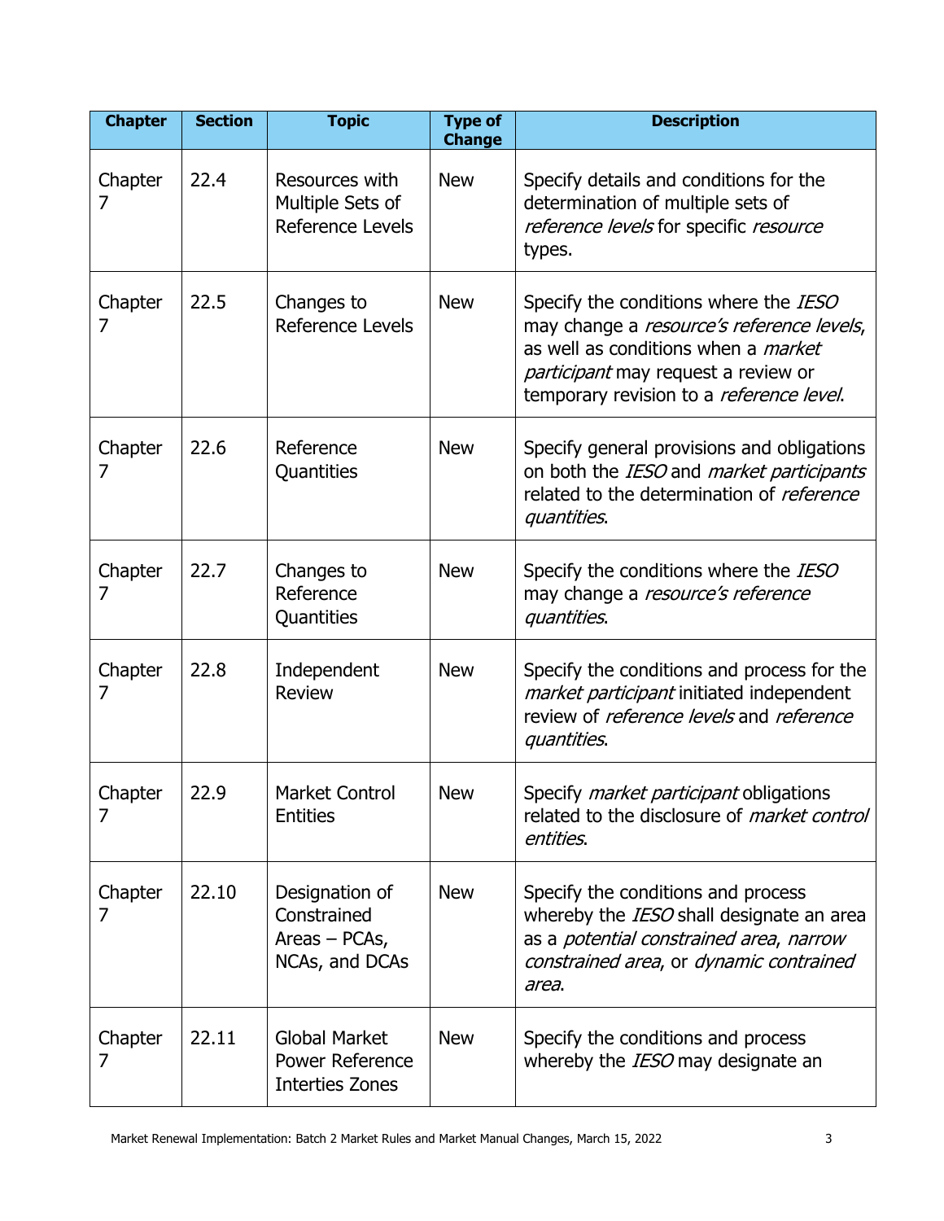| Chapter | Section | Topic | Type of Change | Description |
|---|---|---|---|---|
| Chapter 7 | 22.4 | Resources with Multiple Sets of Reference Levels | New | Specify details and conditions for the determination of multiple sets of *reference levels* for specific *resource* types. |
| Chapter 7 | 22.5 | Changes to Reference Levels | New | Specify the conditions where the *IESO* may change a *resource's reference levels*, as well as conditions when a *market participant* may request a review or temporary revision to a *reference level*. |
| Chapter 7 | 22.6 | Reference Quantities | New | Specify general provisions and obligations on both the *IESO* and *market participants* related to the determination of *reference quantities*. |
| Chapter 7 | 22.7 | Changes to Reference Quantities | New | Specify the conditions where the *IESO* may change a *resource's reference quantities*. |
| Chapter 7 | 22.8 | Independent Review | New | Specify the conditions and process for the *market participant* initiated independent review of *reference levels* and *reference quantities*. |
| Chapter 7 | 22.9 | Market Control Entities | New | Specify *market participant* obligations related to the disclosure of *market control entities*. |
| Chapter 7 | 22.10 | Designation of Constrained Areas – PCAs, NCAs, and DCAs | New | Specify the conditions and process whereby the *IESO* shall designate an area as a *potential constrained area*, *narrow constrained area*, or *dynamic contrained area*. |
| Chapter 7 | 22.11 | Global Market Power Reference Interties Zones | New | Specify the conditions and process whereby the *IESO* may designate an |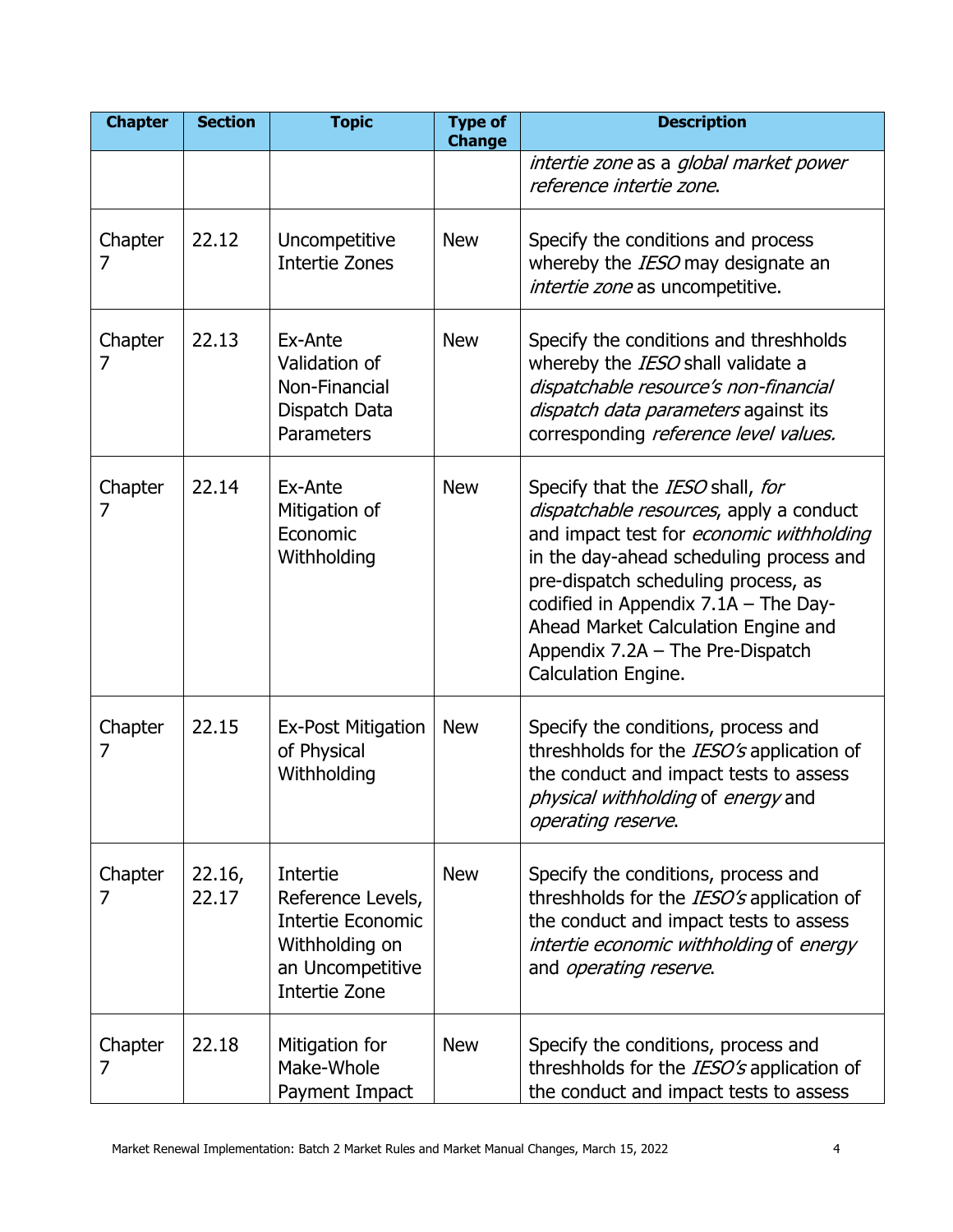| Chapter | Section | Topic | Type of Change | Description |
|---|---|---|---|---|
| | | | | *intertie zone* as a *global market power reference intertie zone*. |
| Chapter 7 | 22.12 | Uncompetitive Intertie Zones | New | Specify the conditions and process whereby the *IESO* may designate an *intertie zone* as uncompetitive. |
| Chapter 7 | 22.13 | Ex-Ante Validation of Non-Financial Dispatch Data Parameters | New | Specify the conditions and threshholds whereby the *IESO* shall validate a *dispatchable resource's non-financial dispatch data parameters* against its corresponding *reference level values.* |
| Chapter 7 | 22.14 | Ex-Ante Mitigation of Economic Withholding | New | Specify that the *IESO* shall, *for dispatchable resources*, apply a conduct and impact test for *economic withholding* in the day-ahead scheduling process and pre-dispatch scheduling process, as codified in Appendix 7.1A – The Day-Ahead Market Calculation Engine and Appendix 7.2A – The Pre-Dispatch Calculation Engine. |
| Chapter 7 | 22.15 | Ex-Post Mitigation of Physical Withholding | New | Specify the conditions, process and threshholds for the *IESO's* application of the conduct and impact tests to assess *physical withholding* of *energy* and *operating reserve*. |
| Chapter 7 | 22.16, 22.17 | Intertie Reference Levels, Intertie Economic Withholding on an Uncompetitive Intertie Zone | New | Specify the conditions, process and threshholds for the *IESO's* application of the conduct and impact tests to assess *intertie economic withholding* of *energy* and *operating reserve*. |
| Chapter 7 | 22.18 | Mitigation for Make-Whole Payment Impact | New | Specify the conditions, process and threshholds for the *IESO's* application of the conduct and impact tests to assess |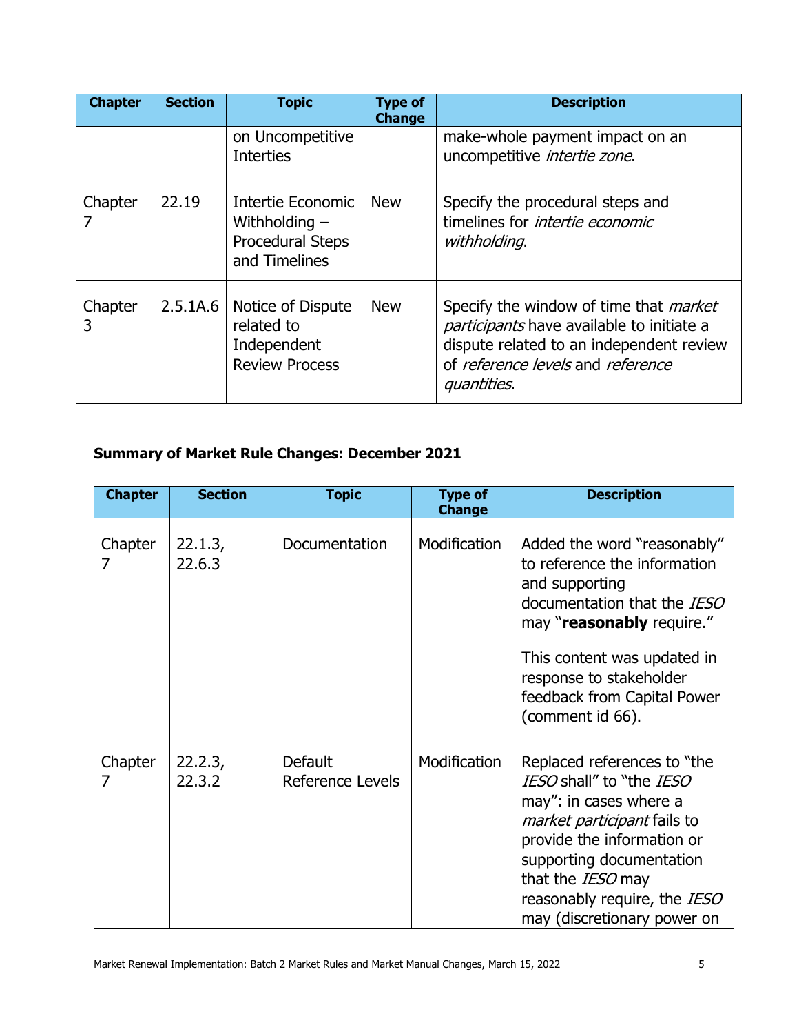| Chapter | Section | Topic | Type of Change | Description |
|---|---|---|---|---|
| | | on Uncompetitive Interties | | make-whole payment impact on an uncompetitive *intertie zone*. |
| Chapter 7 | 22.19 | Intertie Economic Withholding – Procedural Steps and Timelines | New | Specify the procedural steps and timelines for *intertie economic withholding*. |
| Chapter 3 | 2.5.1A.6 | Notice of Dispute related to Independent Review Process | New | Specify the window of time that *market participants* have available to initiate a dispute related to an independent review of *reference levels* and *reference quantities*. |

**Summary of Market Rule Changes: December 2021**

| Chapter | Section | Topic | Type of Change | Description |
|---|---|---|---|---|
| Chapter 7 | 22.1.3, 22.6.3 | Documentation | Modification | Added the word "reasonably" to reference the information and supporting documentation that the *IESO* may "**reasonably** require." This content was updated in response to stakeholder feedback from Capital Power (comment id 66). |
| Chapter 7 | 22.2.3, 22.3.2 | Default Reference Levels | Modification | Replaced references to "the *IESO* shall" to "the *IESO* may": in cases where a *market participant* fails to provide the information or supporting documentation that the *IESO* may reasonably require, the *IESO* may (discretionary power on |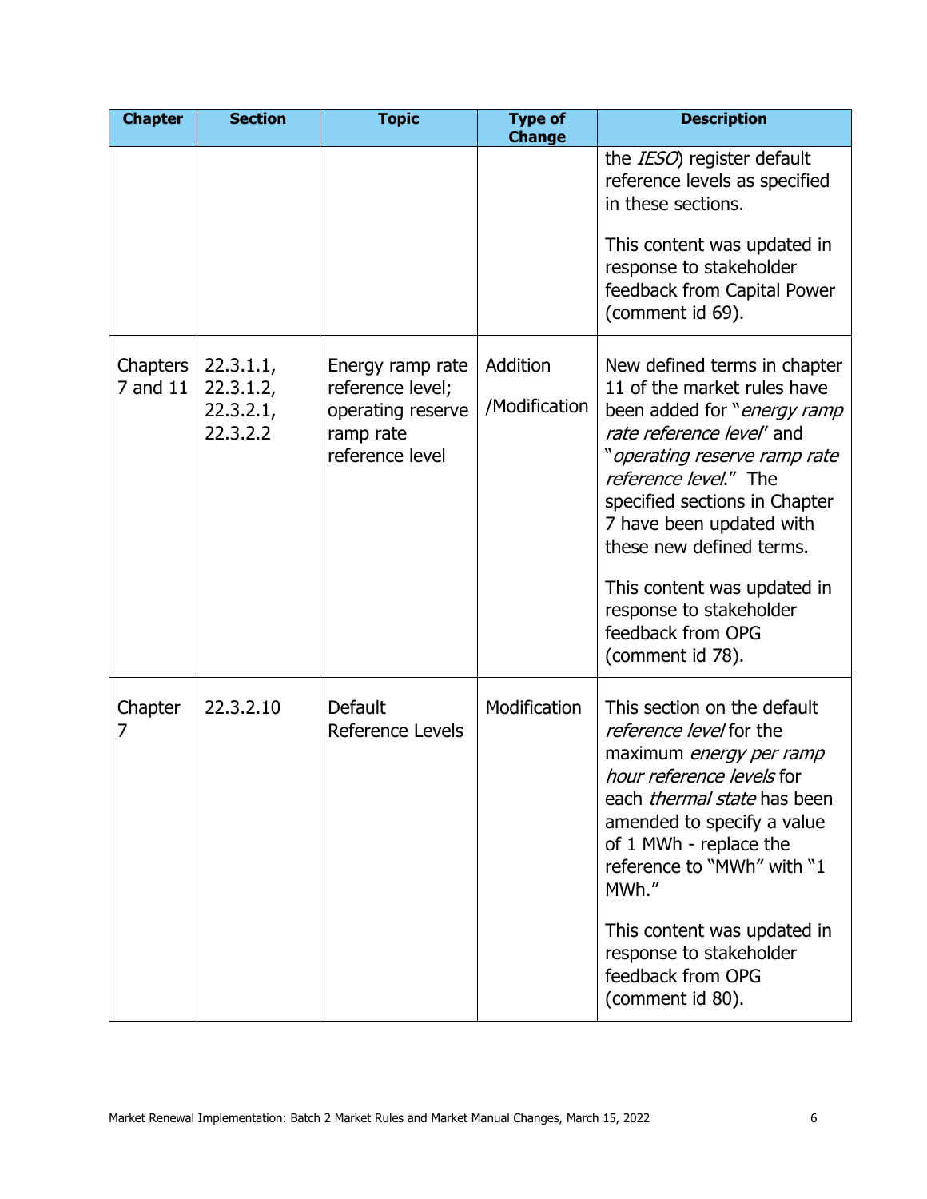| Chapter | Section | Topic | Type of Change | Description |
| --- | --- | --- | --- | --- |
| | | | | the *IESO*) register default reference levels as specified in these sections.<br><br>This content was updated in response to stakeholder feedback from Capital Power (comment id 69). |
| Chapters 7 and 11 | 22.3.1.1, 22.3.1.2, 22.3.2.1, 22.3.2.2 | Energy ramp rate reference level; operating reserve ramp rate reference level | Addition /Modification | New defined terms in chapter 11 of the market rules have been added for "*energy ramp rate reference level*" and "*operating reserve ramp rate reference level*." The specified sections in Chapter 7 have been updated with these new defined terms.<br><br>This content was updated in response to stakeholder feedback from OPG (comment id 78). |
| Chapter 7 | 22.3.2.10 | Default Reference Levels | Modification | This section on the default *reference level* for the maximum *energy per ramp hour reference levels* for each *thermal state* has been amended to specify a value of 1 MWh - replace the reference to "MWh" with "1 MWh."<br><br>This content was updated in response to stakeholder feedback from OPG (comment id 80). |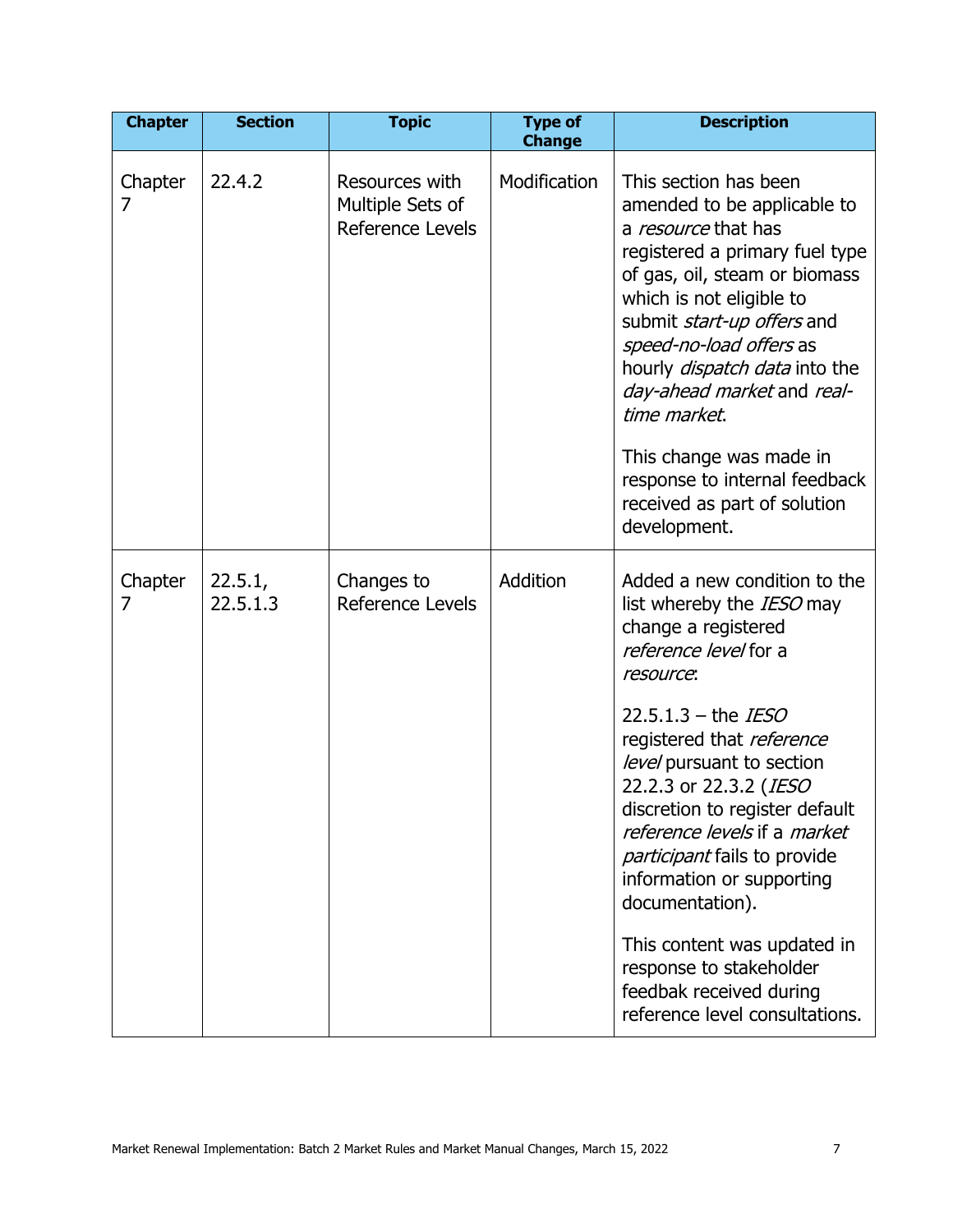| Chapter | Section | Topic | Type of Change | Description |
| --- | --- | --- | --- | --- |
| Chapter 7 | 22.4.2 | Resources with Multiple Sets of Reference Levels | Modification | This section has been amended to be applicable to a *resource* that has registered a primary fuel type of gas, oil, steam or biomass which is not eligible to submit *start-up offers* and *speed-no-load offers* as hourly *dispatch data* into the *day-ahead market* and *real-time market*.<br><br>This change was made in response to internal feedback received as part of solution development. |
| Chapter 7 | 22.5.1, 22.5.1.3 | Changes to Reference Levels | Addition | Added a new condition to the list whereby the *IESO* may change a registered *reference level* for a *resource*:<br><br>22.5.1.3 – the *IESO* registered that *reference level* pursuant to section 22.2.3 or 22.3.2 (*IESO* discretion to register default *reference levels* if a *market participant* fails to provide information or supporting documentation).<br><br>This content was updated in response to stakeholder feedbak received during reference level consultations. |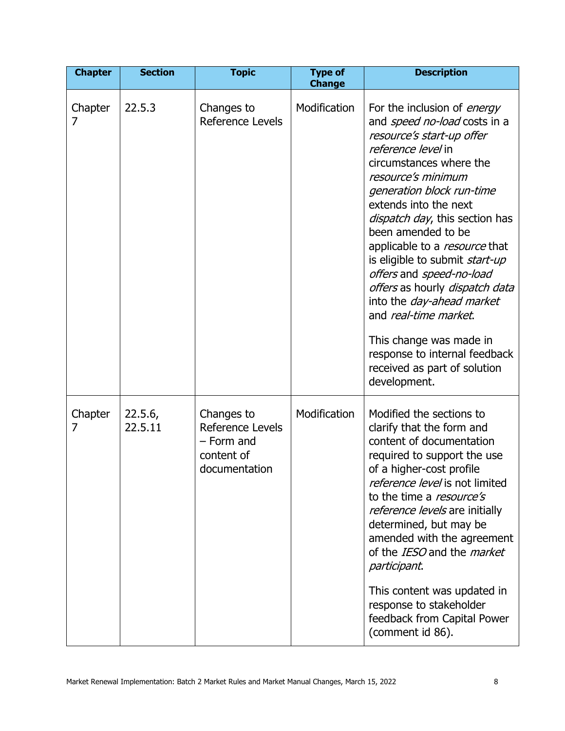| Chapter | Section | Topic | Type of Change | Description |
|---|---|---|---|---|
| Chapter 7 | 22.5.3 | Changes to Reference Levels | Modification | For the inclusion of *energy* and *speed no-load* costs in a *resource's start-up offer reference level* in circumstances where the *resource's minimum generation block run-time* extends into the next *dispatch day*, this section has been amended to be applicable to a *resource* that is eligible to submit *start-up offers* and *speed-no-load offers* as hourly *dispatch data* into the *day-ahead market* and *real-time market*.<br><br>This change was made in response to internal feedback received as part of solution development. |
| Chapter 7 | 22.5.6, 22.5.11 | Changes to Reference Levels – Form and content of documentation | Modification | Modified the sections to clarify that the form and content of documentation required to support the use of a higher-cost profile *reference level* is not limited to the time a *resource's reference levels* are initially determined, but may be amended with the agreement of the *IESO* and the *market participant*.<br><br>This content was updated in response to stakeholder feedback from Capital Power (comment id 86). |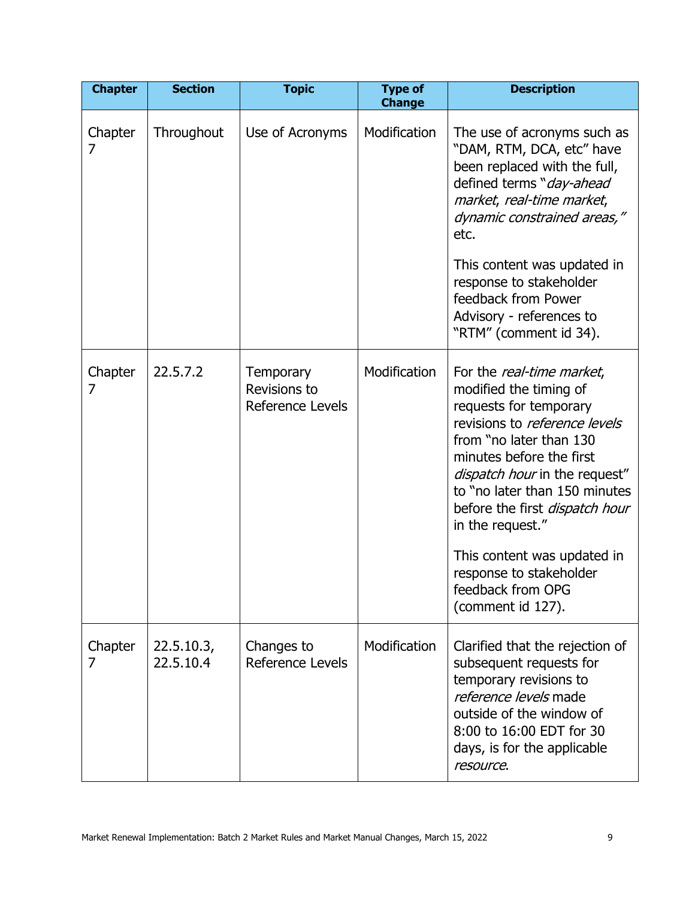| Chapter | Section | Topic | Type of Change | Description |
|---|---|---|---|---|
| Chapter 7 | Throughout | Use of Acronyms | Modification | The use of acronyms such as "DAM, RTM, DCA, etc" have been replaced with the full, defined terms "*day-ahead market*, *real-time market*, *dynamic constrained areas,*" etc.<br><br>This content was updated in response to stakeholder feedback from Power Advisory - references to "RTM" (comment id 34). |
| Chapter 7 | 22.5.7.2 | Temporary Revisions to Reference Levels | Modification | For the *real-time market*, modified the timing of requests for temporary revisions to *reference levels* from "no later than 130 minutes before the first *dispatch hour* in the request" to "no later than 150 minutes before the first *dispatch hour* in the request."<br><br>This content was updated in response to stakeholder feedback from OPG (comment id 127). |
| Chapter 7 | 22.5.10.3, 22.5.10.4 | Changes to Reference Levels | Modification | Clarified that the rejection of subsequent requests for temporary revisions to *reference levels* made outside of the window of 8:00 to 16:00 EDT for 30 days, is for the applicable *resource*. |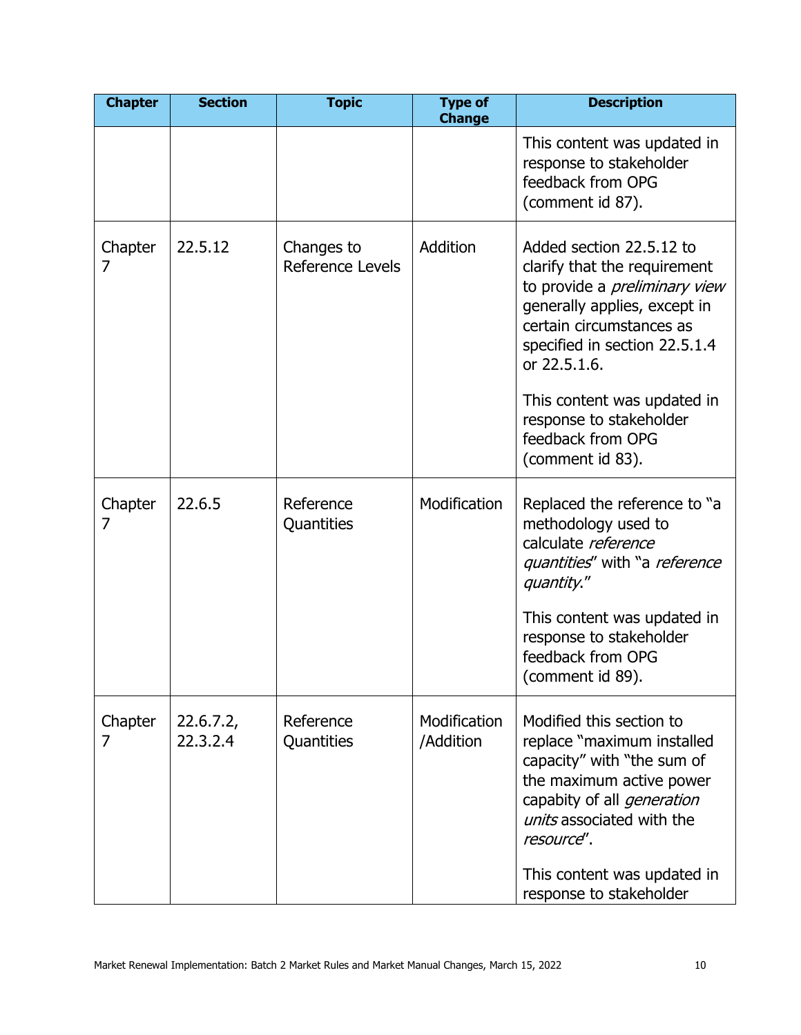| Chapter | Section | Topic | Type of Change | Description |
|---|---|---|---|---|
| | | | | This content was updated in response to stakeholder feedback from OPG (comment id 87). |
| Chapter 7 | 22.5.12 | Changes to Reference Levels | Addition | Added section 22.5.12 to clarify that the requirement to provide a *preliminary view* generally applies, except in certain circumstances as specified in section 22.5.1.4 or 22.5.1.6. <br><br> This content was updated in response to stakeholder feedback from OPG (comment id 83). |
| Chapter 7 | 22.6.5 | Reference Quantities | Modification | Replaced the reference to "a methodology used to calculate *reference quantities*" with "a *reference quantity*." <br><br> This content was updated in response to stakeholder feedback from OPG (comment id 89). |
| Chapter 7 | 22.6.7.2, 22.3.2.4 | Reference Quantities | Modification /Addition | Modified this section to replace "maximum installed capacity" with "the sum of the maximum active power capabity of all *generation units* associated with the *resource*". <br><br> This content was updated in response to stakeholder |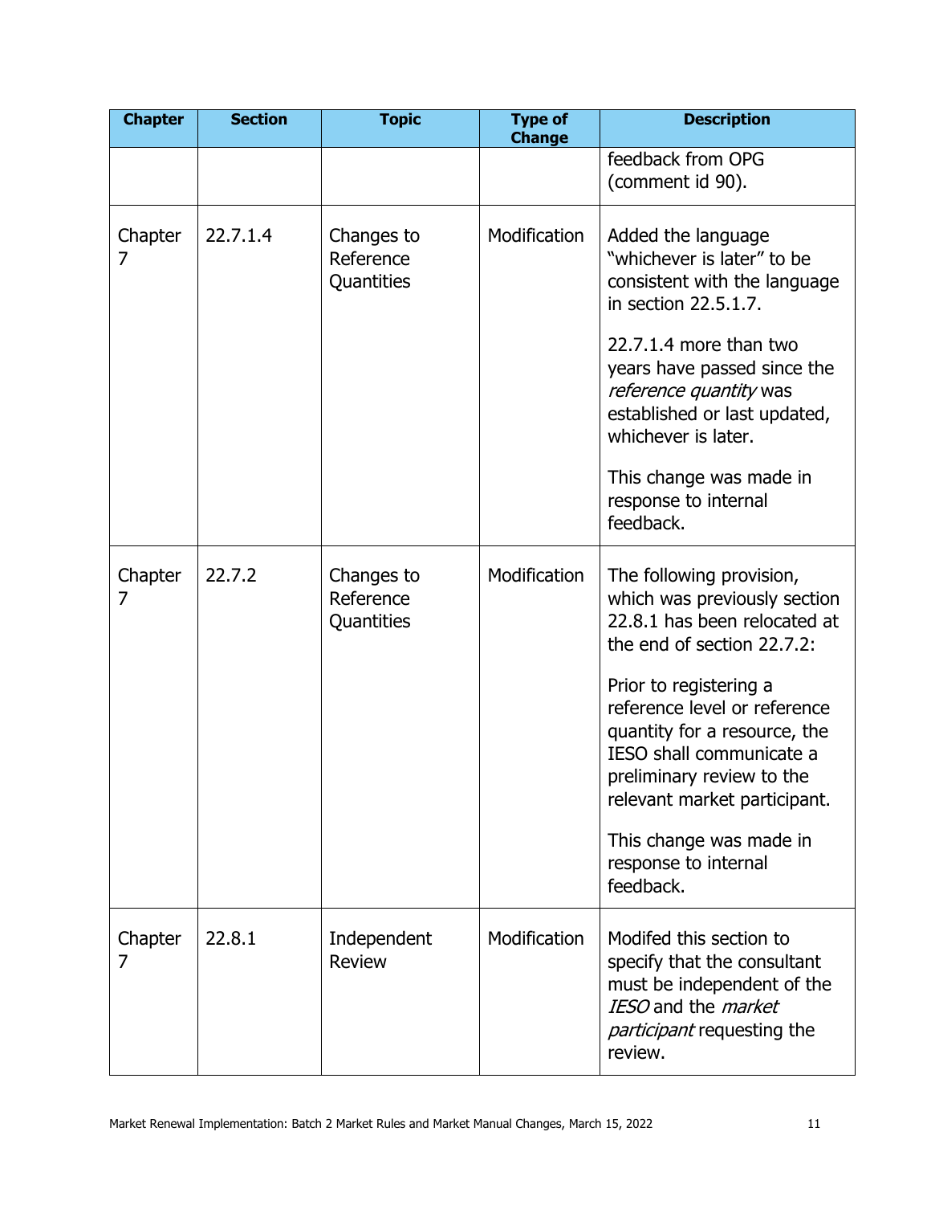| Chapter | Section | Topic | Type of Change | Description |
|---|---|---|---|---|
| | | | | feedback from OPG (comment id 90). |
| Chapter 7 | 22.7.1.4 | Changes to Reference Quantities | Modification | Added the language "whichever is later" to be consistent with the language in section 22.5.1.7.<br><br>22.7.1.4 more than two years have passed since the *reference quantity* was established or last updated, whichever is later.<br><br>This change was made in response to internal feedback. |
| Chapter 7 | 22.7.2 | Changes to Reference Quantities | Modification | The following provision, which was previously section 22.8.1 has been relocated at the end of section 22.7.2:<br><br>Prior to registering a reference level or reference quantity for a resource, the IESO shall communicate a preliminary review to the relevant market participant.<br><br>This change was made in response to internal feedback. |
| Chapter 7 | 22.8.1 | Independent Review | Modification | Modifed this section to specify that the consultant must be independent of the *IESO* and the *market participant* requesting the review. |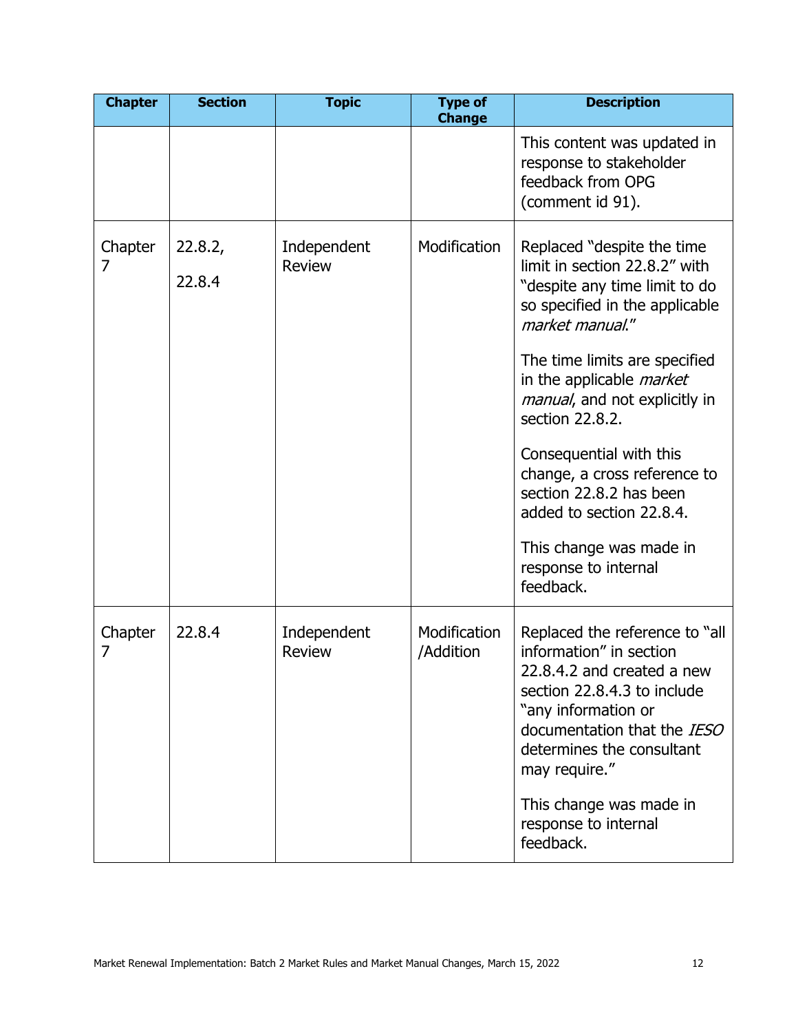| Chapter | Section | Topic | Type of Change | Description |
| --- | --- | --- | --- | --- |
| | | | | This content was updated in response to stakeholder feedback from OPG (comment id 91). |
| Chapter 7 | 22.8.2, 22.8.4 | Independent Review | Modification | Replaced "despite the time limit in section 22.8.2" with "despite any time limit to do so specified in the applicable *market manual*." The time limits are specified in the applicable *market manual*, and not explicitly in section 22.8.2. Consequential with this change, a cross reference to section 22.8.2 has been added to section 22.8.4. This change was made in response to internal feedback. |
| Chapter 7 | 22.8.4 | Independent Review | Modification /Addition | Replaced the reference to "all information" in section 22.8.4.2 and created a new section 22.8.4.3 to include "any information or documentation that the *IESO* determines the consultant may require." This change was made in response to internal feedback. |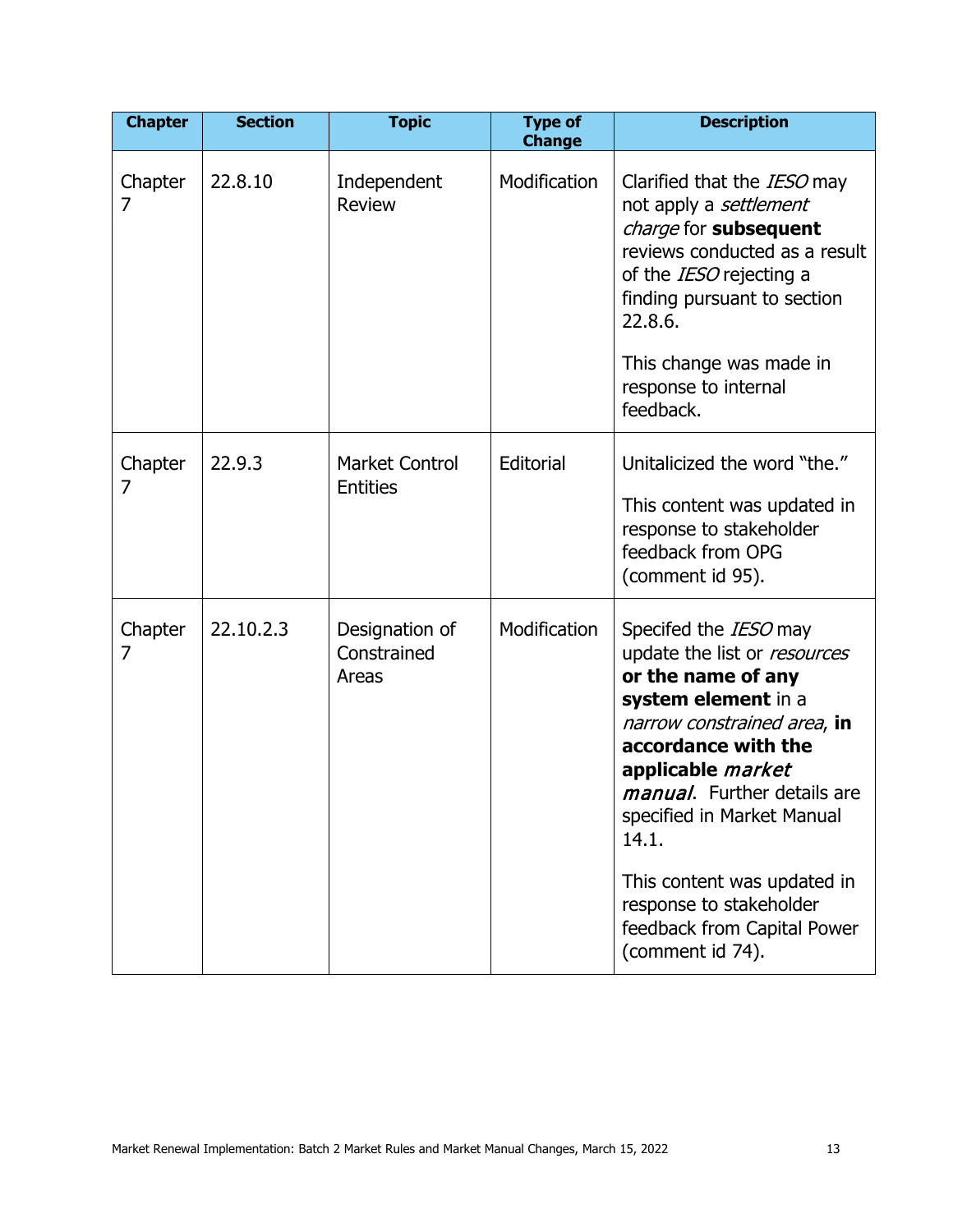| Chapter | Section | Topic | Type of Change | Description |
|---|---|---|---|---|
| Chapter 7 | 22.8.10 | Independent Review | Modification | Clarified that the *IESO* may not apply a *settlement charge* for **subsequent** reviews conducted as a result of the *IESO* rejecting a finding pursuant to section 22.8.6.<br><br>This change was made in response to internal feedback. |
| Chapter 7 | 22.9.3 | Market Control Entities | Editorial | Unitalicized the word "the."<br><br>This content was updated in response to stakeholder feedback from OPG (comment id 95). |
| Chapter 7 | 22.10.2.3 | Designation of Constrained Areas | Modification | Specifed the *IESO* may update the list or *resources* **or the name of any system element** in a *narrow constrained area*, **in accordance with the applicable *market manual***. Further details are specified in Market Manual 14.1.<br><br>This content was updated in response to stakeholder feedback from Capital Power (comment id 74). |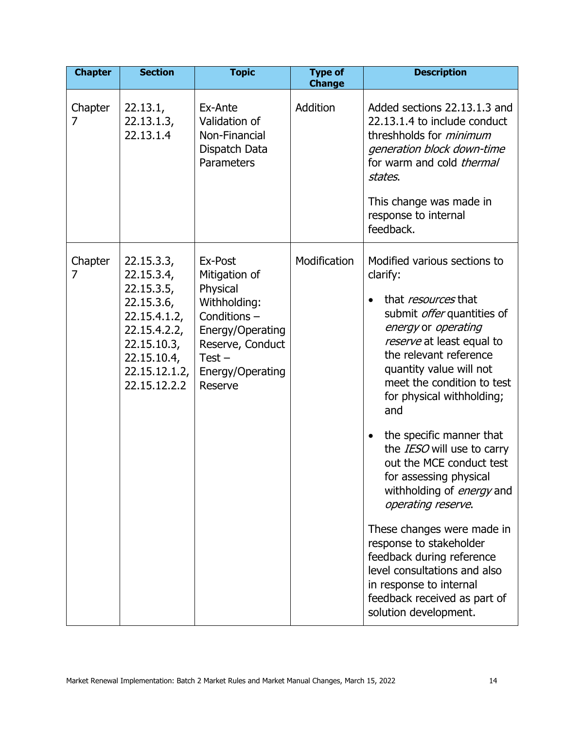| Chapter | Section | Topic | Type of Change | Description |
| --- | --- | --- | --- | --- |
| Chapter 7 | 22.13.1, 22.13.1.3, 22.13.1.4 | Ex-Ante Validation of Non-Financial Dispatch Data Parameters | Addition | Added sections 22.13.1.3 and 22.13.1.4 to include conduct threshholds for *minimum generation block down-time* for warm and cold *thermal states*.<br><br>This change was made in response to internal feedback. |
| Chapter 7 | 22.15.3.3, 22.15.3.4, 22.15.3.5, 22.15.3.6, 22.15.4.1.2, 22.15.4.2.2, 22.15.10.3, 22.15.10.4, 22.15.12.1.2, 22.15.12.2.2 | Ex-Post Mitigation of Physical Withholding: Conditions – Energy/Operating Reserve, Conduct Test – Energy/Operating Reserve | Modification | Modified various sections to clarify:<br><br>• that *resources* that submit *offer* quantities of *energy* or *operating reserve* at least equal to the relevant reference quantity value will not meet the condition to test for physical withholding; and<br><br>• the specific manner that the *IESO* will use to carry out the MCE conduct test for assessing physical withholding of *energy* and *operating reserve*.<br><br>These changes were made in response to stakeholder feedback during reference level consultations and also in response to internal feedback received as part of solution development. |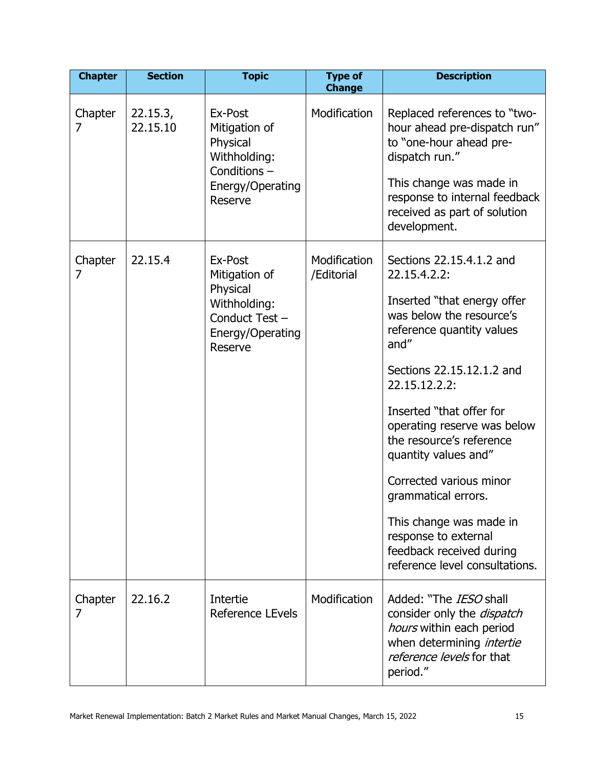| Chapter | Section | Topic | Type of Change | Description |
| --- | --- | --- | --- | --- |
| Chapter 7 | 22.15.3, 22.15.10 | Ex-Post Mitigation of Physical Withholding: Conditions – Energy/Operating Reserve | Modification | Replaced references to "two-hour ahead pre-dispatch run" to "one-hour ahead pre-dispatch run." <br><br> This change was made in response to internal feedback received as part of solution development. |
| Chapter 7 | 22.15.4 | Ex-Post Mitigation of Physical Withholding: Conduct Test – Energy/Operating Reserve | Modification /Editorial | Sections 22.15.4.1.2 and 22.15.4.2.2: <br><br> Inserted "that energy offer was below the resource's reference quantity values and" <br><br> Sections 22.15.12.1.2 and 22.15.12.2.2: <br><br> Inserted "that offer for operating reserve was below the resource's reference quantity values and" <br><br> Corrected various minor grammatical errors. <br><br> This change was made in response to external feedback received during reference level consultations. |
| Chapter 7 | 22.16.2 | Intertie Reference LEvels | Modification | Added: "The *IESO* shall consider only the *dispatch hours* within each period when determining *intertie reference levels* for that period." |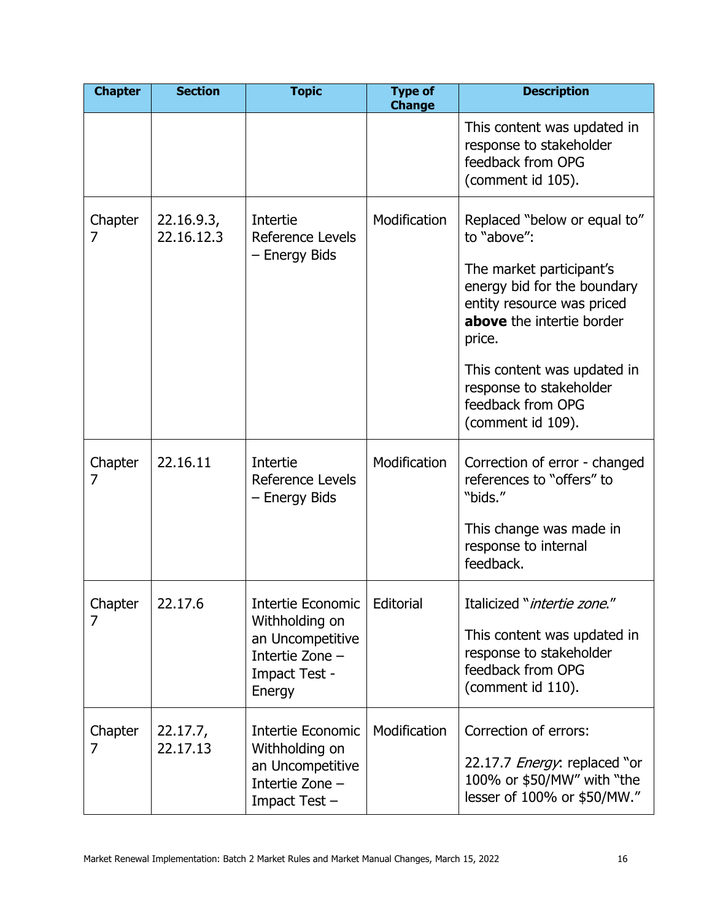| Chapter | Section | Topic | Type of Change | Description |
|---|---|---|---|---|
| | | | | This content was updated in response to stakeholder feedback from OPG (comment id 105). |
| Chapter 7 | 22.16.9.3, 22.16.12.3 | Intertie Reference Levels – Energy Bids | Modification | Replaced "below or equal to" to "above":<br><br>The market participant's energy bid for the boundary entity resource was priced **above** the intertie border price.<br><br>This content was updated in response to stakeholder feedback from OPG (comment id 109). |
| Chapter 7 | 22.16.11 | Intertie Reference Levels – Energy Bids | Modification | Correction of error - changed references to "offers" to "bids."<br><br>This change was made in response to internal feedback. |
| Chapter 7 | 22.17.6 | Intertie Economic Withholding on an Uncompetitive Intertie Zone – Impact Test - Energy | Editorial | Italicized "*intertie zone*."<br><br>This content was updated in response to stakeholder feedback from OPG (comment id 110). |
| Chapter 7 | 22.17.7, 22.17.13 | Intertie Economic Withholding on an Uncompetitive Intertie Zone – Impact Test – | Modification | Correction of errors:<br><br>22.17.7 *Energy*: replaced "or 100% or $50/MW" with "the lesser of 100% or $50/MW." |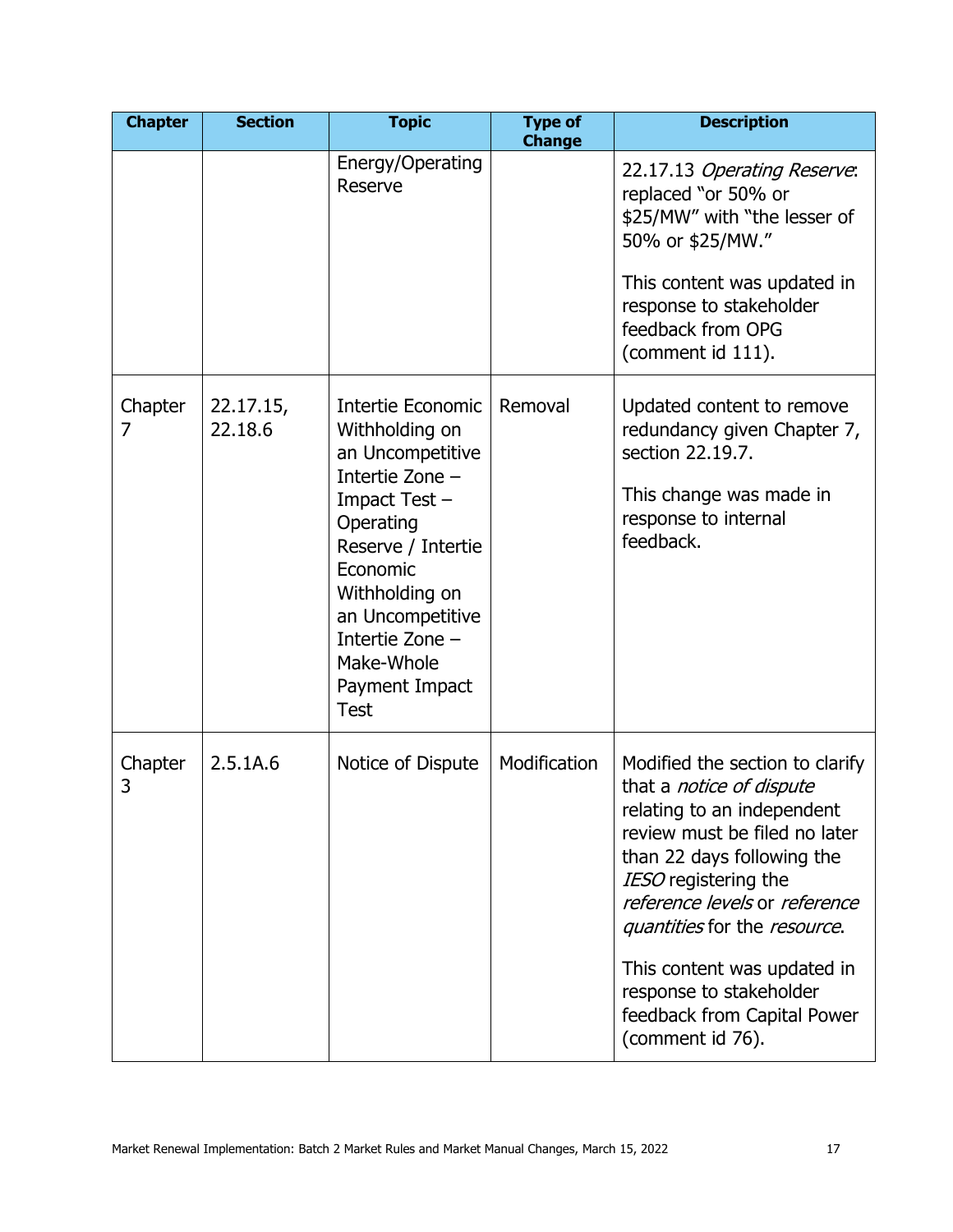| Chapter | Section | Topic | Type of Change | Description |
|---|---|---|---|---|
| | | Energy/Operating Reserve | | 22.17.13 *Operating Reserve*: replaced "or 50% or $25/MW" with "the lesser of 50% or $25/MW."<br><br>This content was updated in response to stakeholder feedback from OPG (comment id 111). |
| Chapter 7 | 22.17.15, 22.18.6 | Intertie Economic Withholding on an Uncompetitive Intertie Zone – Impact Test – Operating Reserve / Intertie Economic Withholding on an Uncompetitive Intertie Zone – Make-Whole Payment Impact Test | Removal | Updated content to remove redundancy given Chapter 7, section 22.19.7.<br><br>This change was made in response to internal feedback. |
| Chapter 3 | 2.5.1A.6 | Notice of Dispute | Modification | Modified the section to clarify that a *notice of dispute* relating to an independent review must be filed no later than 22 days following the *IESO* registering the *reference levels* or *reference quantities* for the *resource*.<br><br>This content was updated in response to stakeholder feedback from Capital Power (comment id 76). |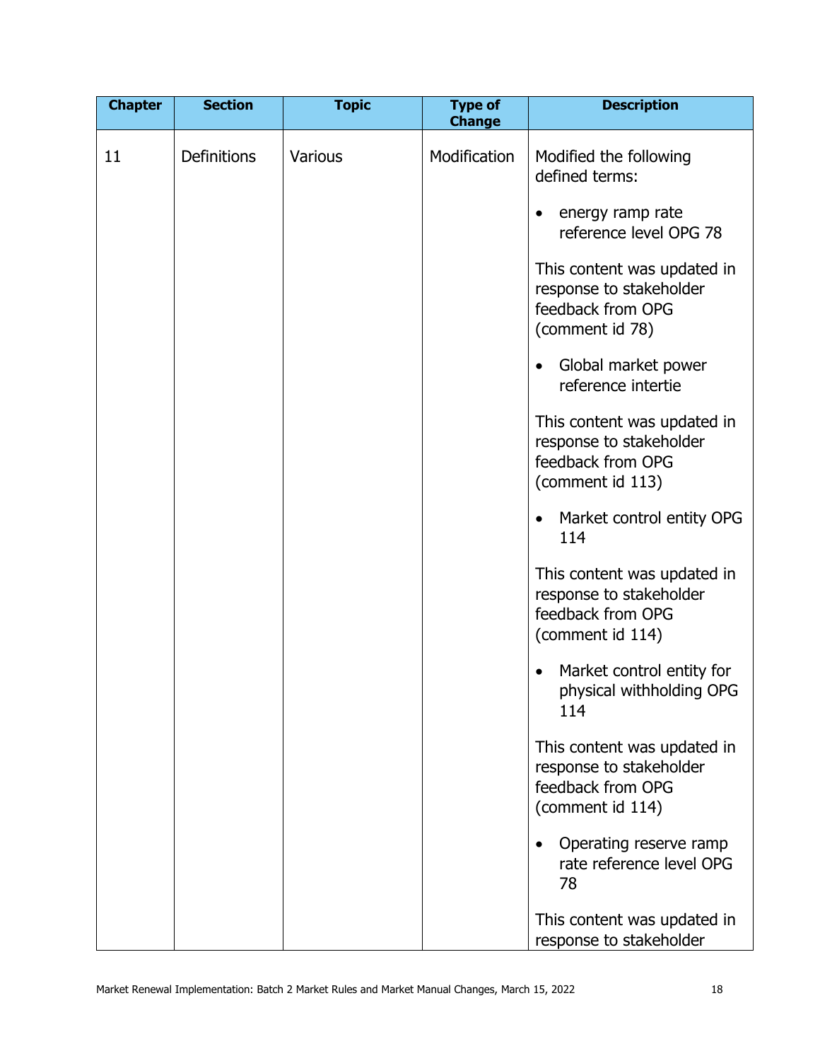| Chapter | Section | Topic | Type of Change | Description |
|---|---|---|---|---|
| 11 | Definitions | Various | Modification | Modified the following defined terms:<br><br>• energy ramp rate reference level OPG 78<br><br>This content was updated in response to stakeholder feedback from OPG (comment id 78)<br><br>• Global market power reference intertie<br><br>This content was updated in response to stakeholder feedback from OPG (comment id 113)<br><br>• Market control entity OPG 114<br><br>This content was updated in response to stakeholder feedback from OPG (comment id 114)<br><br>• Market control entity for physical withholding OPG 114<br><br>This content was updated in response to stakeholder feedback from OPG (comment id 114)<br><br>• Operating reserve ramp rate reference level OPG 78<br><br>This content was updated in response to stakeholder |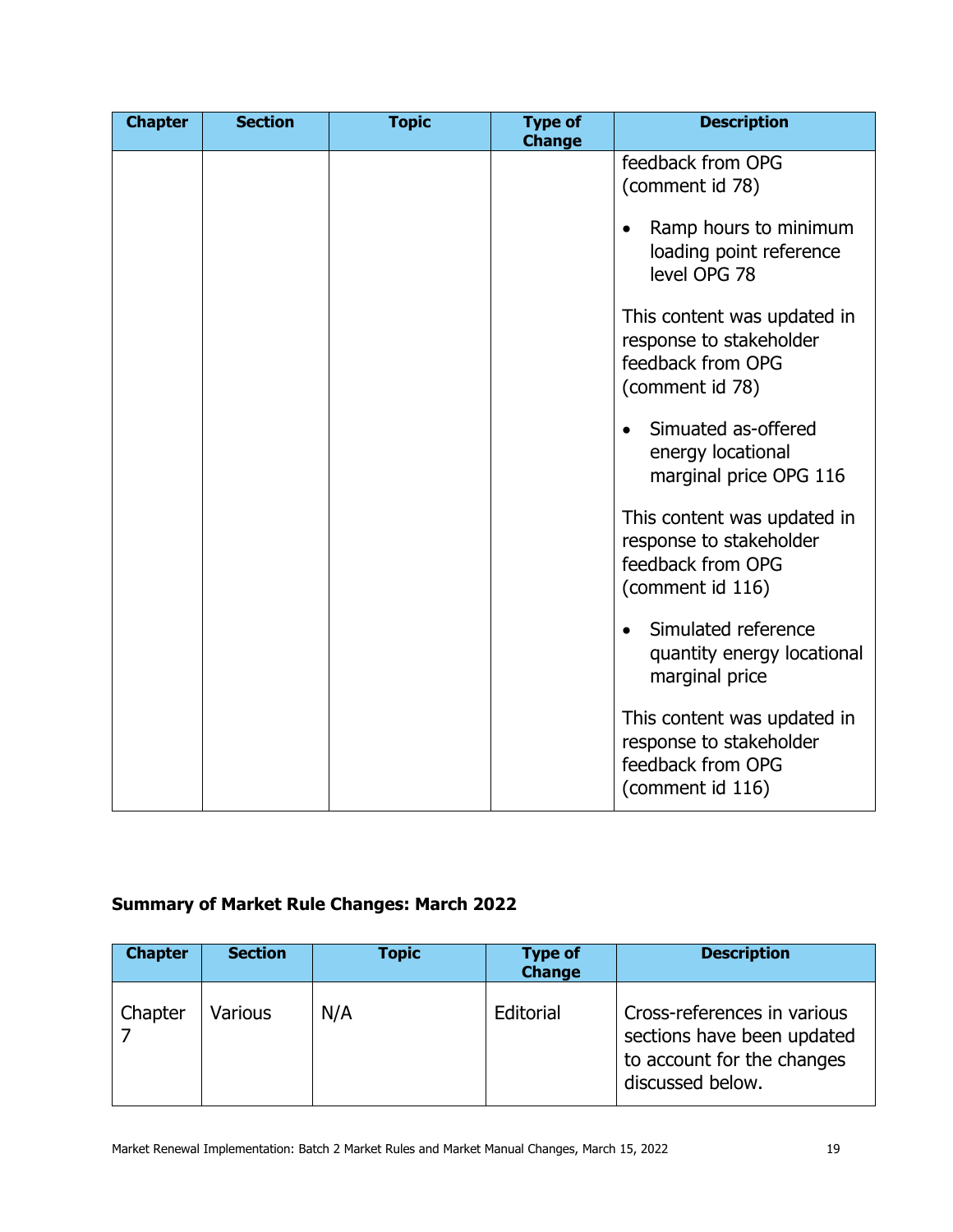| Chapter | Section | Topic | Type of Change | Description |
|---|---|---|---|---|
| | | | | feedback from OPG (comment id 78)<br><br>• Ramp hours to minimum loading point reference level OPG 78<br><br>This content was updated in response to stakeholder feedback from OPG (comment id 78)<br><br>• Simuated as-offered energy locational marginal price OPG 116<br><br>This content was updated in response to stakeholder feedback from OPG (comment id 116)<br><br>• Simulated reference quantity energy locational marginal price<br><br>This content was updated in response to stakeholder feedback from OPG (comment id 116) |

**Summary of Market Rule Changes: March 2022**

| Chapter | Section | Topic | Type of Change | Description |
|---|---|---|---|---|
| Chapter 7 | Various | N/A | Editorial | Cross-references in various sections have been updated to account for the changes discussed below. |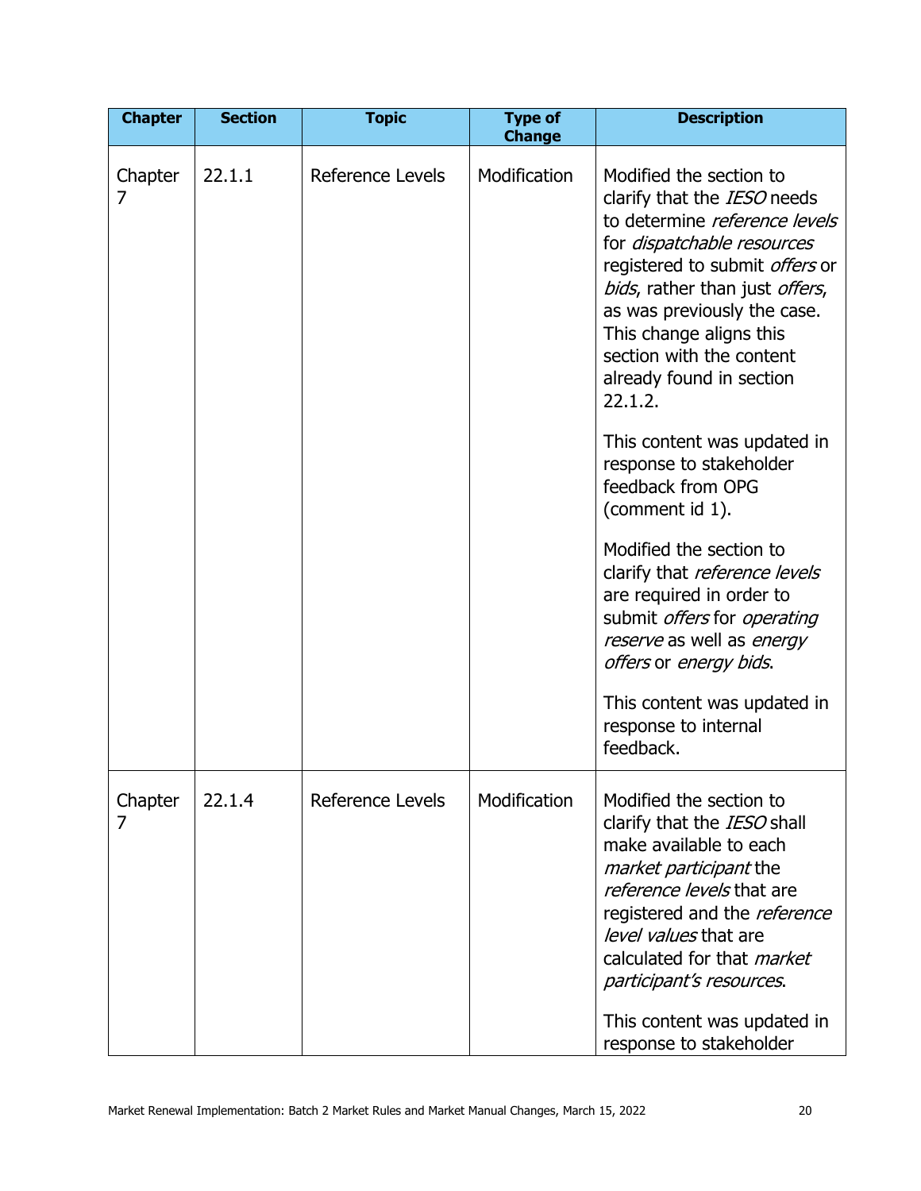| Chapter | Section | Topic | Type of Change | Description |
|---|---|---|---|---|
| Chapter 7 | 22.1.1 | Reference Levels | Modification | Modified the section to clarify that the *IESO* needs to determine *reference levels* for *dispatchable resources* registered to submit *offers* or *bids*, rather than just *offers*, as was previously the case. This change aligns this section with the content already found in section 22.1.2.<br><br>This content was updated in response to stakeholder feedback from OPG (comment id 1).<br><br>Modified the section to clarify that *reference levels* are required in order to submit *offers* for *operating reserve* as well as *energy offers* or *energy bids*.<br><br>This content was updated in response to internal feedback. |
| Chapter 7 | 22.1.4 | Reference Levels | Modification | Modified the section to clarify that the *IESO* shall make available to each *market participant* the *reference levels* that are registered and the *reference level values* that are calculated for that *market participant's resources*.<br><br>This content was updated in response to stakeholder |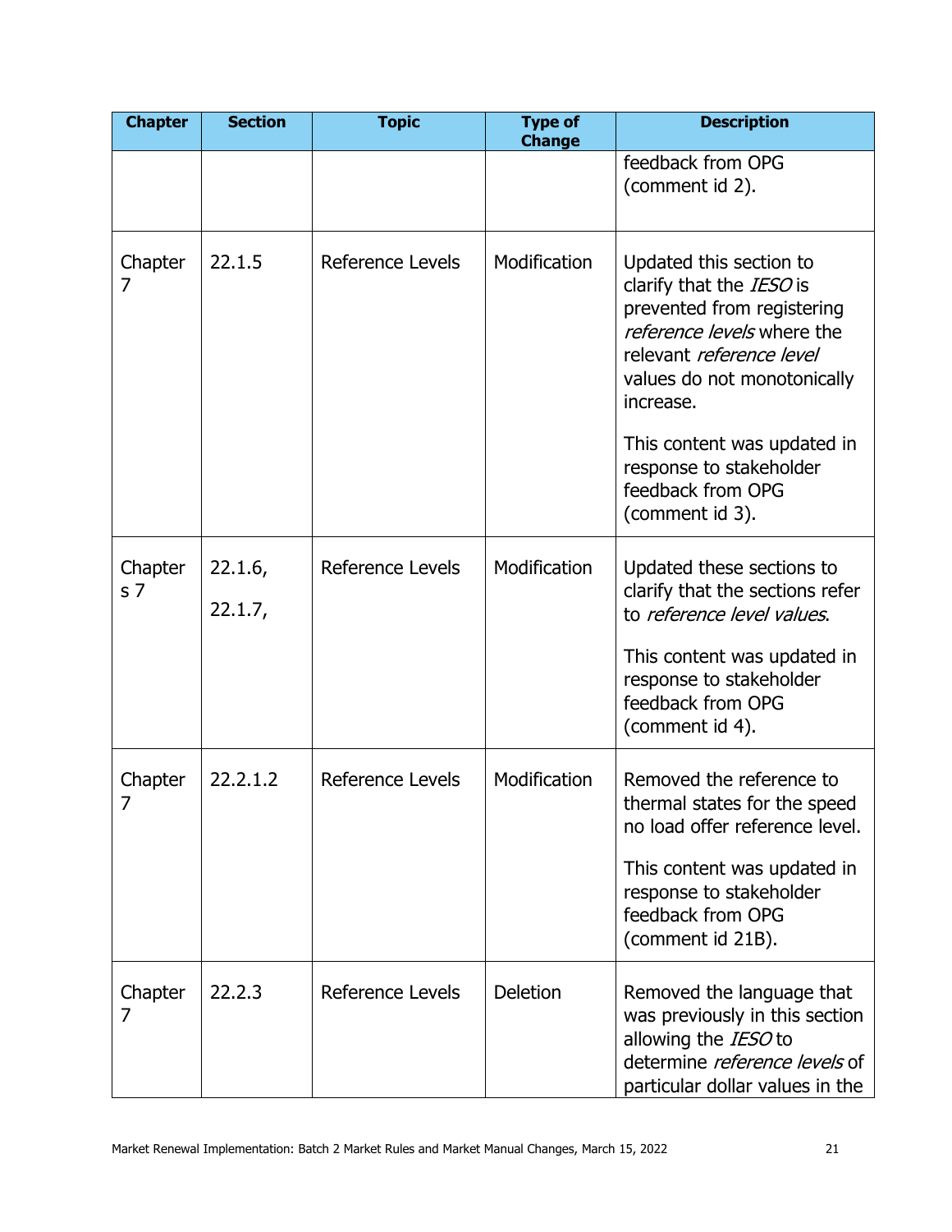| Chapter | Section | Topic | Type of Change | Description |
|---|---|---|---|---|
| | | | | feedback from OPG (comment id 2). |
| Chapter 7 | 22.1.5 | Reference Levels | Modification | Updated this section to clarify that the *IESO* is prevented from registering *reference levels* where the relevant *reference level* values do not monotonically increase.<br><br>This content was updated in response to stakeholder feedback from OPG (comment id 3). |
| Chapters 7 | 22.1.6,<br><br>22.1.7, | Reference Levels | Modification | Updated these sections to clarify that the sections refer to *reference level values*.<br><br>This content was updated in response to stakeholder feedback from OPG (comment id 4). |
| Chapter 7 | 22.2.1.2 | Reference Levels | Modification | Removed the reference to thermal states for the speed no load offer reference level.<br><br>This content was updated in response to stakeholder feedback from OPG (comment id 21B). |
| Chapter 7 | 22.2.3 | Reference Levels | Deletion | Removed the language that was previously in this section allowing the *IESO* to determine *reference levels* of particular dollar values in the |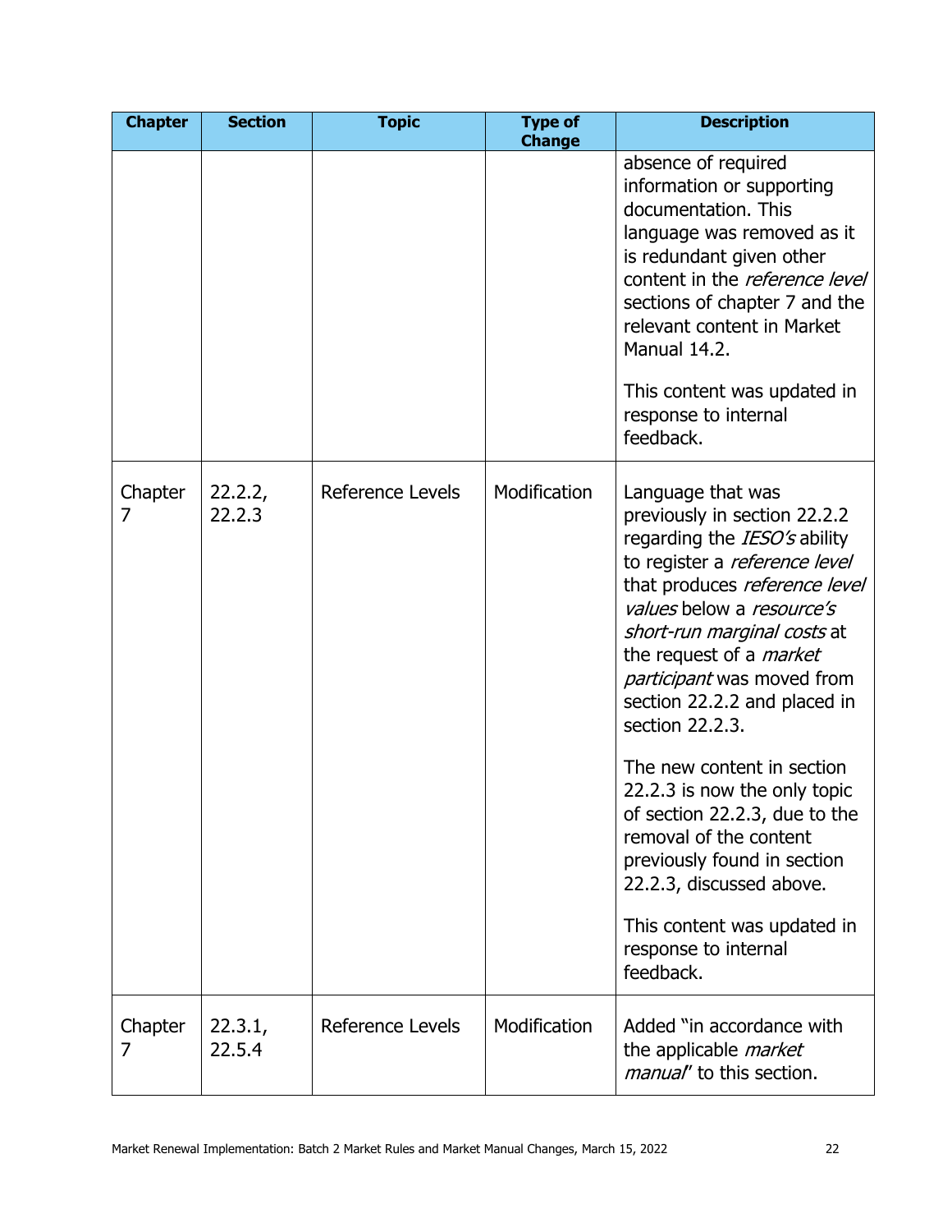| Chapter | Section | Topic | Type of Change | Description |
|---|---|---|---|---|
| | | | | absence of required information or supporting documentation. This language was removed as it is redundant given other content in the *reference level* sections of chapter 7 and the relevant content in Market Manual 14.2.<br><br>This content was updated in response to internal feedback. |
| Chapter 7 | 22.2.2, 22.2.3 | Reference Levels | Modification | Language that was previously in section 22.2.2 regarding the *IESO's* ability to register a *reference level* that produces *reference level values* below a *resource's short-run marginal costs* at the request of a *market participant* was moved from section 22.2.2 and placed in section 22.2.3.<br><br>The new content in section 22.2.3 is now the only topic of section 22.2.3, due to the removal of the content previously found in section 22.2.3, discussed above.<br><br>This content was updated in response to internal feedback. |
| Chapter 7 | 22.3.1, 22.5.4 | Reference Levels | Modification | Added "in accordance with the applicable *market manual*" to this section. |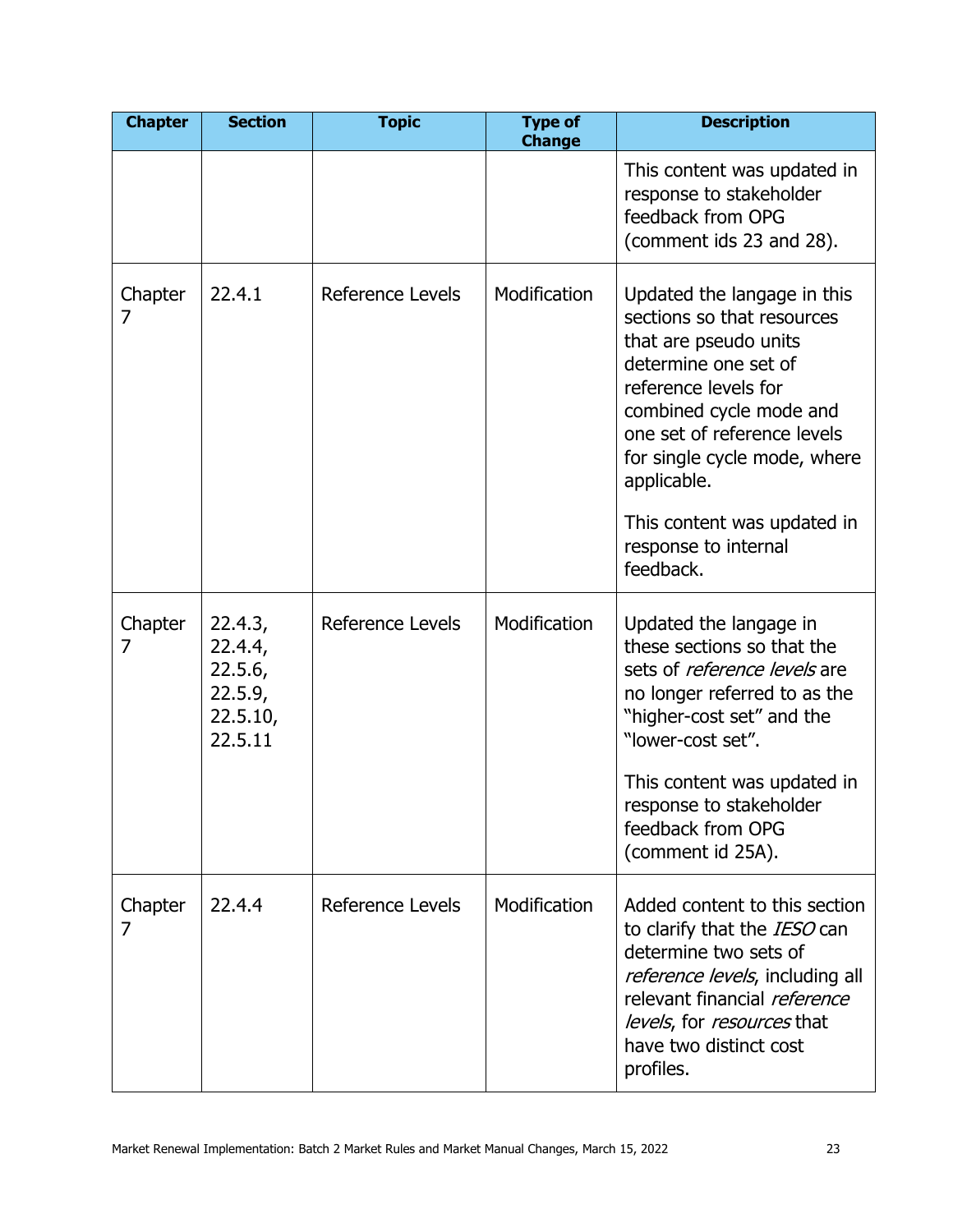| Chapter | Section | Topic | Type of Change | Description |
|---|---|---|---|---|
| | | | | This content was updated in response to stakeholder feedback from OPG (comment ids 23 and 28). |
| Chapter 7 | 22.4.1 | Reference Levels | Modification | Updated the langage in this sections so that resources that are pseudo units determine one set of reference levels for combined cycle mode and one set of reference levels for single cycle mode, where applicable.<br><br>This content was updated in response to internal feedback. |
| Chapter 7 | 22.4.3, 22.4.4, 22.5.6, 22.5.9, 22.5.10, 22.5.11 | Reference Levels | Modification | Updated the langage in these sections so that the sets of *reference levels* are no longer referred to as the "higher-cost set" and the "lower-cost set".<br><br>This content was updated in response to stakeholder feedback from OPG (comment id 25A). |
| Chapter 7 | 22.4.4 | Reference Levels | Modification | Added content to this section to clarify that the *IESO* can determine two sets of *reference levels*, including all relevant financial *reference levels*, for *resources* that have two distinct cost profiles. |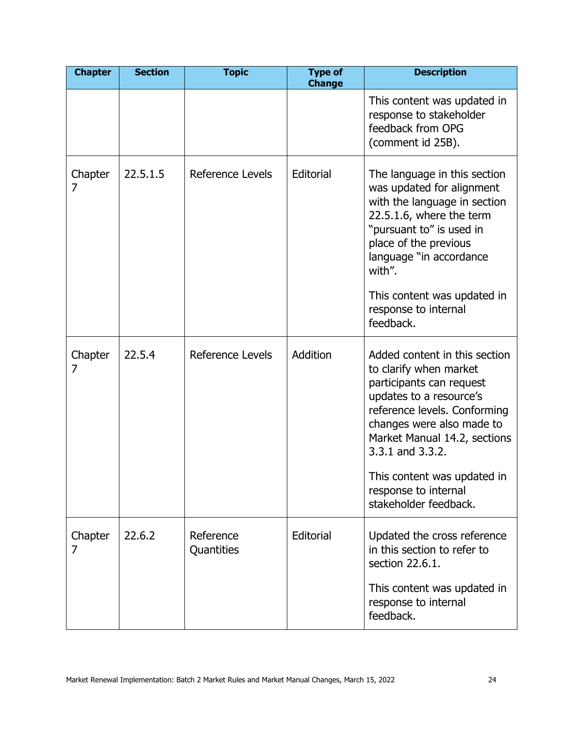| Chapter | Section | Topic | Type of Change | Description |
|---|---|---|---|---|
| | | | | This content was updated in response to stakeholder feedback from OPG (comment id 25B). |
| Chapter 7 | 22.5.1.5 | Reference Levels | Editorial | The language in this section was updated for alignment with the language in section 22.5.1.6, where the term "pursuant to" is used in place of the previous language "in accordance with". This content was updated in response to internal feedback. |
| Chapter 7 | 22.5.4 | Reference Levels | Addition | Added content in this section to clarify when market participants can request updates to a resource's reference levels. Conforming changes were also made to Market Manual 14.2, sections 3.3.1 and 3.3.2. This content was updated in response to internal stakeholder feedback. |
| Chapter 7 | 22.6.2 | Reference Quantities | Editorial | Updated the cross reference in this section to refer to section 22.6.1. This content was updated in response to internal feedback. |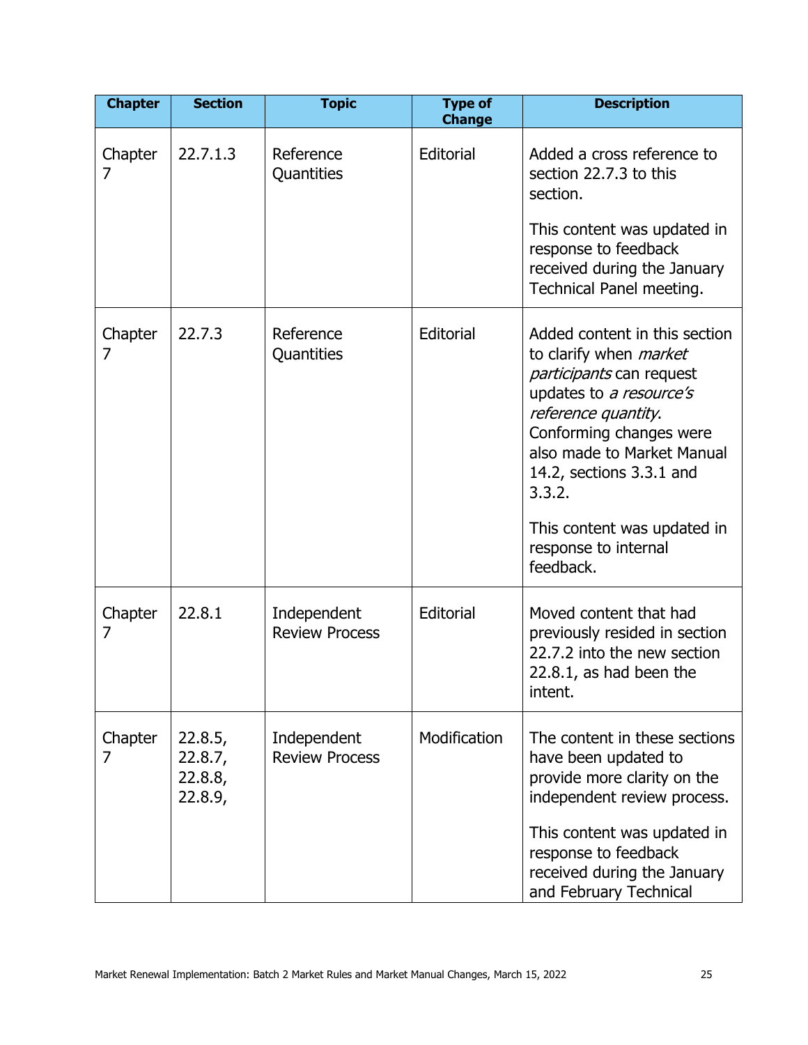| Chapter | Section | Topic | Type of Change | Description |
|---|---|---|---|---|
| Chapter 7 | 22.7.1.3 | Reference Quantities | Editorial | Added a cross reference to section 22.7.3 to this section.<br><br>This content was updated in response to feedback received during the January Technical Panel meeting. |
| Chapter 7 | 22.7.3 | Reference Quantities | Editorial | Added content in this section to clarify when *market participants* can request updates to *a resource's reference quantity*. Conforming changes were also made to Market Manual 14.2, sections 3.3.1 and 3.3.2.<br><br>This content was updated in response to internal feedback. |
| Chapter 7 | 22.8.1 | Independent Review Process | Editorial | Moved content that had previously resided in section 22.7.2 into the new section 22.8.1, as had been the intent. |
| Chapter 7 | 22.8.5, 22.8.7, 22.8.8, 22.8.9, | Independent Review Process | Modification | The content in these sections have been updated to provide more clarity on the independent review process.<br><br>This content was updated in response to feedback received during the January and February Technical |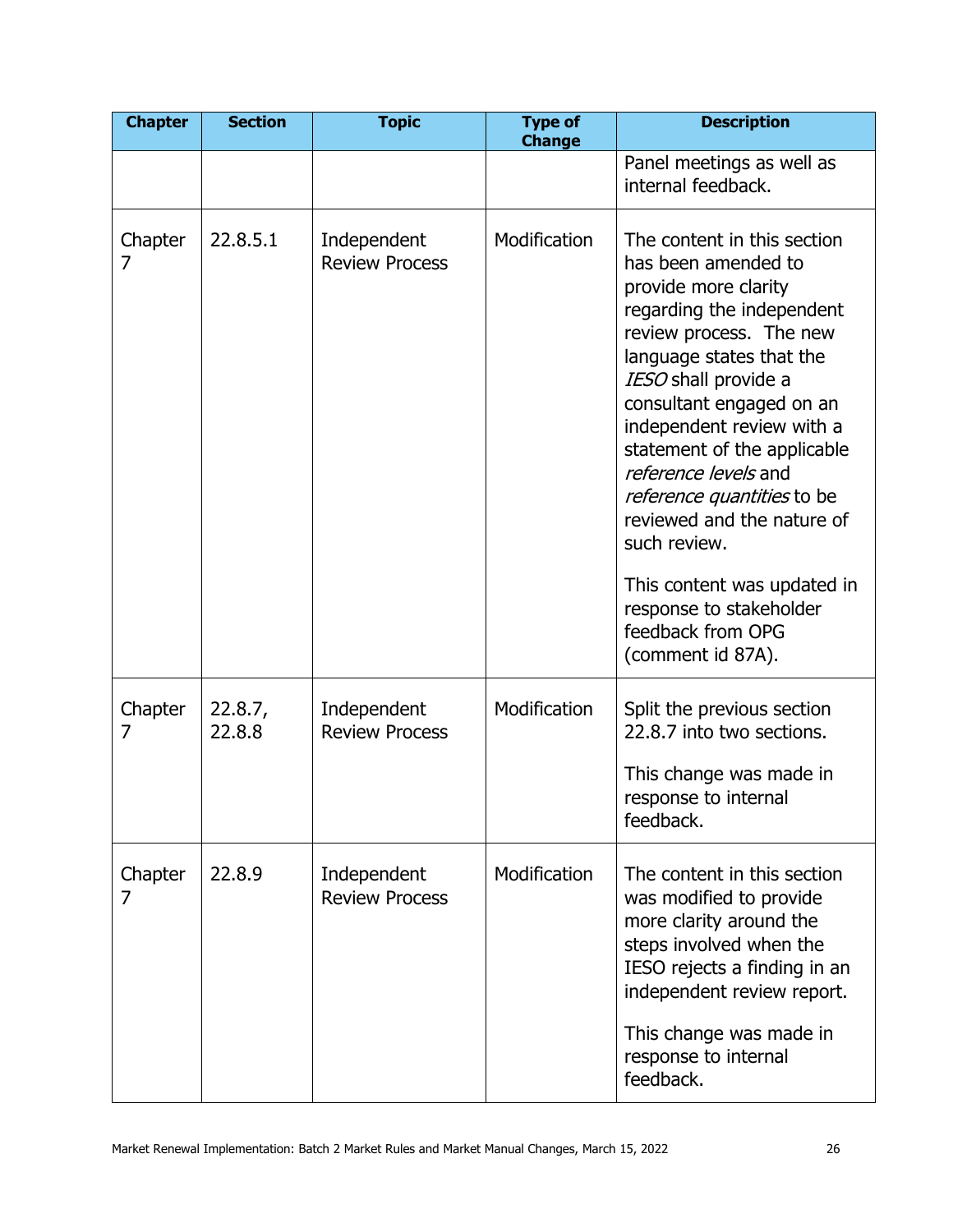| Chapter | Section | Topic | Type of Change | Description |
|---|---|---|---|---|
| | | | | Panel meetings as well as internal feedback. |
| Chapter 7 | 22.8.5.1 | Independent Review Process | Modification | The content in this section has been amended to provide more clarity regarding the independent review process. The new language states that the *IESO* shall provide a consultant engaged on an independent review with a statement of the applicable *reference levels* and *reference quantities* to be reviewed and the nature of such review.<br><br>This content was updated in response to stakeholder feedback from OPG (comment id 87A). |
| Chapter 7 | 22.8.7, 22.8.8 | Independent Review Process | Modification | Split the previous section 22.8.7 into two sections.<br><br>This change was made in response to internal feedback. |
| Chapter 7 | 22.8.9 | Independent Review Process | Modification | The content in this section was modified to provide more clarity around the steps involved when the IESO rejects a finding in an independent review report.<br><br>This change was made in response to internal feedback. |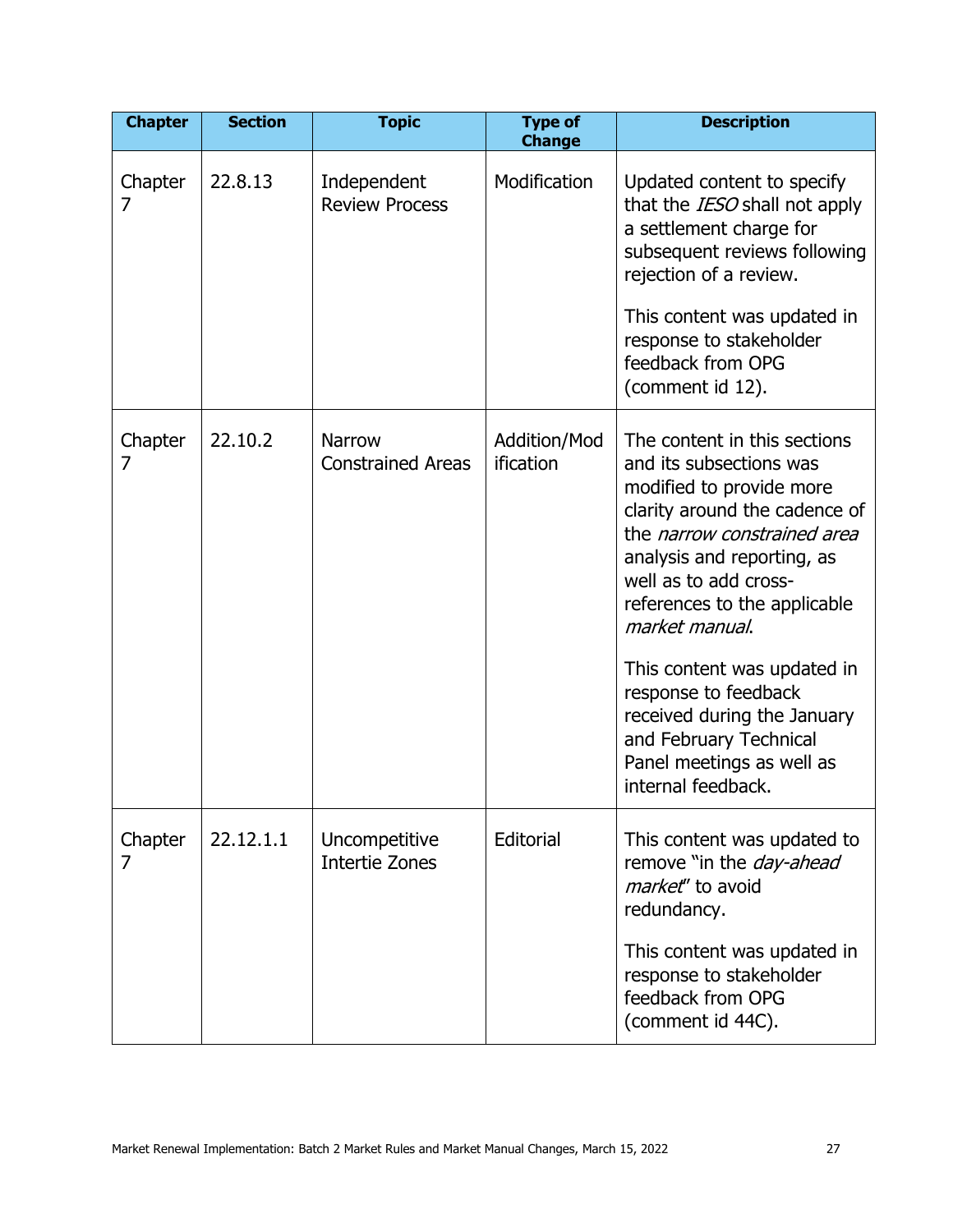| Chapter | Section | Topic | Type of Change | Description |
|---|---|---|---|---|
| Chapter 7 | 22.8.13 | Independent Review Process | Modification | Updated content to specify that the *IESO* shall not apply a settlement charge for subsequent reviews following rejection of a review.<br><br>This content was updated in response to stakeholder feedback from OPG (comment id 12). |
| Chapter 7 | 22.10.2 | Narrow Constrained Areas | Addition/Modification | The content in this sections and its subsections was modified to provide more clarity around the cadence of the *narrow constrained area* analysis and reporting, as well as to add cross-references to the applicable *market manual*.<br><br>This content was updated in response to feedback received during the January and February Technical Panel meetings as well as internal feedback. |
| Chapter 7 | 22.12.1.1 | Uncompetitive Intertie Zones | Editorial | This content was updated to remove "in the *day-ahead market*" to avoid redundancy.<br><br>This content was updated in response to stakeholder feedback from OPG (comment id 44C). |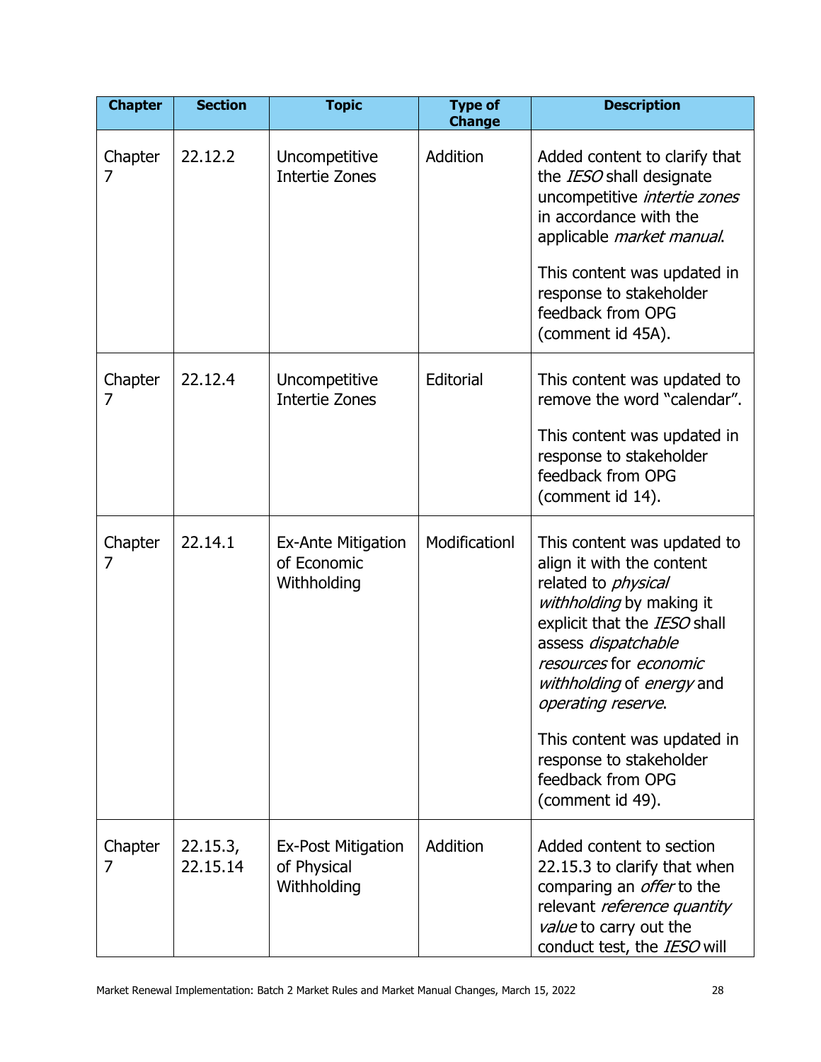| Chapter | Section | Topic | Type of Change | Description |
|---|---|---|---|---|
| Chapter 7 | 22.12.2 | Uncompetitive Intertie Zones | Addition | Added content to clarify that the *IESO* shall designate uncompetitive *intertie zones* in accordance with the applicable *market manual*.<br><br>This content was updated in response to stakeholder feedback from OPG (comment id 45A). |
| Chapter 7 | 22.12.4 | Uncompetitive Intertie Zones | Editorial | This content was updated to remove the word "calendar".<br><br>This content was updated in response to stakeholder feedback from OPG (comment id 14). |
| Chapter 7 | 22.14.1 | Ex-Ante Mitigation of Economic Withholding | Modificationl | This content was updated to align it with the content related to *physical withholding* by making it explicit that the *IESO* shall assess *dispatchable resources* for *economic withholding* of *energy* and *operating reserve*.<br><br>This content was updated in response to stakeholder feedback from OPG (comment id 49). |
| Chapter 7 | 22.15.3, 22.15.14 | Ex-Post Mitigation of Physical Withholding | Addition | Added content to section 22.15.3 to clarify that when comparing an *offer* to the relevant *reference quantity value* to carry out the conduct test, the *IESO* will |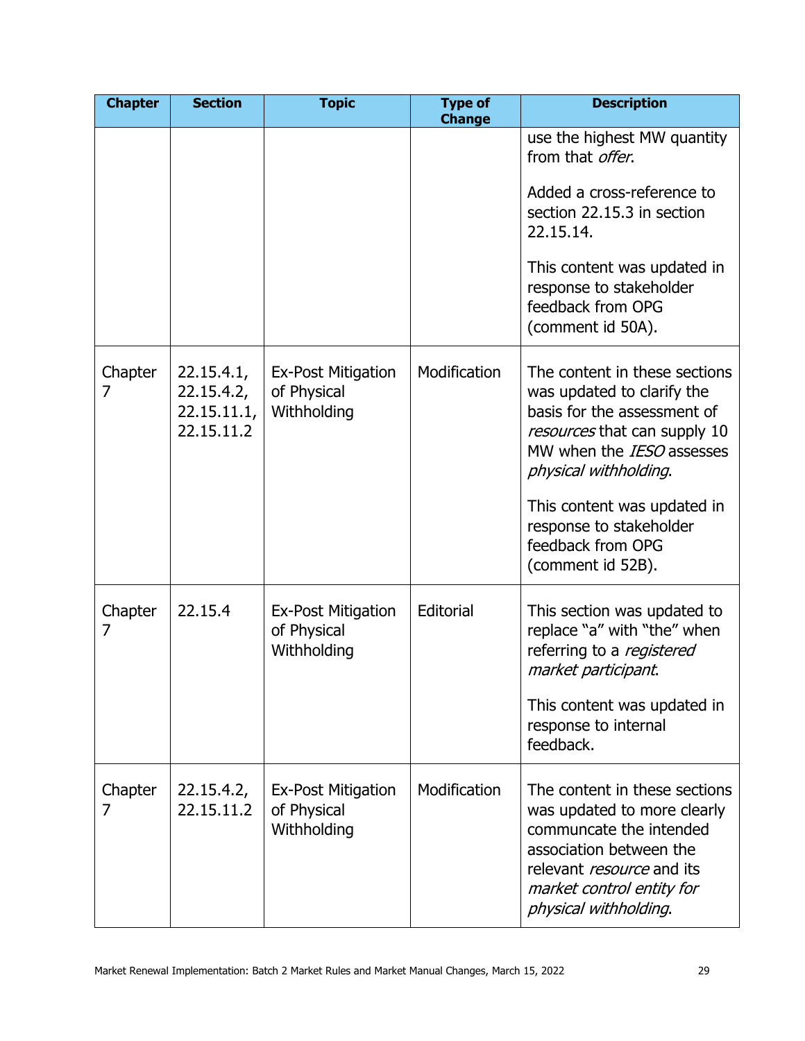| Chapter | Section | Topic | Type of Change | Description |
|---|---|---|---|---|
| | | | | use the highest MW quantity from that *offer*.<br><br>Added a cross-reference to section 22.15.3 in section 22.15.14.<br><br>This content was updated in response to stakeholder feedback from OPG (comment id 50A). |
| Chapter 7 | 22.15.4.1, 22.15.4.2, 22.15.11.1, 22.15.11.2 | Ex-Post Mitigation of Physical Withholding | Modification | The content in these sections was updated to clarify the basis for the assessment of *resources* that can supply 10 MW when the *IESO* assesses *physical withholding*.<br><br>This content was updated in response to stakeholder feedback from OPG (comment id 52B). |
| Chapter 7 | 22.15.4 | Ex-Post Mitigation of Physical Withholding | Editorial | This section was updated to replace "a" with "the" when referring to a *registered market participant*.<br><br>This content was updated in response to internal feedback. |
| Chapter 7 | 22.15.4.2, 22.15.11.2 | Ex-Post Mitigation of Physical Withholding | Modification | The content in these sections was updated to more clearly communcate the intended association between the relevant *resource* and its *market control entity for physical withholding*. |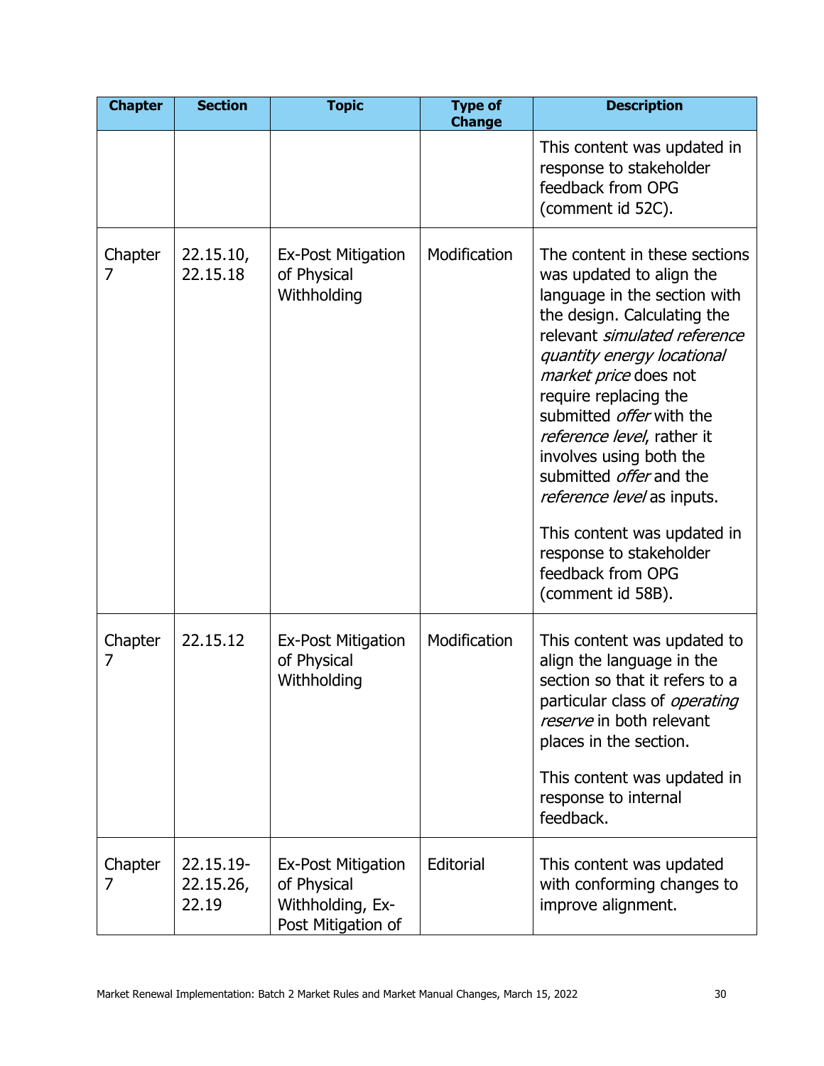| Chapter | Section | Topic | Type of Change | Description |
| --- | --- | --- | --- | --- |
| | | | | This content was updated in response to stakeholder feedback from OPG (comment id 52C). |
| Chapter 7 | 22.15.10, 22.15.18 | Ex-Post Mitigation of Physical Withholding | Modification | The content in these sections was updated to align the language in the section with the design. Calculating the relevant *simulated reference quantity energy locational market price* does not require replacing the submitted *offer* with the *reference level*, rather it involves using both the submitted *offer* and the *reference level* as inputs.<br><br>This content was updated in response to stakeholder feedback from OPG (comment id 58B). |
| Chapter 7 | 22.15.12 | Ex-Post Mitigation of Physical Withholding | Modification | This content was updated to align the language in the section so that it refers to a particular class of *operating reserve* in both relevant places in the section.<br><br>This content was updated in response to internal feedback. |
| Chapter 7 | 22.15.19-22.15.26, 22.19 | Ex-Post Mitigation of Physical Withholding, Ex-Post Mitigation of | Editorial | This content was updated with conforming changes to improve alignment. |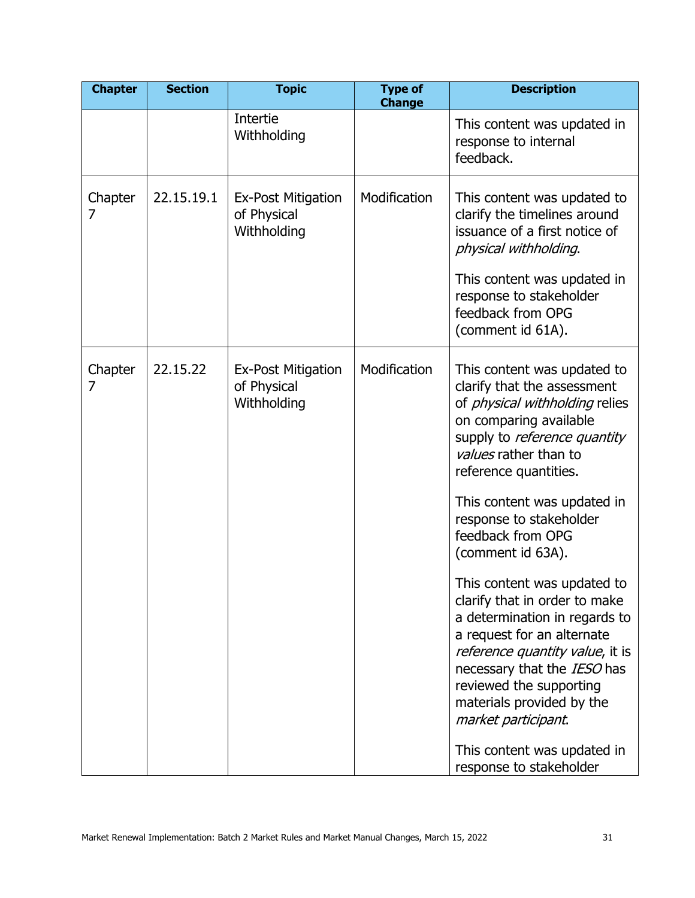| Chapter | Section | Topic | Type of Change | Description |
|---|---|---|---|---|
| | | Intertie Withholding | | This content was updated in response to internal feedback. |
| Chapter 7 | 22.15.19.1 | Ex-Post Mitigation of Physical Withholding | Modification | This content was updated to clarify the timelines around issuance of a first notice of *physical withholding*.<br><br>This content was updated in response to stakeholder feedback from OPG (comment id 61A). |
| Chapter 7 | 22.15.22 | Ex-Post Mitigation of Physical Withholding | Modification | This content was updated to clarify that the assessment of *physical withholding* relies on comparing available supply to *reference quantity values* rather than to reference quantities.<br><br>This content was updated in response to stakeholder feedback from OPG (comment id 63A).<br><br>This content was updated to clarify that in order to make a determination in regards to a request for an alternate *reference quantity value*, it is necessary that the *IESO* has reviewed the supporting materials provided by the *market participant*.<br><br>This content was updated in response to stakeholder |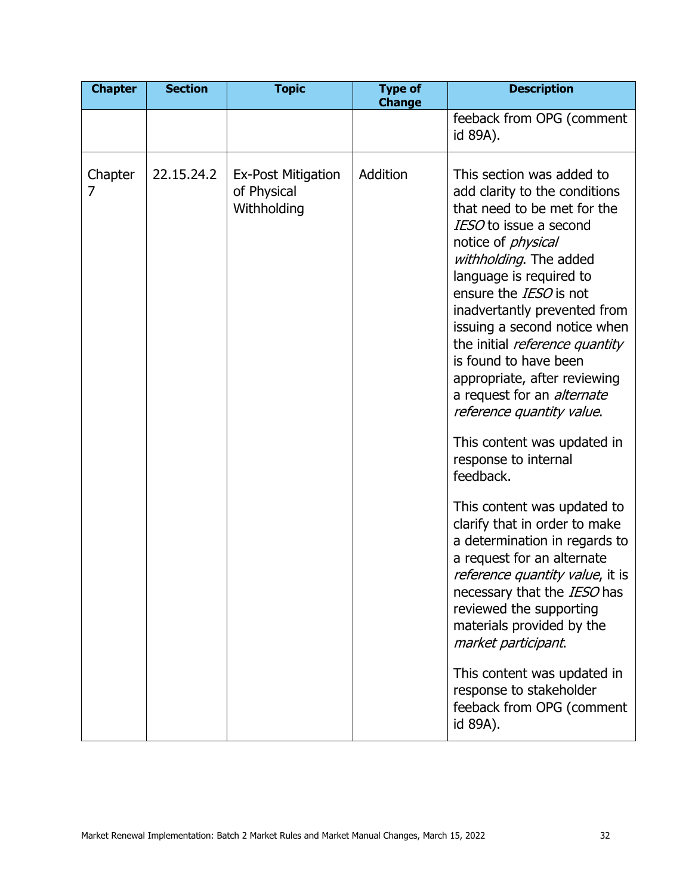| Chapter | Section | Topic | Type of Change | Description |
|---|---|---|---|---|
| | | | | feeback from OPG (comment id 89A). |
| Chapter 7 | 22.15.24.2 | Ex-Post Mitigation of Physical Withholding | Addition | This section was added to add clarity to the conditions that need to be met for the *IESO* to issue a second notice of *physical withholding*. The added language is required to ensure the *IESO* is not inadvertantly prevented from issuing a second notice when the initial *reference quantity* is found to have been appropriate, after reviewing a request for an *alternate reference quantity value*.<br><br>This content was updated in response to internal feedback.<br><br>This content was updated to clarify that in order to make a determination in regards to a request for an alternate *reference quantity value*, it is necessary that the *IESO* has reviewed the supporting materials provided by the *market participant*.<br><br>This content was updated in response to stakeholder feeback from OPG (comment id 89A). |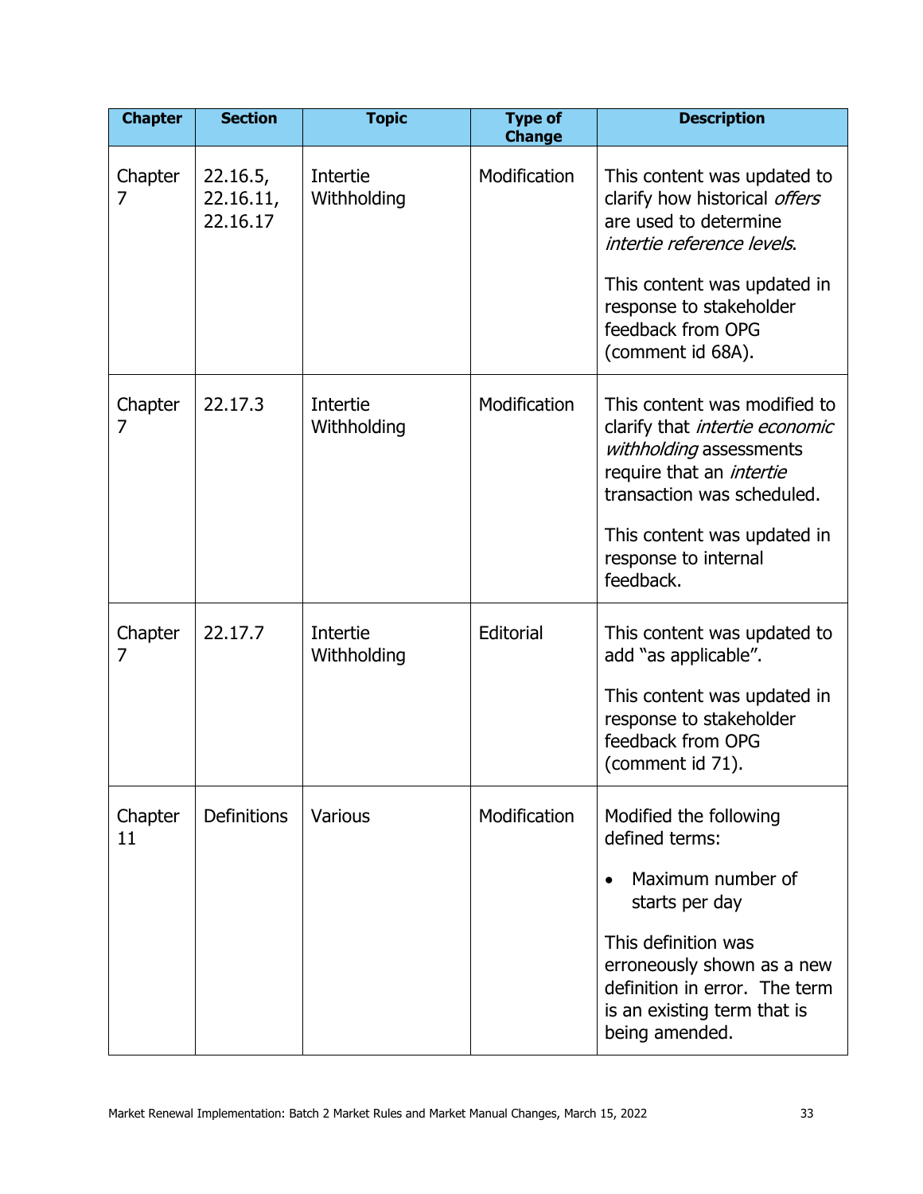| Chapter | Section | Topic | Type of Change | Description |
|---|---|---|---|---|
| Chapter 7 | 22.16.5, 22.16.11, 22.16.17 | Intertie Withholding | Modification | This content was updated to clarify how historical *offers* are used to determine *intertie reference levels*.<br><br>This content was updated in response to stakeholder feedback from OPG (comment id 68A). |
| Chapter 7 | 22.17.3 | Intertie Withholding | Modification | This content was modified to clarify that *intertie economic withholding* assessments require that an *intertie* transaction was scheduled.<br><br>This content was updated in response to internal feedback. |
| Chapter 7 | 22.17.7 | Intertie Withholding | Editorial | This content was updated to add "as applicable".<br><br>This content was updated in response to stakeholder feedback from OPG (comment id 71). |
| Chapter 11 | Definitions | Various | Modification | Modified the following defined terms:<br><br>• Maximum number of starts per day<br><br>This definition was erroneously shown as a new definition in error. The term is an existing term that is being amended. |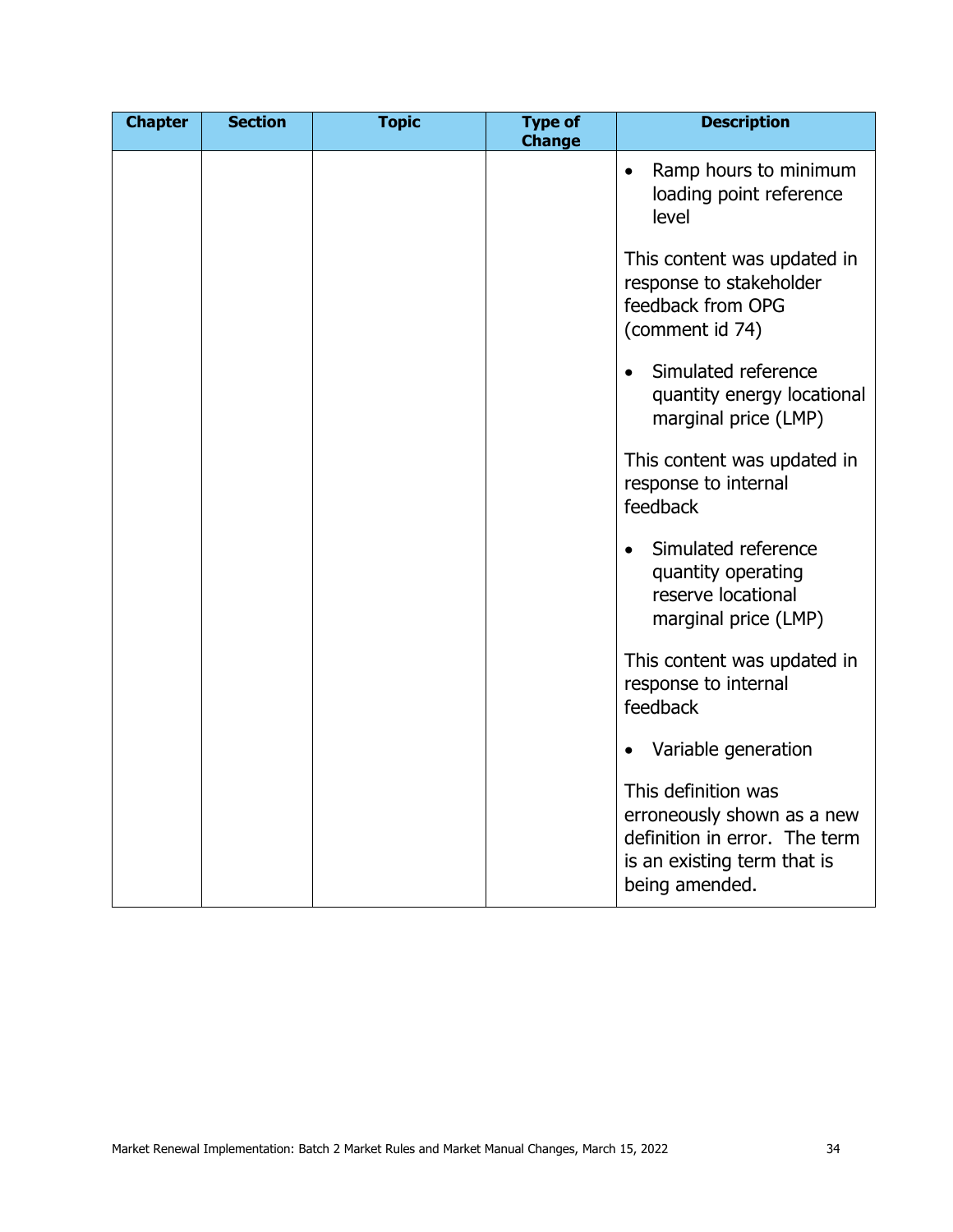| Chapter | Section | Topic | Type of Change | Description |
|---|---|---|---|---|
| | | | | • Ramp hours to minimum loading point reference level<br><br>This content was updated in response to stakeholder feedback from OPG (comment id 74)<br><br>• Simulated reference quantity energy locational marginal price (LMP)<br><br>This content was updated in response to internal feedback<br><br>• Simulated reference quantity operating reserve locational marginal price (LMP)<br><br>This content was updated in response to internal feedback<br><br>• Variable generation<br><br>This definition was erroneously shown as a new definition in error. The term is an existing term that is being amended. |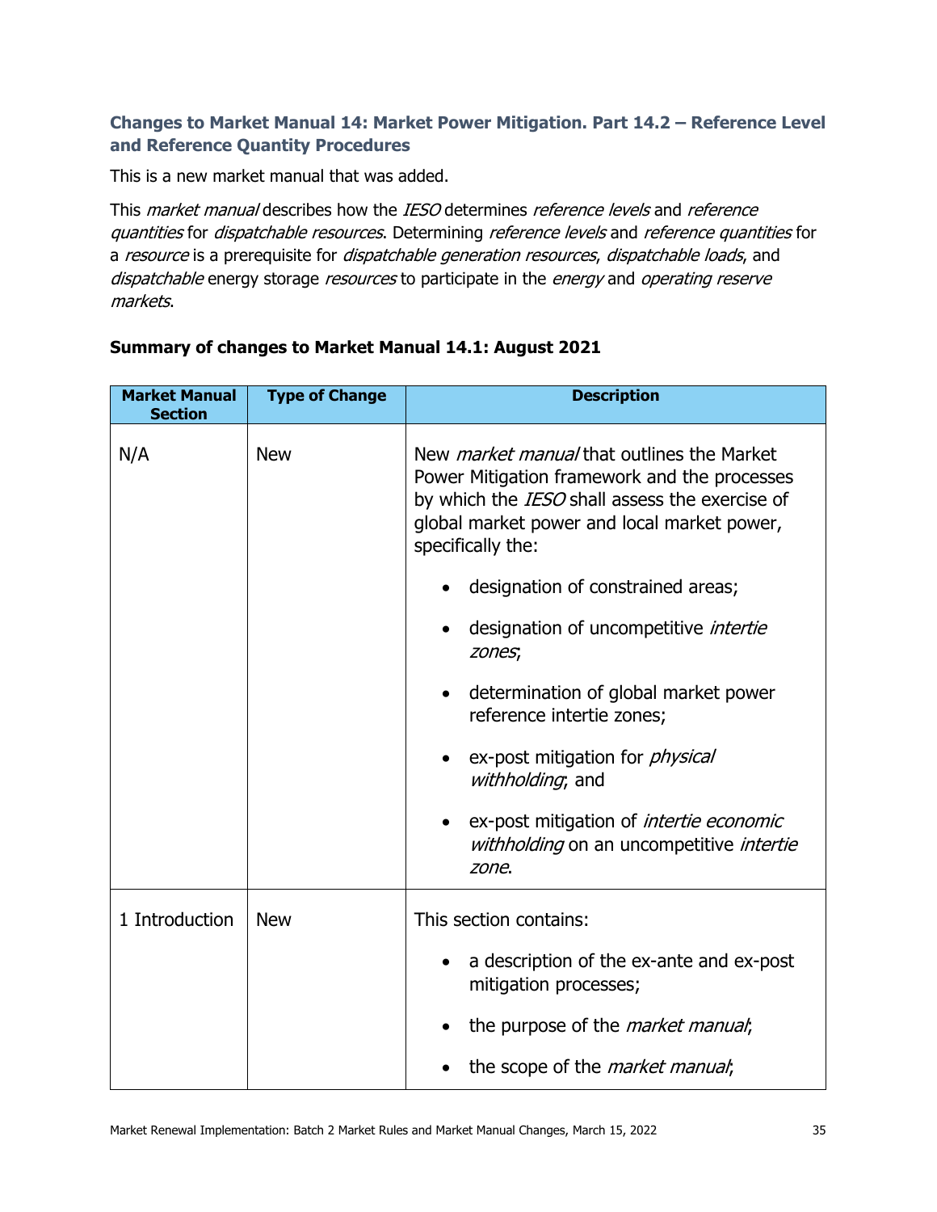### Changes to Market Manual 14: Market Power Mitigation. Part 14.2 – Reference Level and Reference Quantity Procedures

This is a new market manual that was added.

This *market manual* describes how the *IESO* determines *reference levels* and *reference quantities* for *dispatchable resources*. Determining *reference levels* and *reference quantities* for a *resource* is a prerequisite for *dispatchable generation resources*, *dispatchable loads*, and *dispatchable* energy storage *resources* to participate in the *energy* and *operating reserve markets*.

**Summary of changes to Market Manual 14.1: August 2021**

| Market Manual Section | Type of Change | Description |
|---|---|---|
| N/A | New | New *market manual* that outlines the Market Power Mitigation framework and the processes by which the *IESO* shall assess the exercise of global market power and local market power, specifically the:<br><br>• designation of constrained areas;<br>• designation of uncompetitive *intertie zones*;<br>• determination of global market power reference intertie zones;<br>• ex-post mitigation for *physical withholding*; and<br>• ex-post mitigation of *intertie economic withholding* on an uncompetitive *intertie zone*. |
| 1 Introduction | New | This section contains:<br><br>• a description of the ex-ante and ex-post mitigation processes;<br>• the purpose of the *market manual*;<br>• the scope of the *market manual*; |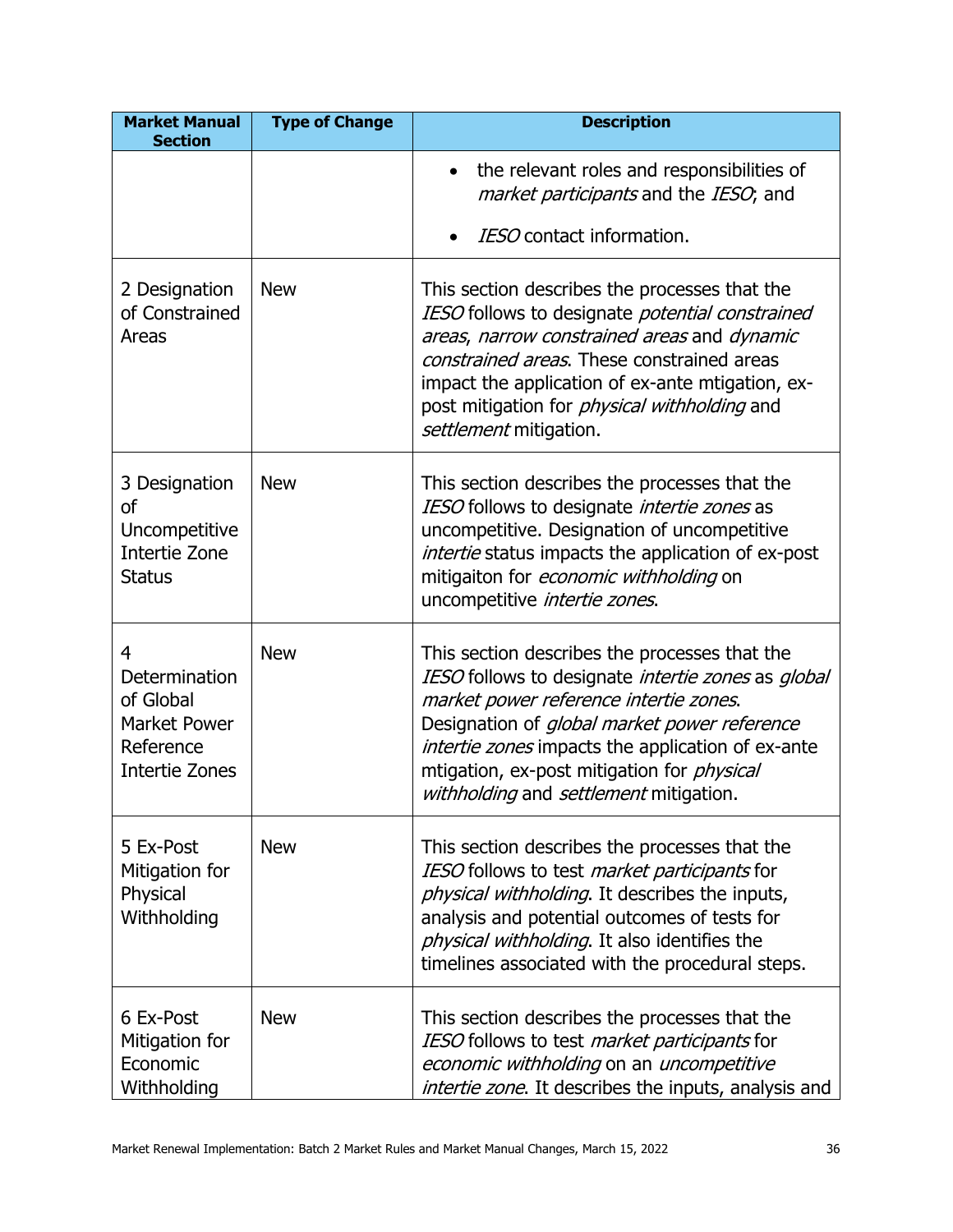| Market Manual Section | Type of Change | Description |
|---|---|---|
| | | • the relevant roles and responsibilities of *market participants* and the *IESO*; and<br>• *IESO* contact information. |
| 2 Designation of Constrained Areas | New | This section describes the processes that the *IESO* follows to designate *potential constrained areas*, *narrow constrained areas* and *dynamic constrained areas*. These constrained areas impact the application of ex-ante mtigation, ex-post mitigation for *physical withholding* and *settlement* mitigation. |
| 3 Designation of Uncompetitive Intertie Zone Status | New | This section describes the processes that the *IESO* follows to designate *intertie zones* as uncompetitive. Designation of uncompetitive *intertie* status impacts the application of ex-post mitigaiton for *economic withholding* on uncompetitive *intertie zones*. |
| 4 Determination of Global Market Power Reference Intertie Zones | New | This section describes the processes that the *IESO* follows to designate *intertie zones* as *global market power reference intertie zones*. Designation of *global market power reference intertie zones* impacts the application of ex-ante mtigation, ex-post mitigation for *physical withholding* and *settlement* mitigation. |
| 5 Ex-Post Mitigation for Physical Withholding | New | This section describes the processes that the *IESO* follows to test *market participants* for *physical withholding*. It describes the inputs, analysis and potential outcomes of tests for *physical withholding*. It also identifies the timelines associated with the procedural steps. |
| 6 Ex-Post Mitigation for Economic Withholding | New | This section describes the processes that the *IESO* follows to test *market participants* for *economic withholding* on an *uncompetitive intertie zone*. It describes the inputs, analysis and |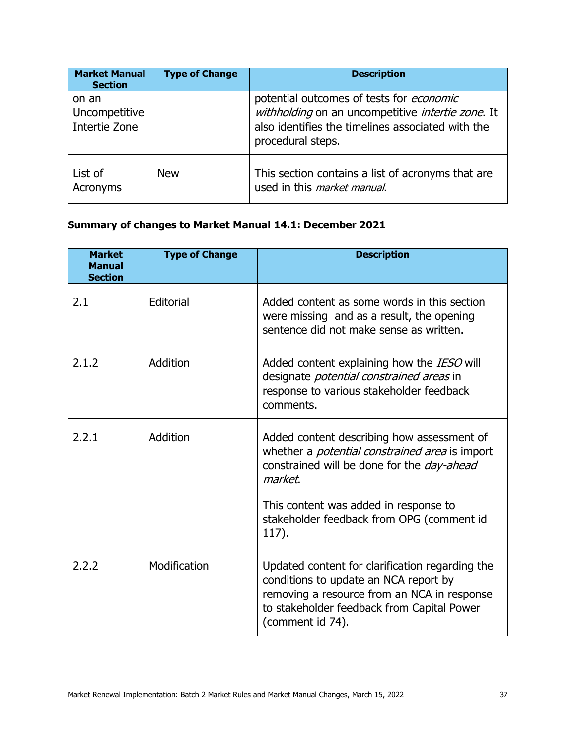| Market Manual Section | Type of Change | Description |
| --- | --- | --- |
| on an Uncompetitive Intertie Zone | | potential outcomes of tests for *economic withholding* on an uncompetitive *intertie zone*. It also identifies the timelines associated with the procedural steps. |
| List of Acronyms | New | This section contains a list of acronyms that are used in this *market manual*. |

**Summary of changes to Market Manual 14.1: December 2021**

| Market Manual Section | Type of Change | Description |
| --- | --- | --- |
| 2.1 | Editorial | Added content as some words in this section were missing and as a result, the opening sentence did not make sense as written. |
| 2.1.2 | Addition | Added content explaining how the *IESO* will designate *potential constrained areas* in response to various stakeholder feedback comments. |
| 2.2.1 | Addition | Added content describing how assessment of whether a *potential constrained area* is import constrained will be done for the *day-ahead market*.<br><br>This content was added in response to stakeholder feedback from OPG (comment id 117). |
| 2.2.2 | Modification | Updated content for clarification regarding the conditions to update an NCA report by removing a resource from an NCA in response to stakeholder feedback from Capital Power (comment id 74). |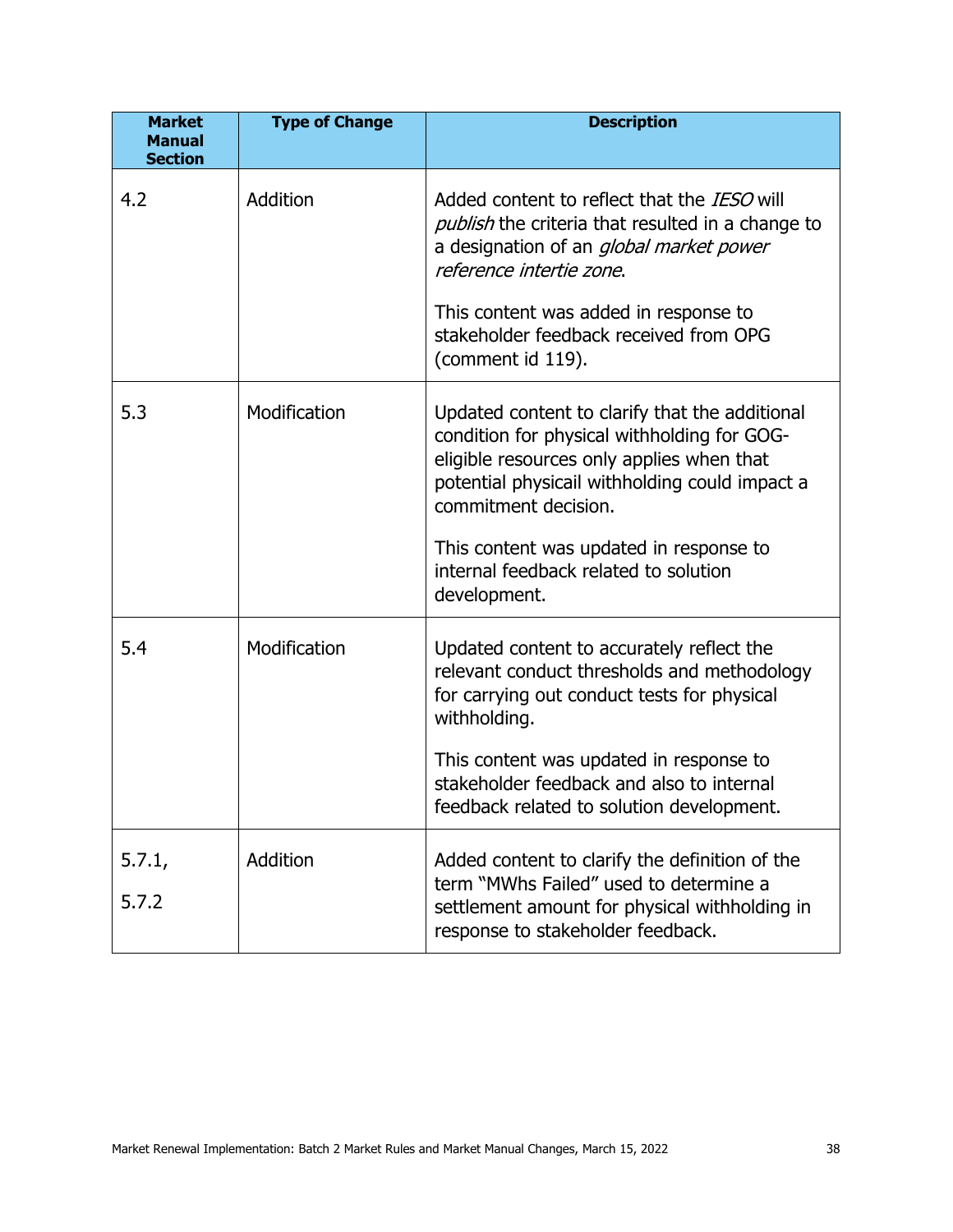| Market Manual Section | Type of Change | Description |
|---|---|---|
| 4.2 | Addition | Added content to reflect that the *IESO* will *publish* the criteria that resulted in a change to a designation of an *global market power reference intertie zone*.<br><br>This content was added in response to stakeholder feedback received from OPG (comment id 119). |
| 5.3 | Modification | Updated content to clarify that the additional condition for physical withholding for GOG-eligible resources only applies when that potential physicail withholding could impact a commitment decision.<br><br>This content was updated in response to internal feedback related to solution development. |
| 5.4 | Modification | Updated content to accurately reflect the relevant conduct thresholds and methodology for carrying out conduct tests for physical withholding.<br><br>This content was updated in response to stakeholder feedback and also to internal feedback related to solution development. |
| 5.7.1,<br><br>5.7.2 | Addition | Added content to clarify the definition of the term "MWhs Failed" used to determine a settlement amount for physical withholding in response to stakeholder feedback. |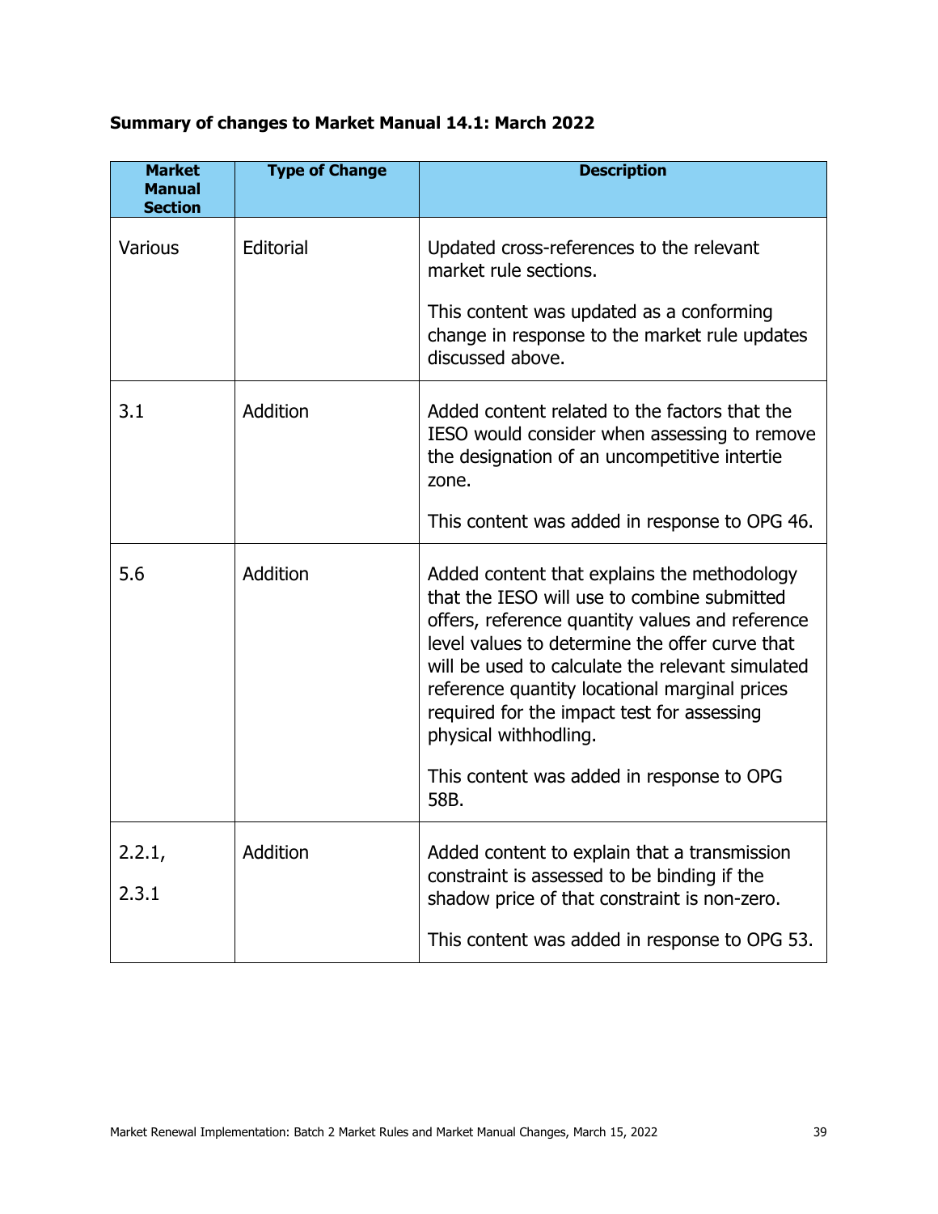**Summary of changes to Market Manual 14.1: March 2022**

| Market Manual Section | Type of Change | Description |
|---|---|---|
| Various | Editorial | Updated cross-references to the relevant market rule sections.<br><br>This content was updated as a conforming change in response to the market rule updates discussed above. |
| 3.1 | Addition | Added content related to the factors that the IESO would consider when assessing to remove the designation of an uncompetitive intertie zone.<br><br>This content was added in response to OPG 46. |
| 5.6 | Addition | Added content that explains the methodology that the IESO will use to combine submitted offers, reference quantity values and reference level values to determine the offer curve that will be used to calculate the relevant simulated reference quantity locational marginal prices required for the impact test for assessing physical withhodling.<br><br>This content was added in response to OPG 58B. |
| 2.2.1,<br><br>2.3.1 | Addition | Added content to explain that a transmission constraint is assessed to be binding if the shadow price of that constraint is non-zero.<br><br>This content was added in response to OPG 53. |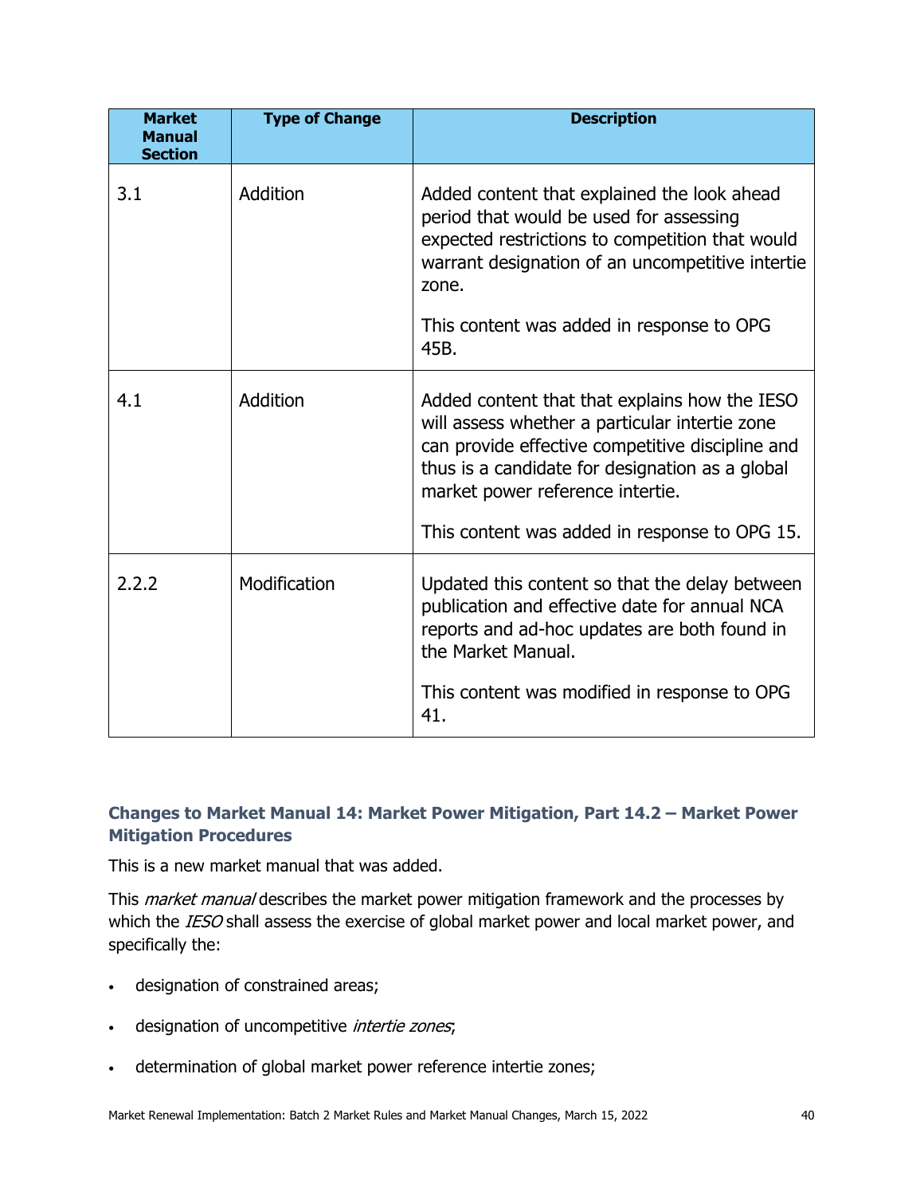| Market Manual Section | Type of Change | Description |
| --- | --- | --- |
| 3.1 | Addition | Added content that explained the look ahead period that would be used for assessing expected restrictions to competition that would warrant designation of an uncompetitive intertie zone.<br><br>This content was added in response to OPG 45B. |
| 4.1 | Addition | Added content that that explains how the IESO will assess whether a particular intertie zone can provide effective competitive discipline and thus is a candidate for designation as a global market power reference intertie.<br><br>This content was added in response to OPG 15. |
| 2.2.2 | Modification | Updated this content so that the delay between publication and effective date for annual NCA reports and ad-hoc updates are both found in the Market Manual.<br><br>This content was modified in response to OPG 41. |

### Changes to Market Manual 14: Market Power Mitigation, Part 14.2 – Market Power Mitigation Procedures

This is a new market manual that was added.

This *market manual* describes the market power mitigation framework and the processes by which the *IESO* shall assess the exercise of global market power and local market power, and specifically the:

- designation of constrained areas;
- designation of uncompetitive *intertie zones*;
- determination of global market power reference intertie zones;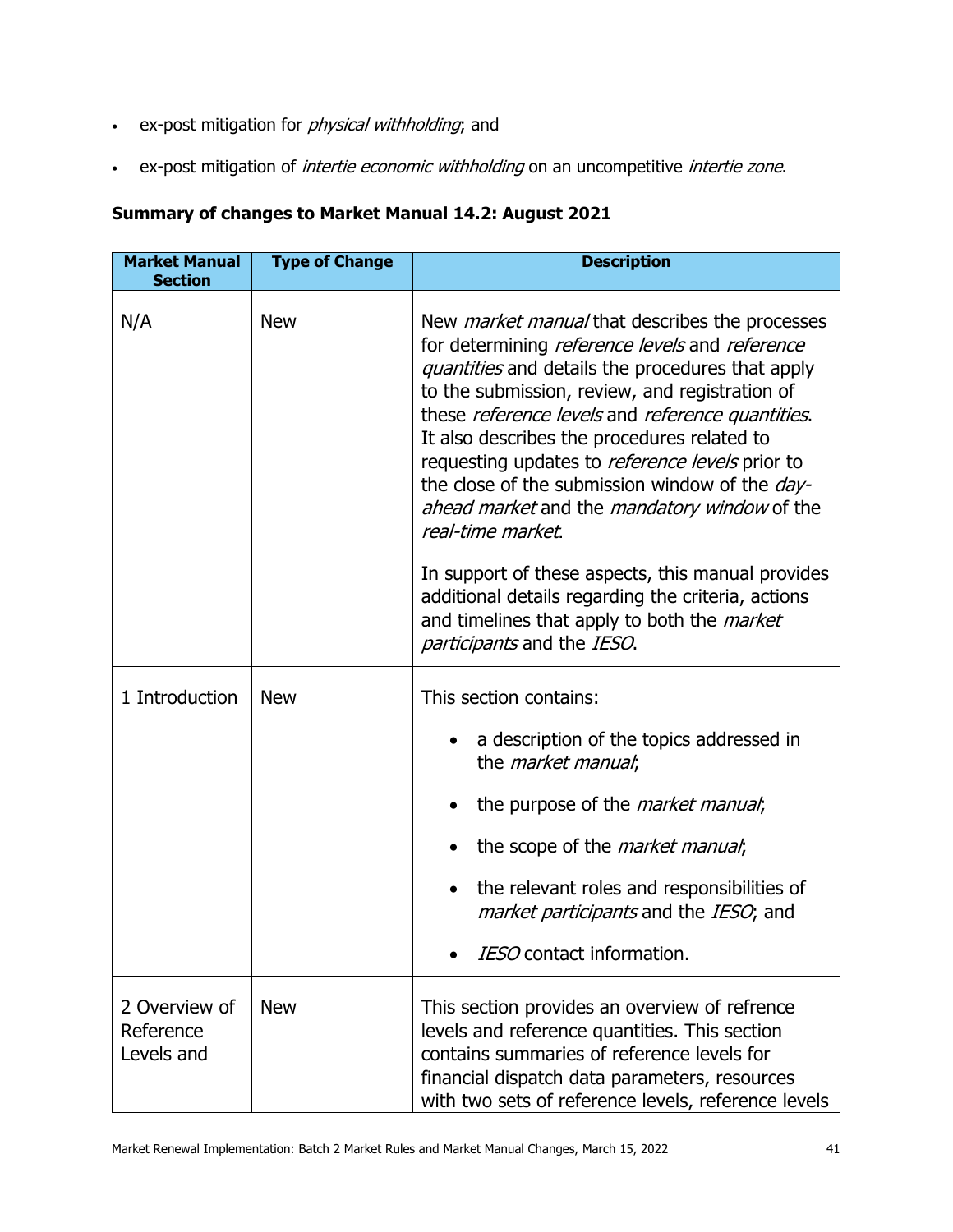- ex-post mitigation for *physical withholding*; and
- ex-post mitigation of *intertie economic withholding* on an uncompetitive *intertie zone*.

**Summary of changes to Market Manual 14.2: August 2021**

| Market Manual Section | Type of Change | Description |
|---|---|---|
| N/A | New | New *market manual* that describes the processes for determining *reference levels* and *reference quantities* and details the procedures that apply to the submission, review, and registration of these *reference levels* and *reference quantities*. It also describes the procedures related to requesting updates to *reference levels* prior to the close of the submission window of the *day-ahead market* and the *mandatory window* of the *real-time market*.<br><br>In support of these aspects, this manual provides additional details regarding the criteria, actions and timelines that apply to both the *market participants* and the *IESO*. |
| 1 Introduction | New | This section contains:<br>• a description of the topics addressed in the *market manual*;<br>• the purpose of the *market manual*;<br>• the scope of the *market manual*;<br>• the relevant roles and responsibilities of *market participants* and the *IESO*; and<br>• *IESO* contact information. |
| 2 Overview of Reference Levels and | New | This section provides an overview of refrence levels and reference quantities. This section contains summaries of reference levels for financial dispatch data parameters, resources with two sets of reference levels, reference levels |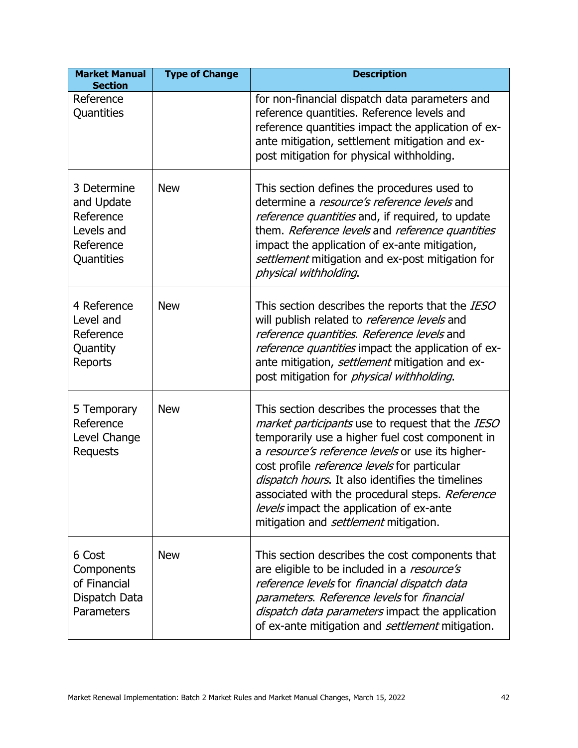| Market Manual Section | Type of Change | Description |
|---|---|---|
| Reference Quantities | | for non-financial dispatch data parameters and reference quantities. Reference levels and reference quantities impact the application of ex-ante mitigation, settlement mitigation and ex-post mitigation for physical withholding. |
| 3 Determine and Update Reference Levels and Reference Quantities | New | This section defines the procedures used to determine a *resource's reference levels* and *reference quantities* and, if required, to update them. *Reference levels* and *reference quantities* impact the application of ex-ante mitigation, *settlement* mitigation and ex-post mitigation for *physical withholding*. |
| 4 Reference Level and Reference Quantity Reports | New | This section describes the reports that the *IESO* will publish related to *reference levels* and *reference quantities*. *Reference levels* and *reference quantities* impact the application of ex-ante mitigation, *settlement* mitigation and ex-post mitigation for *physical withholding*. |
| 5 Temporary Reference Level Change Requests | New | This section describes the processes that the *market participants* use to request that the *IESO* temporarily use a higher fuel cost component in a *resource's reference levels* or use its higher-cost profile *reference levels* for particular *dispatch hours*. It also identifies the timelines associated with the procedural steps. *Reference levels* impact the application of ex-ante mitigation and *settlement* mitigation. |
| 6 Cost Components of Financial Dispatch Data Parameters | New | This section describes the cost components that are eligible to be included in a *resource's reference levels* for *financial dispatch data parameters*. *Reference levels* for *financial dispatch data parameters* impact the application of ex-ante mitigation and *settlement* mitigation. |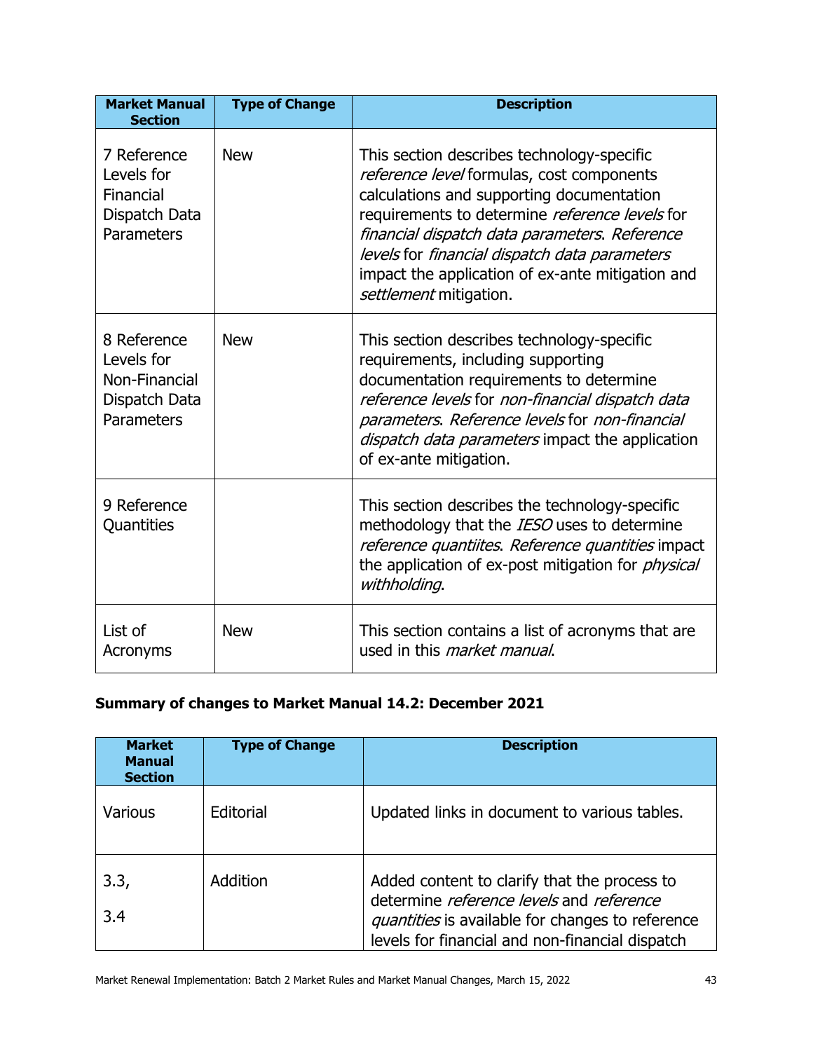| Market Manual Section | Type of Change | Description |
|---|---|---|
| 7 Reference Levels for Financial Dispatch Data Parameters | New | This section describes technology-specific *reference level* formulas, cost components calculations and supporting documentation requirements to determine *reference levels* for *financial dispatch data parameters*. *Reference levels* for *financial dispatch data parameters* impact the application of ex-ante mitigation and *settlement* mitigation. |
| 8 Reference Levels for Non-Financial Dispatch Data Parameters | New | This section describes technology-specific requirements, including supporting documentation requirements to determine *reference levels* for *non-financial dispatch data parameters*. *Reference levels* for *non-financial dispatch data parameters* impact the application of ex-ante mitigation. |
| 9 Reference Quantities | | This section describes the technology-specific methodology that the *IESO* uses to determine *reference quantiites*. *Reference quantities* impact the application of ex-post mitigation for *physical withholding*. |
| List of Acronyms | New | This section contains a list of acronyms that are used in this *market manual*. |

**Summary of changes to Market Manual 14.2: December 2021**

| Market Manual Section | Type of Change | Description |
|---|---|---|
| Various | Editorial | Updated links in document to various tables. |
| 3.3,<br>3.4 | Addition | Added content to clarify that the process to determine *reference levels* and *reference quantities* is available for changes to reference levels for financial and non-financial dispatch |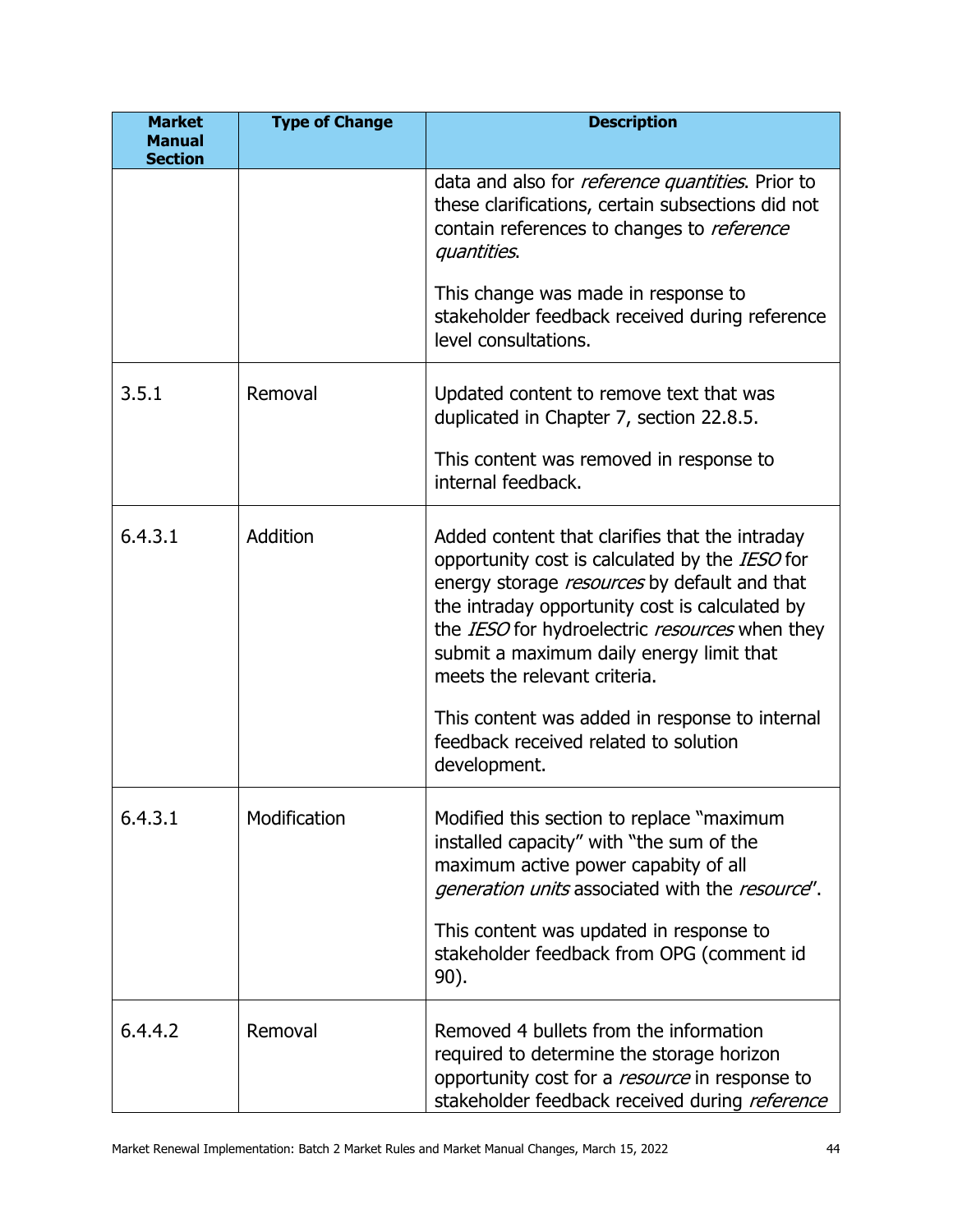| Market Manual Section | Type of Change | Description |
|---|---|---|
| | | data and also for *reference quantities*. Prior to these clarifications, certain subsections did not contain references to changes to *reference quantities*.<br><br>This change was made in response to stakeholder feedback received during reference level consultations. |
| 3.5.1 | Removal | Updated content to remove text that was duplicated in Chapter 7, section 22.8.5.<br><br>This content was removed in response to internal feedback. |
| 6.4.3.1 | Addition | Added content that clarifies that the intraday opportunity cost is calculated by the *IESO* for energy storage *resources* by default and that the intraday opportunity cost is calculated by the *IESO* for hydroelectric *resources* when they submit a maximum daily energy limit that meets the relevant criteria.<br><br>This content was added in response to internal feedback received related to solution development. |
| 6.4.3.1 | Modification | Modified this section to replace "maximum installed capacity" with "the sum of the maximum active power capability of all *generation units* associated with the *resource*".<br><br>This content was updated in response to stakeholder feedback from OPG (comment id 90). |
| 6.4.4.2 | Removal | Removed 4 bullets from the information required to determine the storage horizon opportunity cost for a *resource* in response to stakeholder feedback received during *reference* |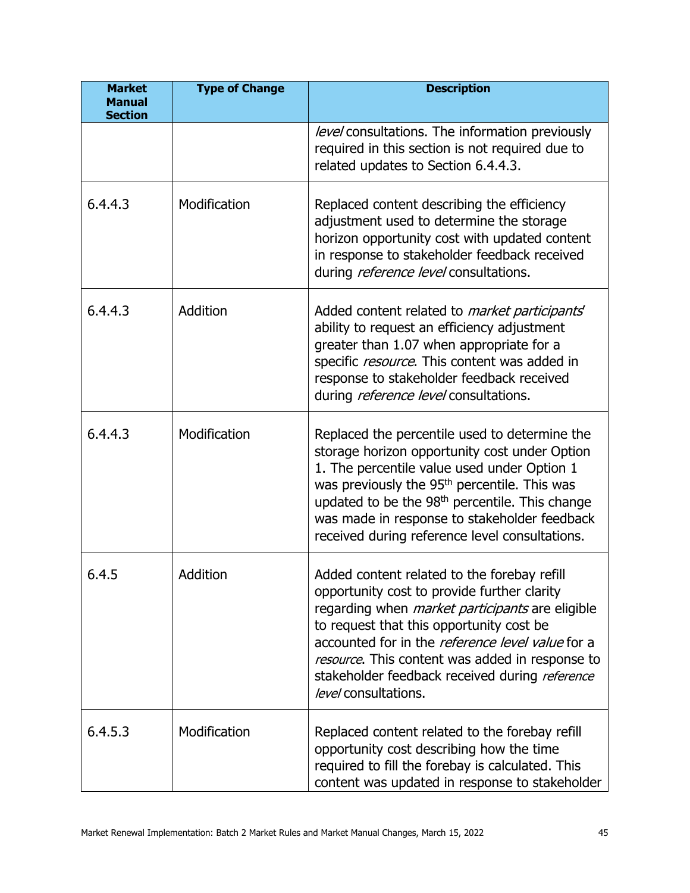| Market Manual Section | Type of Change | Description |
|---|---|---|
| | | *level* consultations. The information previously required in this section is not required due to related updates to Section 6.4.4.3. |
| 6.4.4.3 | Modification | Replaced content describing the efficiency adjustment used to determine the storage horizon opportunity cost with updated content in response to stakeholder feedback received during *reference level* consultations. |
| 6.4.4.3 | Addition | Added content related to *market participants'* ability to request an efficiency adjustment greater than 1.07 when appropriate for a specific *resource*. This content was added in response to stakeholder feedback received during *reference level* consultations. |
| 6.4.4.3 | Modification | Replaced the percentile used to determine the storage horizon opportunity cost under Option 1. The percentile value used under Option 1 was previously the 95th percentile. This was updated to be the 98th percentile. This change was made in response to stakeholder feedback received during reference level consultations. |
| 6.4.5 | Addition | Added content related to the forebay refill opportunity cost to provide further clarity regarding when *market participants* are eligible to request that this opportunity cost be accounted for in the *reference level value* for a *resource*. This content was added in response to stakeholder feedback received during *reference level* consultations. |
| 6.4.5.3 | Modification | Replaced content related to the forebay refill opportunity cost describing how the time required to fill the forebay is calculated. This content was updated in response to stakeholder |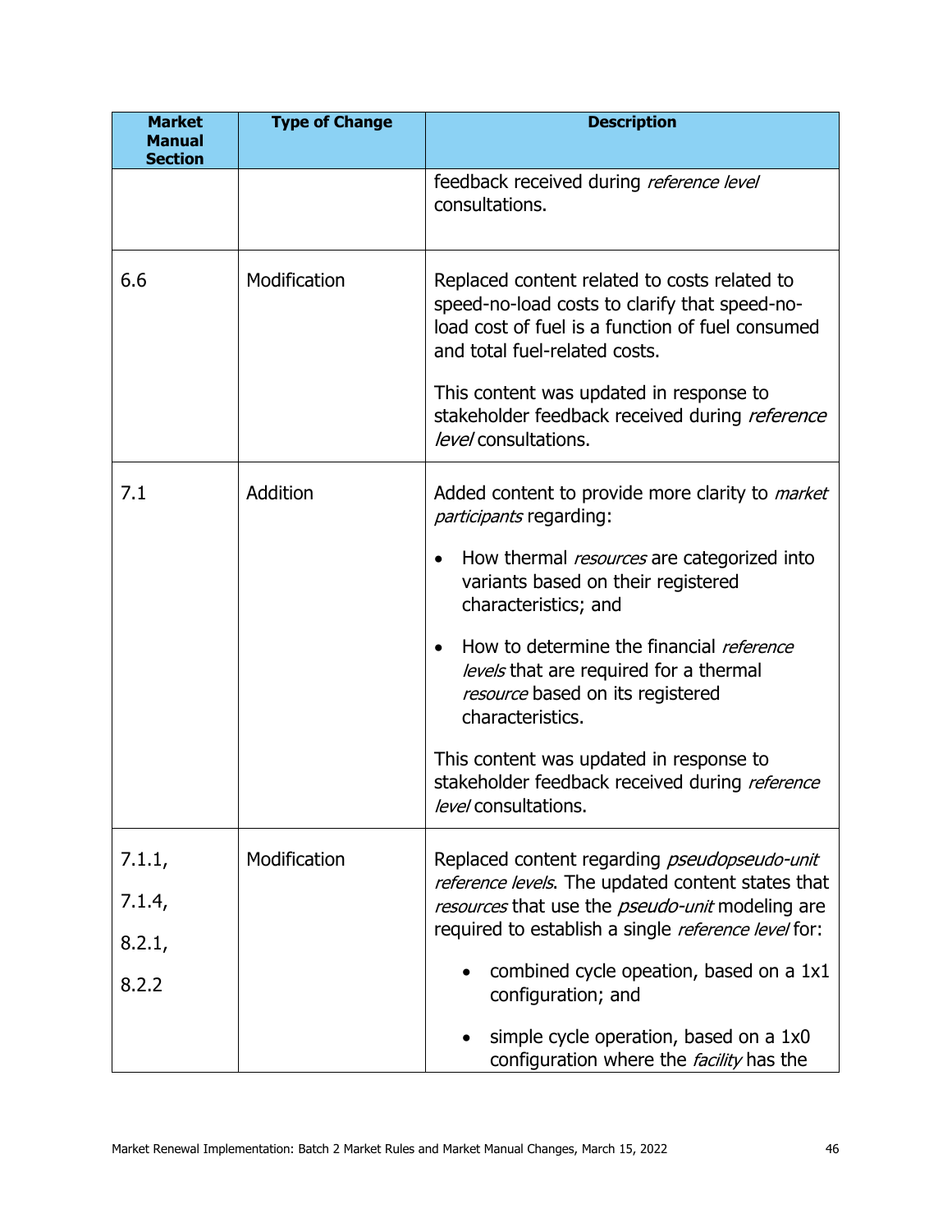| Market Manual Section | Type of Change | Description |
|---|---|---|
| | | feedback received during *reference level* consultations. |
| 6.6 | Modification | Replaced content related to costs related to speed-no-load costs to clarify that speed-no-load cost of fuel is a function of fuel consumed and total fuel-related costs.<br><br>This content was updated in response to stakeholder feedback received during *reference level* consultations. |
| 7.1 | Addition | Added content to provide more clarity to *market participants* regarding:<br><br>• How thermal *resources* are categorized into variants based on their registered characteristics; and<br><br>• How to determine the financial *reference levels* that are required for a thermal *resource* based on its registered characteristics.<br><br>This content was updated in response to stakeholder feedback received during *reference level* consultations. |
| 7.1.1,<br>7.1.4,<br>8.2.1,<br>8.2.2 | Modification | Replaced content regarding *pseudopseudo-unit reference levels*. The updated content states that *resources* that use the *pseudo-unit* modeling are required to establish a single *reference level* for:<br><br>• combined cycle opeation, based on a 1x1 configuration; and<br><br>• simple cycle operation, based on a 1x0 configuration where the *facility* has the |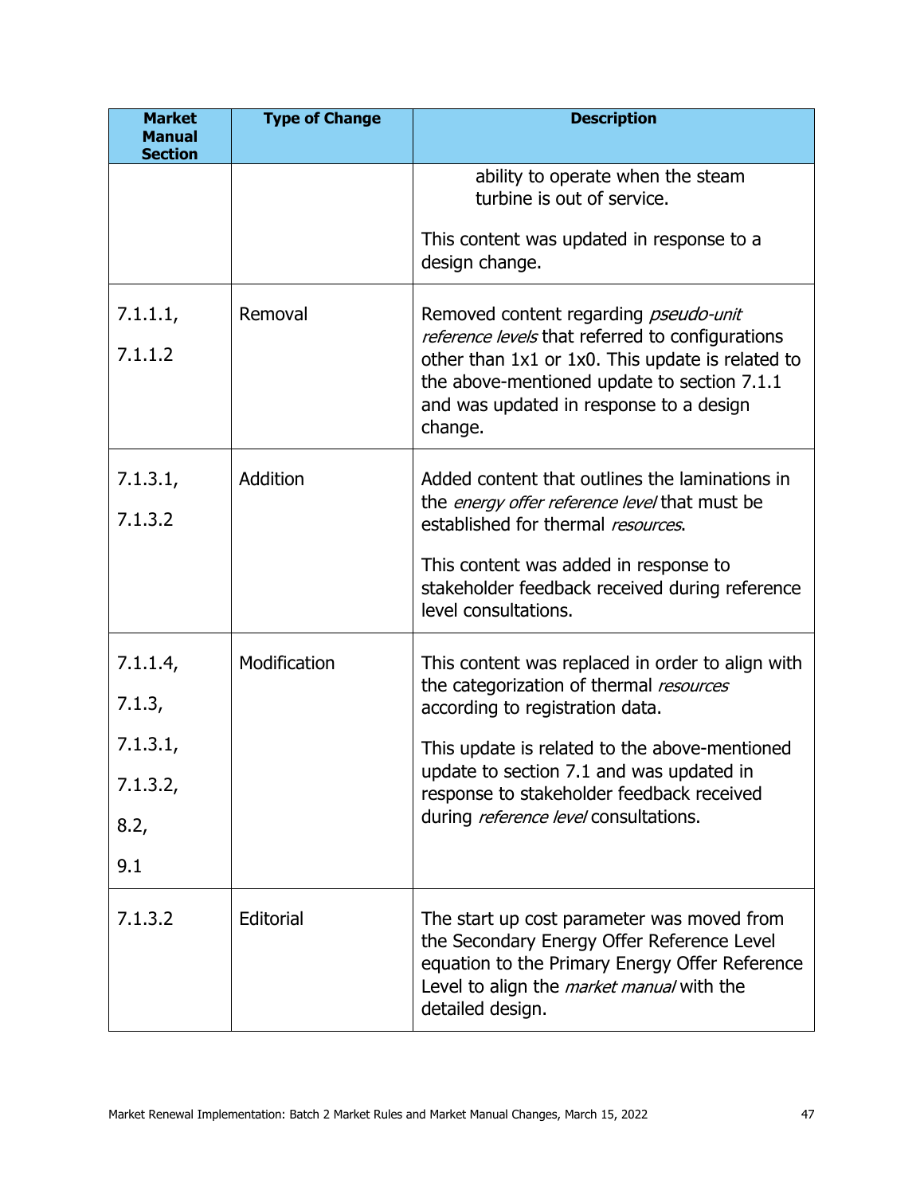| Market Manual Section | Type of Change | Description |
| --- | --- | --- |
| | | ability to operate when the steam turbine is out of service.<br><br>This content was updated in response to a design change. |
| 7.1.1.1,<br><br>7.1.1.2 | Removal | Removed content regarding *pseudo-unit reference levels* that referred to configurations other than 1x1 or 1x0. This update is related to the above-mentioned update to section 7.1.1 and was updated in response to a design change. |
| 7.1.3.1,<br><br>7.1.3.2 | Addition | Added content that outlines the laminations in the *energy offer reference level* that must be established for thermal *resources*.<br><br>This content was added in response to stakeholder feedback received during reference level consultations. |
| 7.1.1.4,<br><br>7.1.3,<br><br>7.1.3.1,<br><br>7.1.3.2,<br><br>8.2,<br><br>9.1 | Modification | This content was replaced in order to align with the categorization of thermal *resources* according to registration data.<br><br>This update is related to the above-mentioned update to section 7.1 and was updated in response to stakeholder feedback received during *reference level* consultations. |
| 7.1.3.2 | Editorial | The start up cost parameter was moved from the Secondary Energy Offer Reference Level equation to the Primary Energy Offer Reference Level to align the *market manual* with the detailed design. |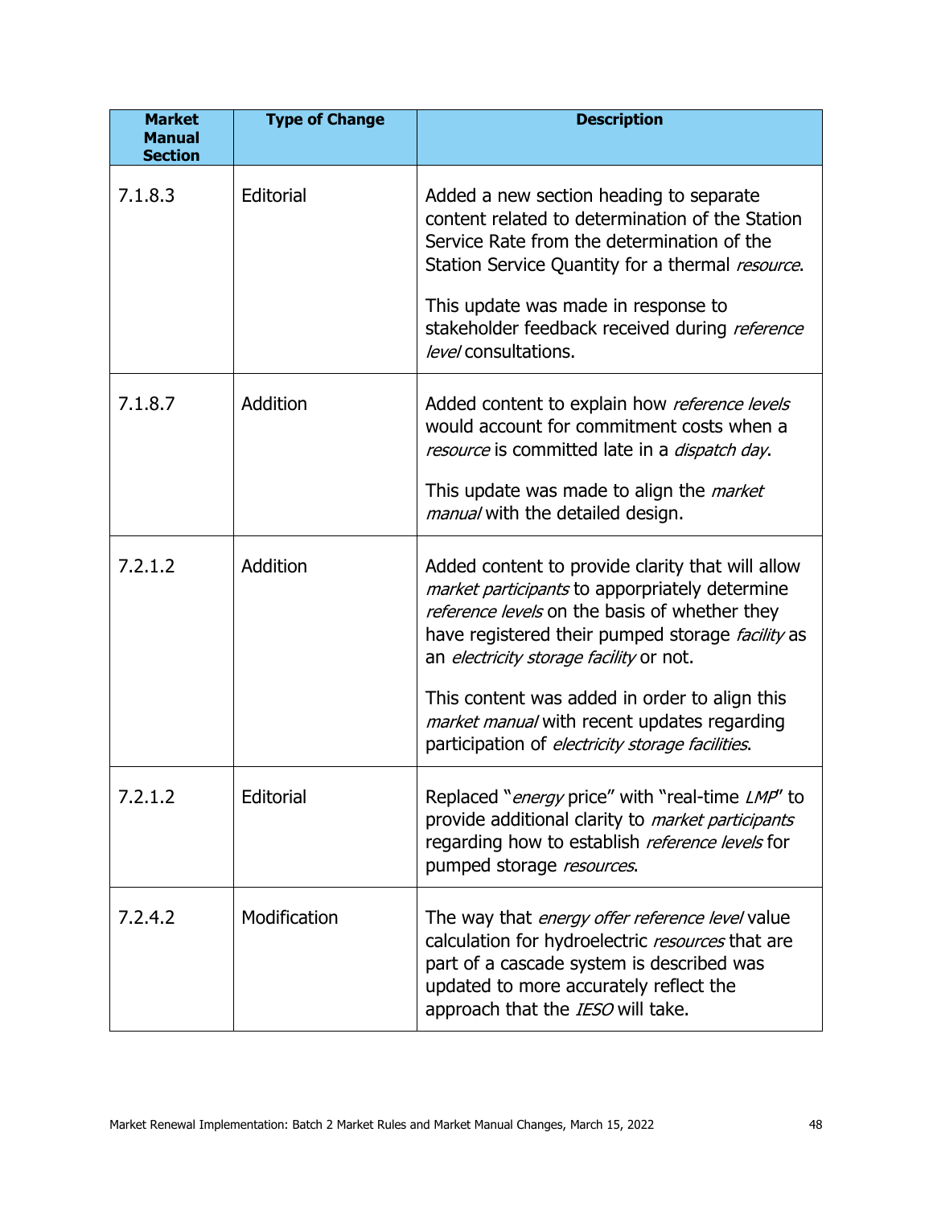| Market Manual Section | Type of Change | Description |
|---|---|---|
| 7.1.8.3 | Editorial | Added a new section heading to separate content related to determination of the Station Service Rate from the determination of the Station Service Quantity for a thermal *resource*.<br><br>This update was made in response to stakeholder feedback received during *reference level* consultations. |
| 7.1.8.7 | Addition | Added content to explain how *reference levels* would account for commitment costs when a *resource* is committed late in a *dispatch day*.<br><br>This update was made to align the *market manual* with the detailed design. |
| 7.2.1.2 | Addition | Added content to provide clarity that will allow *market participants* to apporpriately determine *reference levels* on the basis of whether they have registered their pumped storage *facility* as an *electricity storage facility* or not.<br><br>This content was added in order to align this *market manual* with recent updates regarding participation of *electricity storage facilities*. |
| 7.2.1.2 | Editorial | Replaced "*energy* price" with "real-time *LMP*" to provide additional clarity to *market participants* regarding how to establish *reference levels* for pumped storage *resources*. |
| 7.2.4.2 | Modification | The way that *energy offer reference level* value calculation for hydroelectric *resources* that are part of a cascade system is described was updated to more accurately reflect the approach that the *IESO* will take. |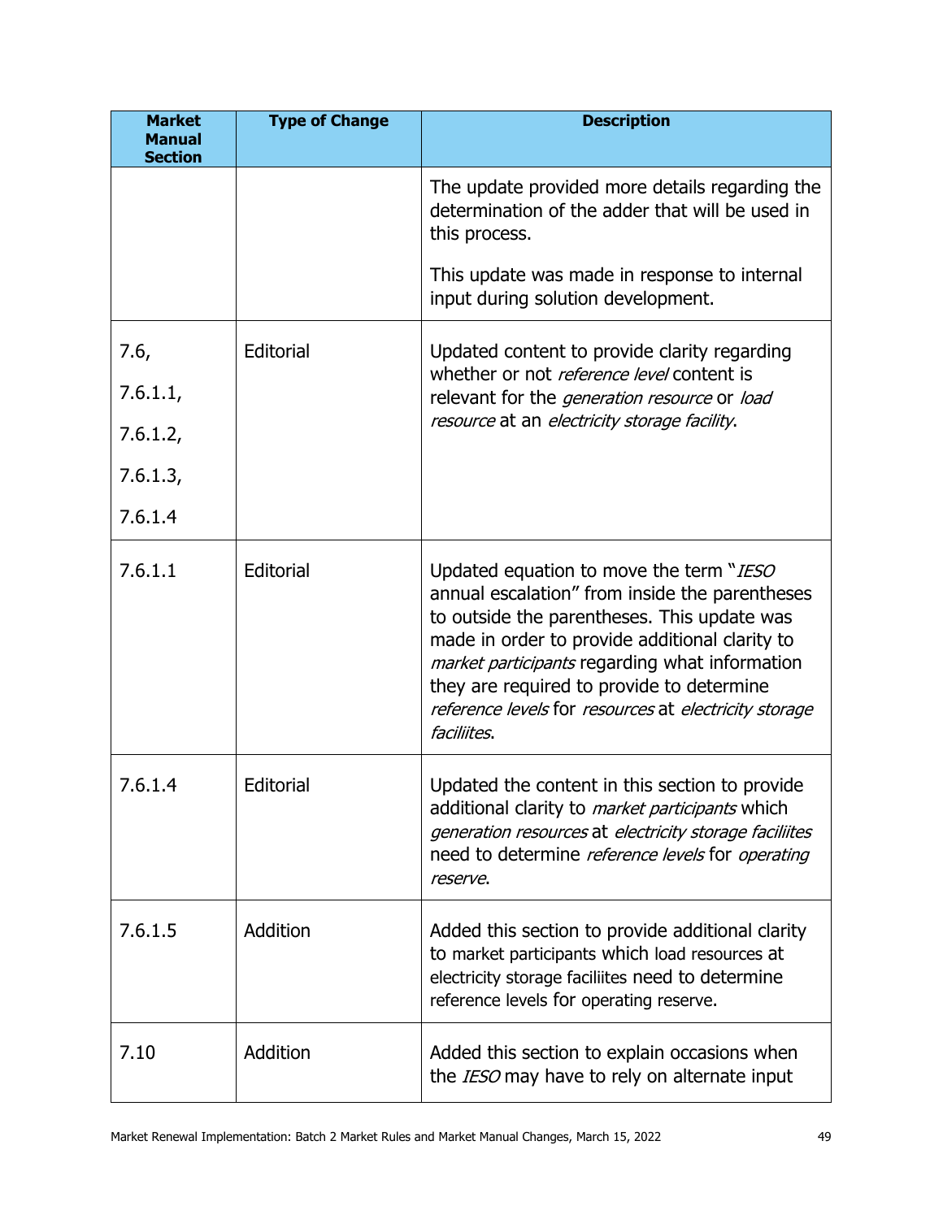| Market Manual Section | Type of Change | Description |
|---|---|---|
| | | The update provided more details regarding the determination of the adder that will be used in this process.<br><br>This update was made in response to internal input during solution development. |
| 7.6,<br>7.6.1.1,<br>7.6.1.2,<br>7.6.1.3,<br>7.6.1.4 | Editorial | Updated content to provide clarity regarding whether or not *reference level* content is relevant for the *generation resource* or *load resource* at an *electricity storage facility*. |
| 7.6.1.1 | Editorial | Updated equation to move the term "*IESO* annual escalation" from inside the parentheses to outside the parentheses. This update was made in order to provide additional clarity to *market participants* regarding what information they are required to provide to determine *reference levels* for *resources* at *electricity storage faciliites*. |
| 7.6.1.4 | Editorial | Updated the content in this section to provide additional clarity to *market participants* which *generation resources* at *electricity storage faciliites* need to determine *reference levels* for *operating reserve*. |
| 7.6.1.5 | Addition | Added this section to provide additional clarity to market participants which load resources at electricity storage faciliites need to determine reference levels for operating reserve. |
| 7.10 | Addition | Added this section to explain occasions when the *IESO* may have to rely on alternate input |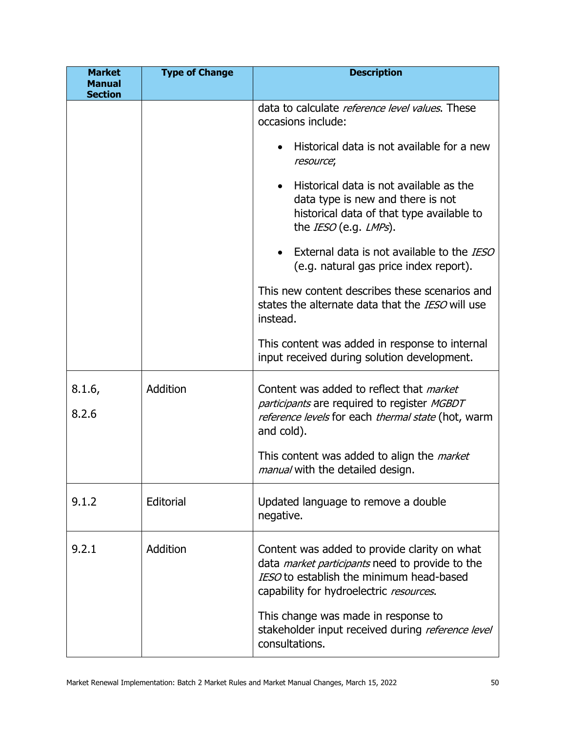| Market Manual Section | Type of Change | Description |
|---|---|---|
| | | data to calculate *reference level values*. These occasions include:<br><br>• Historical data is not available for a new *resource*;<br><br>• Historical data is not available as the data type is new and there is not historical data of that type available to the *IESO* (e.g. *LMPs*).<br><br>• External data is not available to the *IESO* (e.g. natural gas price index report).<br><br>This new content describes these scenarios and states the alternate data that the *IESO* will use instead.<br><br>This content was added in response to internal input received during solution development. |
| 8.1.6,<br><br>8.2.6 | Addition | Content was added to reflect that *market participants* are required to register *MGBDT reference levels* for each *thermal state* (hot, warm and cold).<br><br>This content was added to align the *market manual* with the detailed design. |
| 9.1.2 | Editorial | Updated language to remove a double negative. |
| 9.2.1 | Addition | Content was added to provide clarity on what data *market participants* need to provide to the *IESO* to establish the minimum head-based capability for hydroelectric *resources*.<br><br>This change was made in response to stakeholder input received during *reference level* consultations. |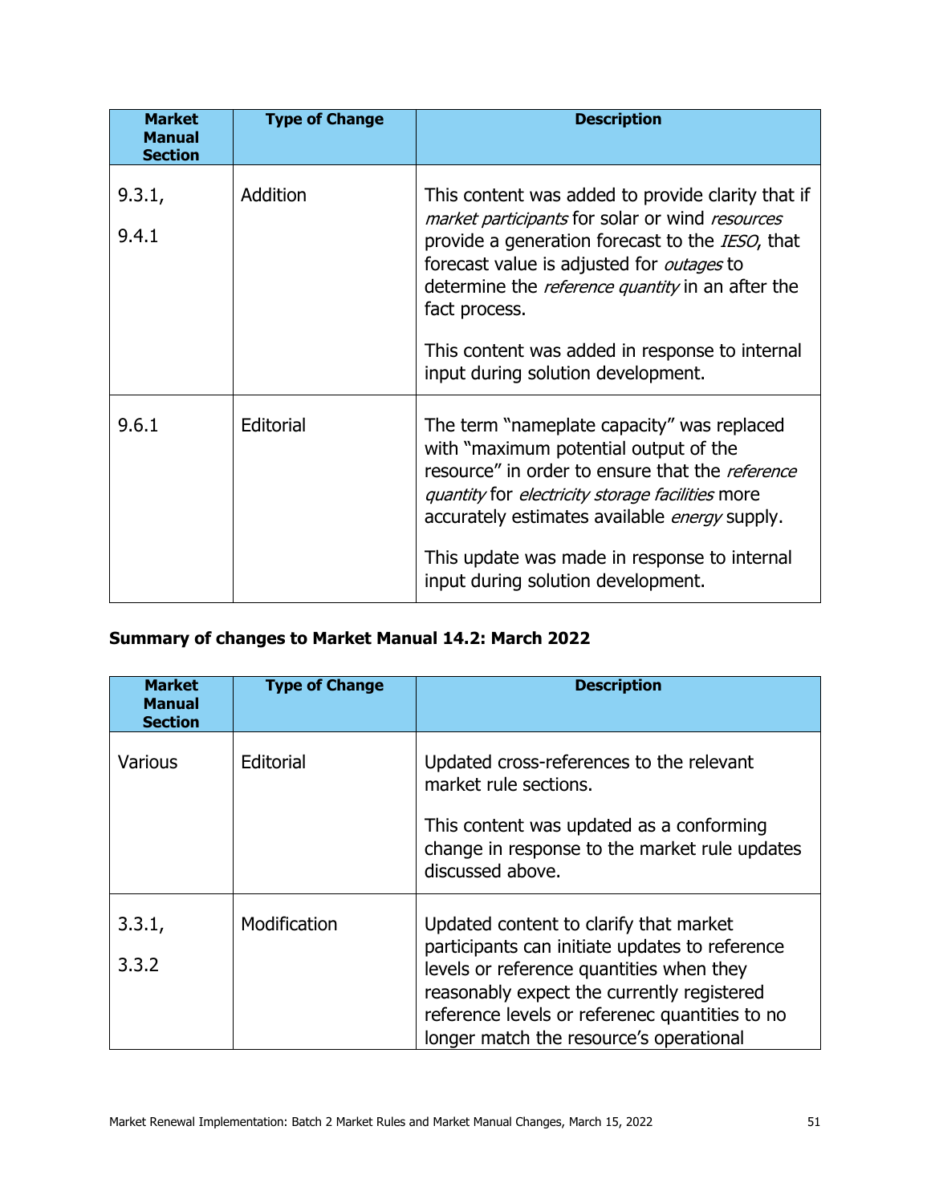| Market Manual Section | Type of Change | Description |
|---|---|---|
| 9.3.1, 9.4.1 | Addition | This content was added to provide clarity that if *market participants* for solar or wind *resources* provide a generation forecast to the *IESO*, that forecast value is adjusted for *outages* to determine the *reference quantity* in an after the fact process. This content was added in response to internal input during solution development. |
| 9.6.1 | Editorial | The term "nameplate capacity" was replaced with "maximum potential output of the resource" in order to ensure that the *reference quantity* for *electricity storage facilities* more accurately estimates available *energy* supply. This update was made in response to internal input during solution development. |

**Summary of changes to Market Manual 14.2: March 2022**

| Market Manual Section | Type of Change | Description |
|---|---|---|
| Various | Editorial | Updated cross-references to the relevant market rule sections. This content was updated as a conforming change in response to the market rule updates discussed above. |
| 3.3.1, 3.3.2 | Modification | Updated content to clarify that market participants can initiate updates to reference levels or reference quantities when they reasonably expect the currently registered reference levels or referenec quantities to no longer match the resource's operational |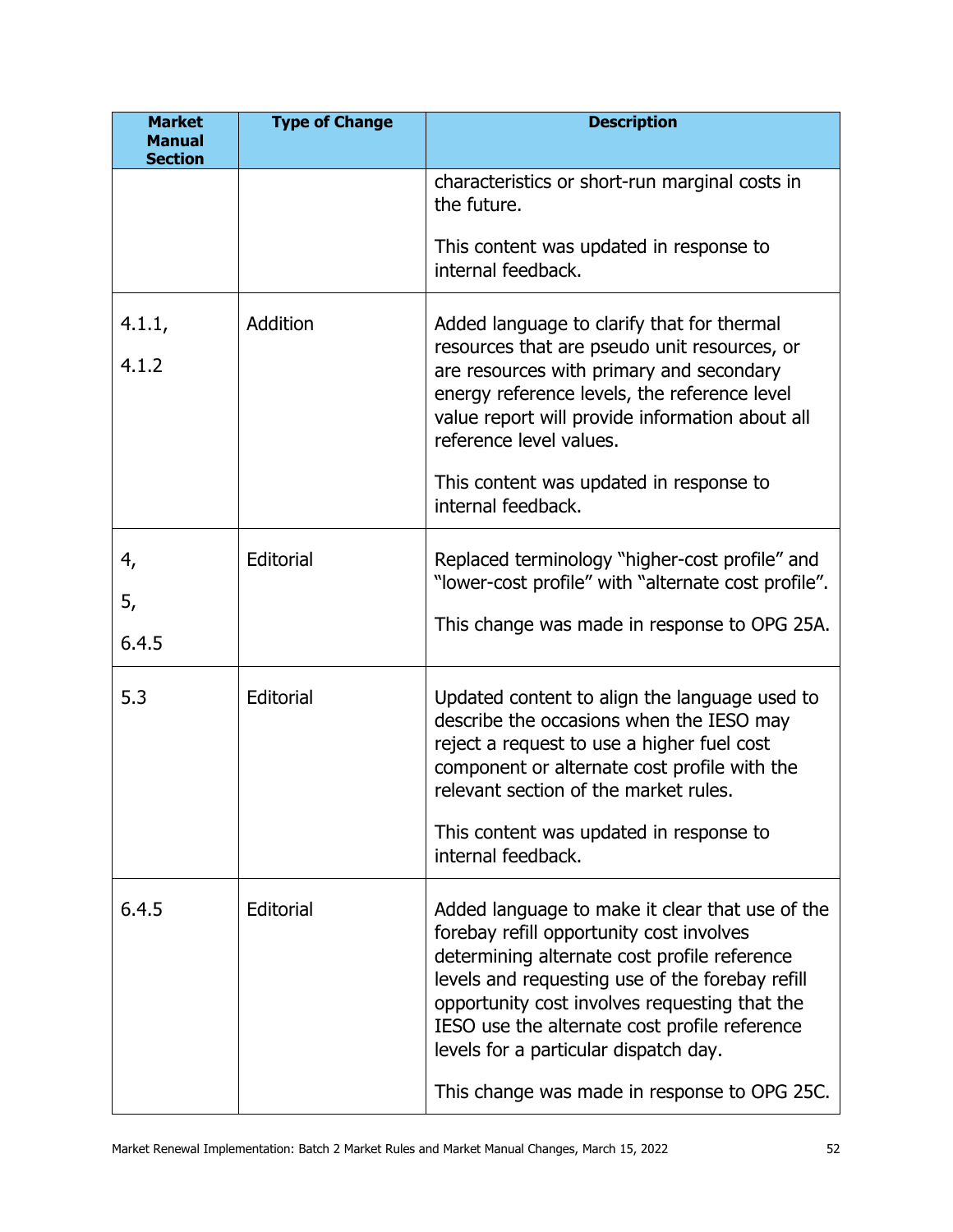| Market Manual Section | Type of Change | Description |
| --- | --- | --- |
| | | characteristics or short-run marginal costs in the future.<br><br>This content was updated in response to internal feedback. |
| 4.1.1,<br><br>4.1.2 | Addition | Added language to clarify that for thermal resources that are pseudo unit resources, or are resources with primary and secondary energy reference levels, the reference level value report will provide information about all reference level values.<br><br>This content was updated in response to internal feedback. |
| 4,<br><br>5,<br><br>6.4.5 | Editorial | Replaced terminology "higher-cost profile" and "lower-cost profile" with "alternate cost profile".<br><br>This change was made in response to OPG 25A. |
| 5.3 | Editorial | Updated content to align the language used to describe the occasions when the IESO may reject a request to use a higher fuel cost component or alternate cost profile with the relevant section of the market rules.<br><br>This content was updated in response to internal feedback. |
| 6.4.5 | Editorial | Added language to make it clear that use of the forebay refill opportunity cost involves determining alternate cost profile reference levels and requesting use of the forebay refill opportunity cost involves requesting that the IESO use the alternate cost profile reference levels for a particular dispatch day.<br><br>This change was made in response to OPG 25C. |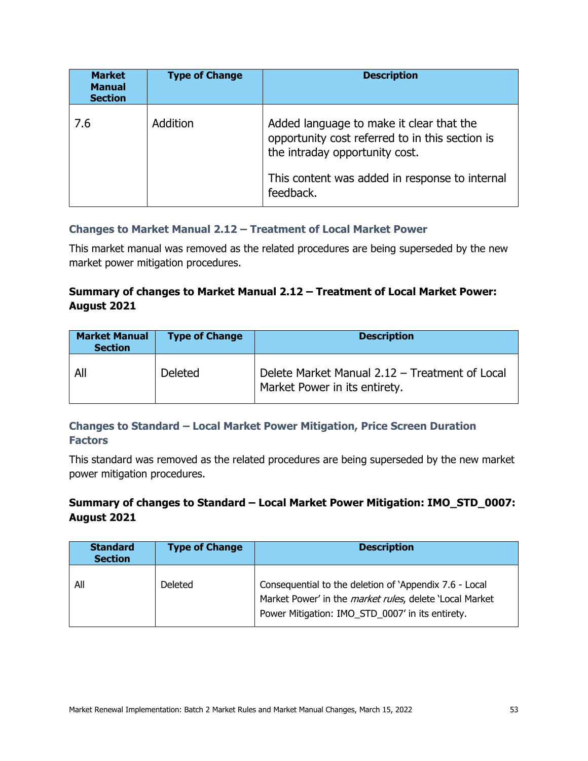| Market Manual Section | Type of Change | Description |
|---|---|---|
| 7.6 | Addition | Added language to make it clear that the opportunity cost referred to in this section is the intraday opportunity cost.<br><br>This content was added in response to internal feedback. |

### Changes to Market Manual 2.12 – Treatment of Local Market Power

This market manual was removed as the related procedures are being superseded by the new market power mitigation procedures.

**Summary of changes to Market Manual 2.12 – Treatment of Local Market Power: August 2021**

| Market Manual Section | Type of Change | Description |
|---|---|---|
| All | Deleted | Delete Market Manual 2.12 – Treatment of Local Market Power in its entirety. |

### Changes to Standard – Local Market Power Mitigation, Price Screen Duration Factors

This standard was removed as the related procedures are being superseded by the new market power mitigation procedures.

**Summary of changes to Standard – Local Market Power Mitigation: IMO_STD_0007: August 2021**

| Standard Section | Type of Change | Description |
|---|---|---|
| All | Deleted | Consequential to the deletion of 'Appendix 7.6 - Local Market Power' in the *market rules*, delete 'Local Market Power Mitigation: IMO_STD_0007' in its entirety. |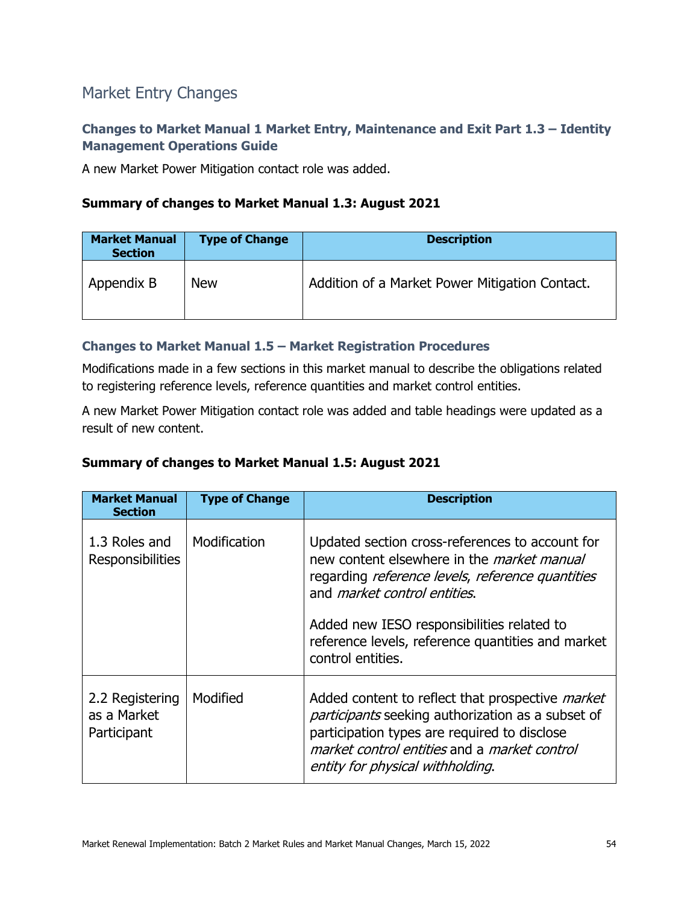## Market Entry Changes

### Changes to Market Manual 1 Market Entry, Maintenance and Exit Part 1.3 – Identity Management Operations Guide

A new Market Power Mitigation contact role was added.

**Summary of changes to Market Manual 1.3: August 2021**

| Market Manual Section | Type of Change | Description |
|---|---|---|
| Appendix B | New | Addition of a Market Power Mitigation Contact. |

### Changes to Market Manual 1.5 – Market Registration Procedures

Modifications made in a few sections in this market manual to describe the obligations related to registering reference levels, reference quantities and market control entities.

A new Market Power Mitigation contact role was added and table headings were updated as a result of new content.

**Summary of changes to Market Manual 1.5: August 2021**

| Market Manual Section | Type of Change | Description |
|---|---|---|
| 1.3 Roles and Responsibilities | Modification | Updated section cross-references to account for new content elsewhere in the *market manual* regarding *reference levels*, *reference quantities* and *market control entities*.<br><br>Added new IESO responsibilities related to reference levels, reference quantities and market control entities. |
| 2.2 Registering as a Market Participant | Modified | Added content to reflect that prospective *market participants* seeking authorization as a subset of participation types are required to disclose *market control entities* and a *market control entity for physical withholding*. |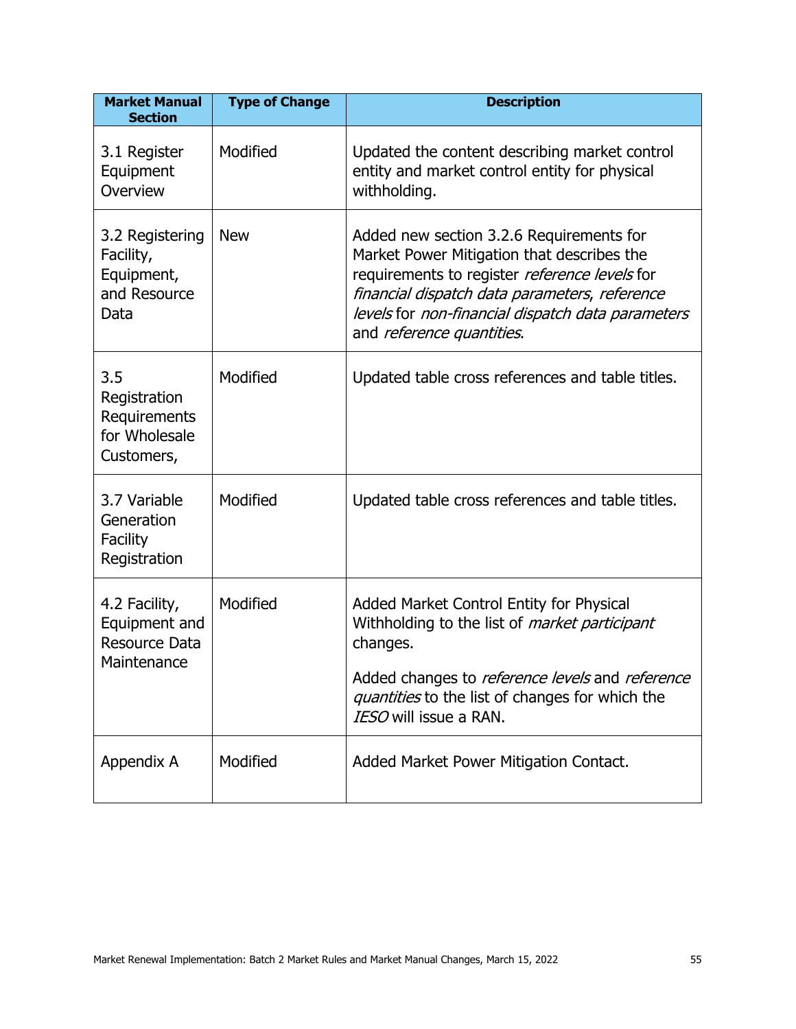| Market Manual Section | Type of Change | Description |
|---|---|---|
| 3.1 Register Equipment Overview | Modified | Updated the content describing market control entity and market control entity for physical withholding. |
| 3.2 Registering Facility, Equipment, and Resource Data | New | Added new section 3.2.6 Requirements for Market Power Mitigation that describes the requirements to register *reference levels* for *financial dispatch data parameters*, *reference levels* for *non-financial dispatch data parameters* and *reference quantities*. |
| 3.5 Registration Requirements for Wholesale Customers, | Modified | Updated table cross references and table titles. |
| 3.7 Variable Generation Facility Registration | Modified | Updated table cross references and table titles. |
| 4.2 Facility, Equipment and Resource Data Maintenance | Modified | Added Market Control Entity for Physical Withholding to the list of *market participant* changes.<br><br>Added changes to *reference levels* and *reference quantities* to the list of changes for which the *IESO* will issue a RAN. |
| Appendix A | Modified | Added Market Power Mitigation Contact. |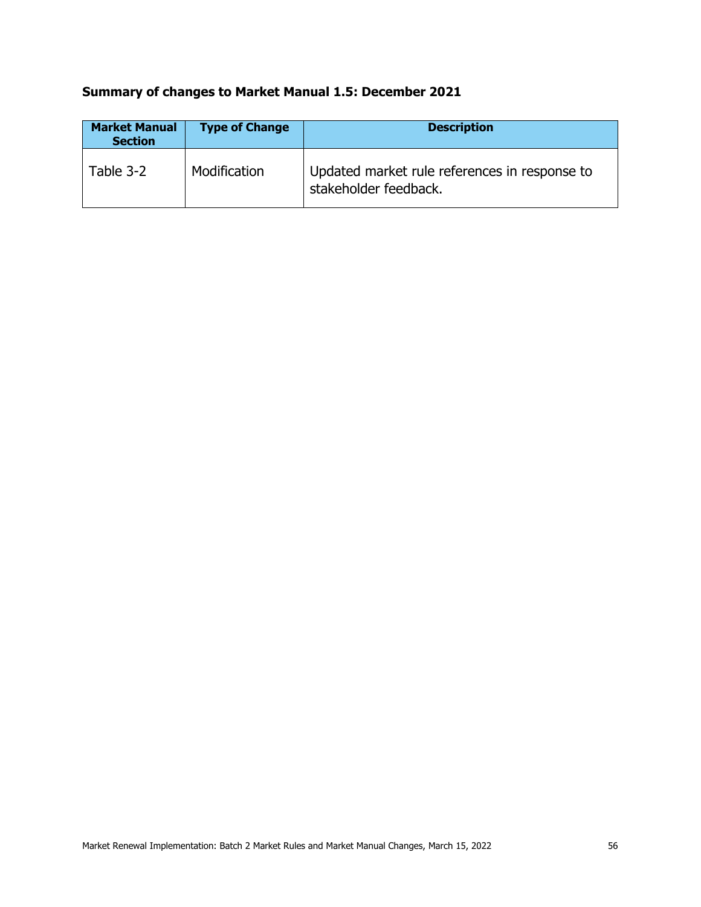**Summary of changes to Market Manual 1.5: December 2021**

| Market Manual Section | Type of Change | Description |
|---|---|---|
| Table 3-2 | Modification | Updated market rule references in response to stakeholder feedback. |